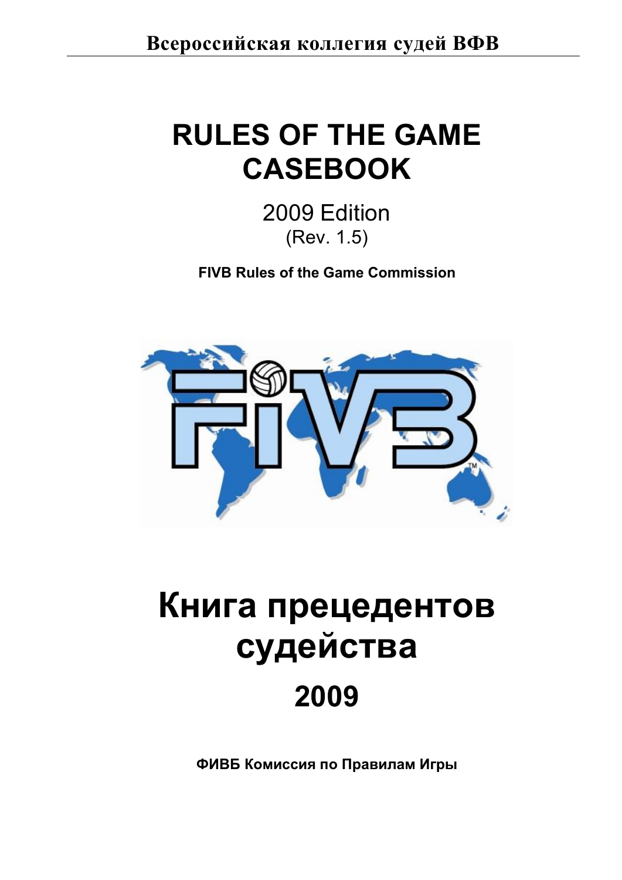Всероссийская коллегия судей ВФВ

# RULES OF THE GAME CASEBOOK

2009 Edition

(Rev. 1.5)

**FIVB Rules of the Game Commission**

# Книга прецедентов судейства

## 2009

**ФИВБ Комиссия по Правилам Игры**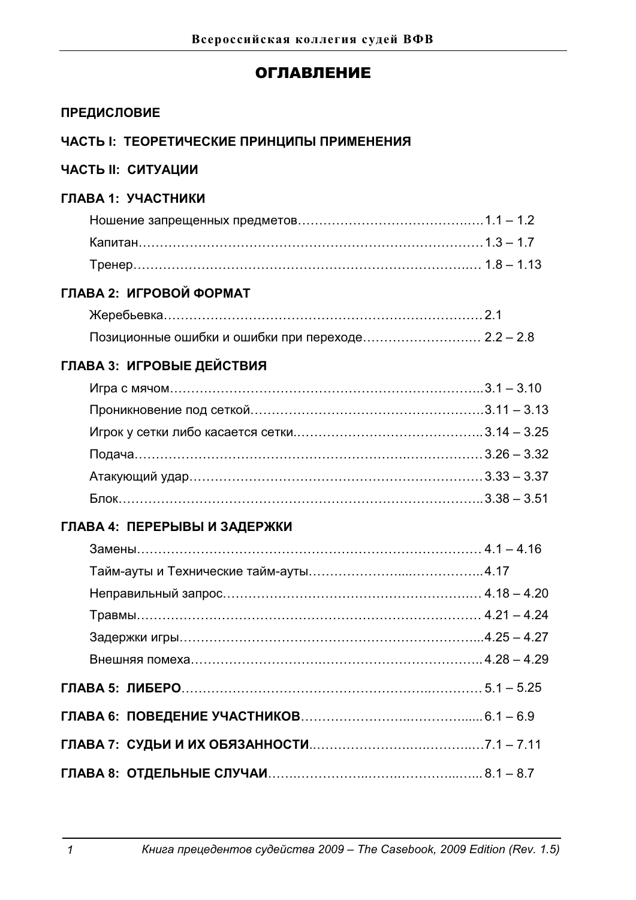# ОГЛАВЛЕНИЕ

**ПРЕДИСЛОВИЕ**

**ЧАСТЬ I: ТЕОРЕТИЧЕСКИЕ ПРИНЦИПЫ ПРИМЕНЕНИЯ**

**ЧАСТЬ II: СИТУАЦИИ**

**ГЛАВА 1: УЧАСТНИКИ**

- Ношение запрещенных предметов……………………………………1.1 – 1.2
- Капитан………………………………………………………………1.3 – 1.7
- Тренер………………………………………………………………1.8 – 1.13

**ГЛАВА 2: ИГРОВОЙ ФОРМАТ**

- Жеребьевка…………………………………………………………2.1
- Позиционные ошибки и ошибки при переходе………………………2.2 – 2.8

**ГЛАВА 3: ИГРОВЫЕ ДЕЙСТВИЯ**

- Игра с мячом…………………………………………………………3.1 – 3.10
- Проникновение под сеткой…………………………………………3.11 – 3.13
- Игрок у сетки либо касается сетки…………………………………3.14 – 3.25
- Подача………………………………………………………………3.26 – 3.32
- Атакующий удар……………………………………………………3.33 – 3.37
- Блок…………………………………………………………………3.38 – 3.51

**ГЛАВА 4: ПЕРЕРЫВЫ И ЗАДЕРЖКИ**

- Замены………………………………………………………………4.1 – 4.16
- Тайм-ауты и Технические тайм-ауты………………………………4.17
- Неправильный запрос………………………………………………4.18 – 4.20
- Травмы………………………………………………………………4.21 – 4.24
- Задержки игры………………………………………………………4.25 – 4.27
- Внешняя помеха……………………………………………………4.28 – 4.29

**ГЛАВА 5: ЛИБЕРО**……………………………………………………5.1 – 5.25

**ГЛАВА 6: ПОВЕДЕНИЕ УЧАСТНИКОВ**…………………………………6.1 – 6.9

**ГЛАВА 7: СУДЬИ И ИХ ОБЯЗАННОСТИ**………………………………7.1 – 7.11

**ГЛАВА 8: ОТДЕЛЬНЫЕ СЛУЧАИ**………………………………………8.1 – 8.7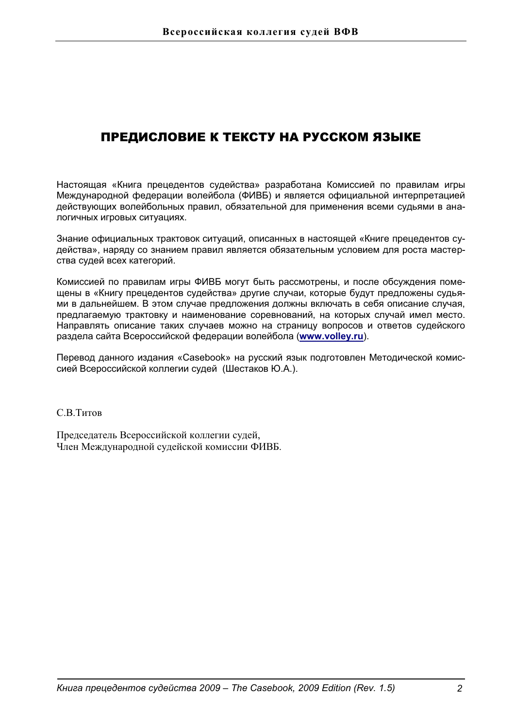# ПРЕДИСЛОВИЕ К ТЕКСТУ НА РУССКОМ ЯЗЫКЕ

Настоящая «Книга прецедентов судейства» разработана Комиссией по правилам игры Международной федерации волейбола (ФИВБ) и является официальной интерпретацией действующих волейбольных правил, обязательной для применения всеми судьями в аналогичных игровых ситуациях.

Знание официальных трактовок ситуаций, описанных в настоящей «Книге прецедентов судейства», наряду со знанием правил является обязательным условием для роста мастерства судей всех категорий.

Комиссией по правилам игры ФИВБ могут быть рассмотрены, и после обсуждения помещены в «Книгу прецедентов судейства» другие случаи, которые будут предложены судьями в дальнейшем. В этом случае предложения должны включать в себя описание случая, предлагаемую трактовку и наименование соревнований, на которых случай имел место. Направлять описание таких случаев можно на страницу вопросов и ответов судейского раздела сайта Всероссийской федерации волейбола (**www.volley.ru**).

Перевод данного издания «Casebook» на русский язык подготовлен Методической комиссией Всероссийской коллегии судей (Шестаков Ю.А.).

С.В.Титов

Председатель Всероссийской коллегии судей,
Член Международной судейской комиссии ФИВБ.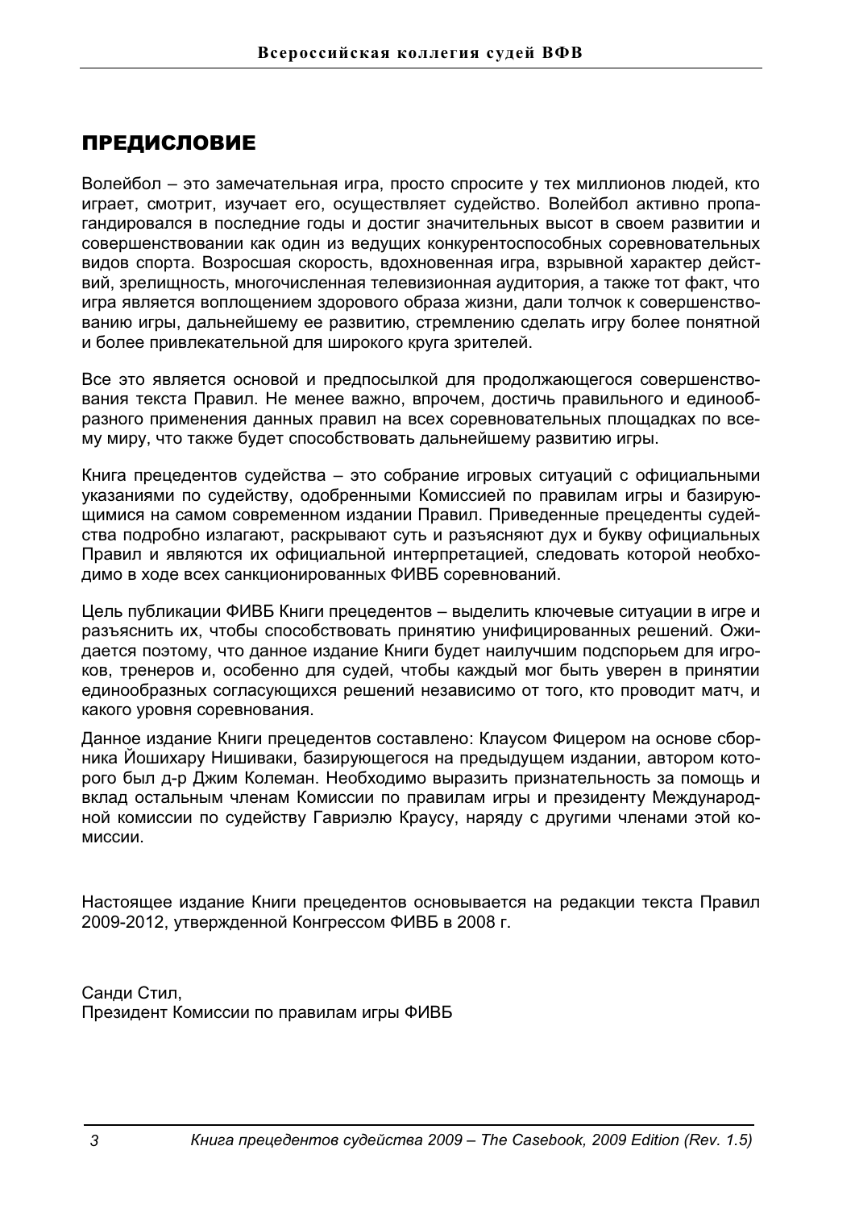## ПРЕДИСЛОВИЕ

Волейбол – это замечательная игра, просто спросите у тех миллионов людей, кто играет, смотрит, изучает его, осуществляет судейство. Волейбол активно пропагандировался в последние годы и достиг значительных высот в своем развитии и совершенствовании как один из ведущих конкурентоспособных соревновательных видов спорта. Возросшая скорость, вдохновенная игра, взрывной характер действий, зрелищность, многочисленная телевизионная аудитория, а также тот факт, что игра является воплощением здорового образа жизни, дали толчок к совершенствованию игры, дальнейшему ее развитию, стремлению сделать игру более понятной и более привлекательной для широкого круга зрителей.

Все это является основой и предпосылкой для продолжающегося совершенствования текста Правил. Не менее важно, впрочем, достичь правильного и единообразного применения данных правил на всех соревновательных площадках по всему миру, что также будет способствовать дальнейшему развитию игры.

Книга прецедентов судейства – это собрание игровых ситуаций с официальными указаниями по судейству, одобренными Комиссией по правилам игры и базирующимися на самом современном издании Правил. Приведенные прецеденты судейства подробно излагают, раскрывают суть и разъясняют дух и букву официальных Правил и являются их официальной интерпретацией, следовать которой необходимо в ходе всех санкционированных ФИВБ соревнований.

Цель публикации ФИВБ Книги прецедентов – выделить ключевые ситуации в игре и разъяснить их, чтобы способствовать принятию унифицированных решений. Ожидается поэтому, что данное издание Книги будет наилучшим подспорьем для игроков, тренеров и, особенно для судей, чтобы каждый мог быть уверен в принятии единообразных согласующихся решений независимо от того, кто проводит матч, и какого уровня соревнования.

Данное издание Книги прецедентов составлено: Клаусом Фицером на основе сборника Йошихару Нишиваки, базирующегося на предыдущем издании, автором которого был д-р Джим Колеман. Необходимо выразить признательность за помощь и вклад остальным членам Комиссии по правилам игры и президенту Международной комиссии по судейству Гавриэлю Краусу, наряду с другими членами этой комиссии.

Настоящее издание Книги прецедентов основывается на редакции текста Правил 2009-2012, утвержденной Конгрессом ФИВБ в 2008 г.

Санди Стил,  
Президент Комиссии по правилам игры ФИВБ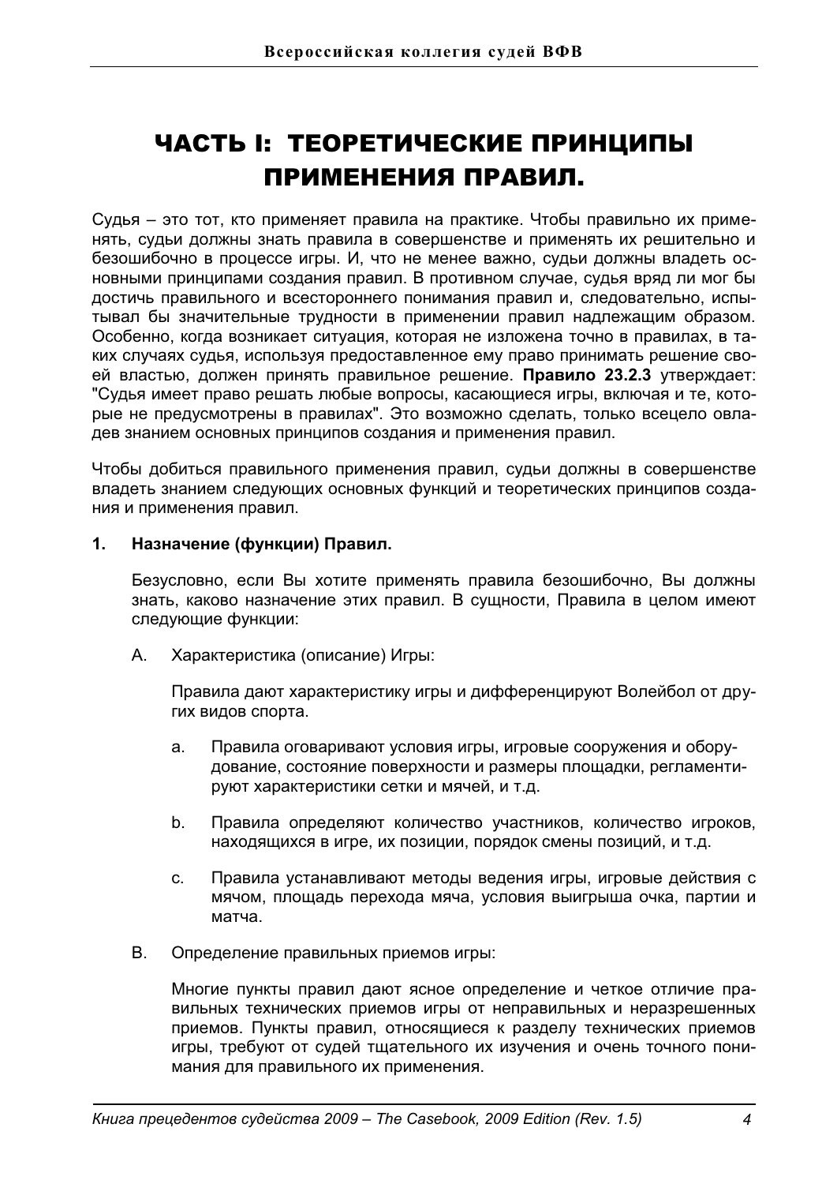# ЧАСТЬ I: ТЕОРЕТИЧЕСКИЕ ПРИНЦИПЫ ПРИМЕНЕНИЯ ПРАВИЛ.

Судья – это тот, кто применяет правила на практике. Чтобы правильно их применять, судьи должны знать правила в совершенстве и применять их решительно и безошибочно в процессе игры. И, что не менее важно, судьи должны владеть основными принципами создания правил. В противном случае, судья вряд ли мог бы достичь правильного и всестороннего понимания правил и, следовательно, испытывал бы значительные трудности в применении правил надлежащим образом. Особенно, когда возникает ситуация, которая не изложена точно в правилах, в таких случаях судья, используя предоставленное ему право принимать решение своей властью, должен принять правильное решение. **Правило 23.2.3** утверждает: "Судья имеет право решать любые вопросы, касающиеся игры, включая и те, которые не предусмотрены в правилах". Это возможно сделать, только всецело овладев знанием основных принципов создания и применения правил.

Чтобы добиться правильного применения правил, судьи должны в совершенстве владеть знанием следующих основных функций и теоретических принципов создания и применения правил.

**1. Назначение (функции) Правил.**

Безусловно, если Вы хотите применять правила безошибочно, Вы должны знать, каково назначение этих правил. В сущности, Правила в целом имеют следующие функции:

A. Характеристика (описание) Игры:

Правила дают характеристику игры и дифференцируют Волейбол от других видов спорта.

a. Правила оговаривают условия игры, игровые сооружения и оборудование, состояние поверхности и размеры площадки, регламентируют характеристики сетки и мячей, и т.д.

b. Правила определяют количество участников, количество игроков, находящихся в игре, их позиции, порядок смены позиций, и т.д.

c. Правила устанавливают методы ведения игры, игровые действия с мячом, площадь перехода мяча, условия выигрыша очка, партии и матча.

B. Определение правильных приемов игры:

Многие пункты правил дают ясное определение и четкое отличие правильных технических приемов игры от неправильных и неразрешенных приемов. Пункты правил, относящиеся к разделу технических приемов игры, требуют от судей тщательного их изучения и очень точного понимания для правильного их применения.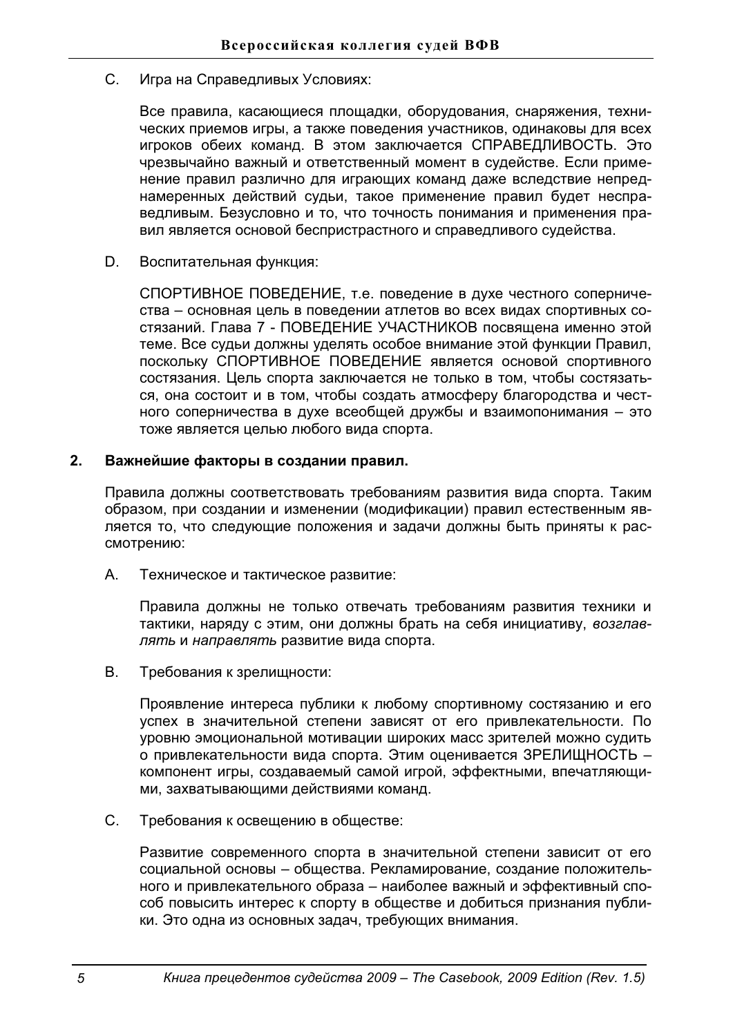C. Игра на Справедливых Условиях:

Все правила, касающиеся площадки, оборудования, снаряжения, технических приемов игры, а также поведения участников, одинаковы для всех игроков обеих команд. В этом заключается СПРАВЕДЛИВОСТЬ. Это чрезвычайно важный и ответственный момент в судействе. Если применение правил различно для играющих команд даже вследствие непреднамеренных действий судьи, такое применение правил будет несправедливым. Безусловно и то, что точность понимания и применения правил является основой беспристрастного и справедливого судейства.

D. Воспитательная функция:

СПОРТИВНОЕ ПОВЕДЕНИЕ, т.е. поведение в духе честного соперничества – основная цель в поведении атлетов во всех видах спортивных состязаний. Глава 7 - ПОВЕДЕНИЕ УЧАСТНИКОВ посвящена именно этой теме. Все судьи должны уделять особое внимание этой функции Правил, поскольку СПОРТИВНОЕ ПОВЕДЕНИЕ является основой спортивного состязания. Цель спорта заключается не только в том, чтобы состязаться, она состоит и в том, чтобы создать атмосферу благородства и честного соперничества в духе всеобщей дружбы и взаимопонимания – это тоже является целью любого вида спорта.

## 2. Важнейшие факторы в создании правил.

Правила должны соответствовать требованиям развития вида спорта. Таким образом, при создании и изменении (модификации) правил естественным является то, что следующие положения и задачи должны быть приняты к рассмотрению:

A. Техническое и тактическое развитие:

Правила должны не только отвечать требованиям развития техники и тактики, наряду с этим, они должны брать на себя инициативу, *возглавлять* и *направлять* развитие вида спорта.

B. Требования к зрелищности:

Проявление интереса публики к любому спортивному состязанию и его успех в значительной степени зависят от его привлекательности. По уровню эмоциональной мотивации широких масс зрителей можно судить о привлекательности вида спорта. Этим оценивается ЗРЕЛИЩНОСТЬ – компонент игры, создаваемый самой игрой, эффектными, впечатляющими, захватывающими действиями команд.

C. Требования к освещению в обществе:

Развитие современного спорта в значительной степени зависит от его социальной основы – общества. Рекламирование, создание положительного и привлекательного образа – наиболее важный и эффективный способ повысить интерес к спорту в обществе и добиться признания публики. Это одна из основных задач, требующих внимания.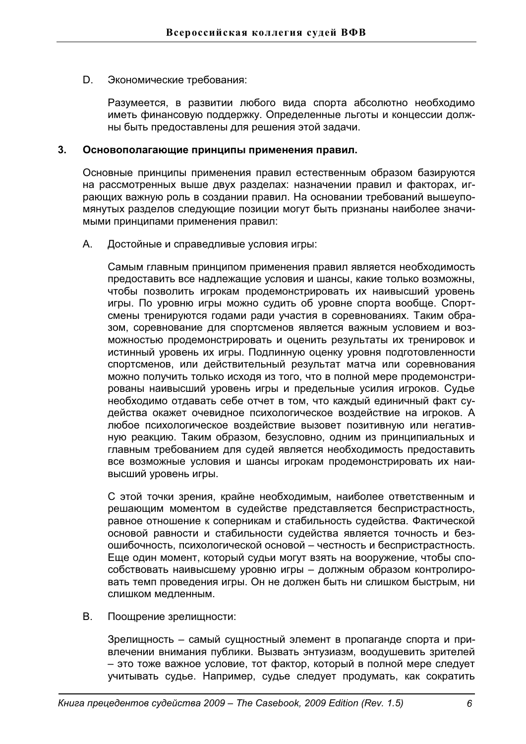D. Экономические требования:

Разумеется, в развитии любого вида спорта абсолютно необходимо иметь финансовую поддержку. Определенные льготы и концессии должны быть предоставлены для решения этой задачи.

## 3. Основополагающие принципы применения правил.

Основные принципы применения правил естественным образом базируются на рассмотренных выше двух разделах: назначении правил и факторах, играющих важную роль в создании правил. На основании требований вышеупомянутых разделов следующие позиции могут быть признаны наиболее значимыми принципами применения правил:

A. Достойные и справедливые условия игры:

Самым главным принципом применения правил является необходимость предоставить все надлежащие условия и шансы, какие только возможны, чтобы позволить игрокам продемонстрировать их наивысший уровень игры. По уровню игры можно судить об уровне спорта вообще. Спортсмены тренируются годами ради участия в соревнованиях. Таким образом, соревнование для спортсменов является важным условием и возможностью продемонстрировать и оценить результаты их тренировок и истинный уровень их игры. Подлинную оценку уровня подготовленности спортсменов, или действительный результат матча или соревнования можно получить только исходя из того, что в полной мере продемонстрированы наивысший уровень игры и предельные усилия игроков. Судье необходимо отдавать себе отчет в том, что каждый единичный факт судейства окажет очевидное психологическое воздействие на игроков. А любое психологическое воздействие вызовет позитивную или негативную реакцию. Таким образом, безусловно, одним из принципиальных и главным требованием для судей является необходимость предоставить все возможные условия и шансы игрокам продемонстрировать их наивысший уровень игры.

С этой точки зрения, крайне необходимым, наиболее ответственным и решающим моментом в судействе представляется беспристрастность, равное отношение к соперникам и стабильность судейства. Фактической основой равности и стабильности судейства является точность и безошибочность, психологической основой – честность и беспристрастность. Еще один момент, который судьи могут взять на вооружение, чтобы способствовать наивысшему уровню игры – должным образом контролировать темп проведения игры. Он не должен быть ни слишком быстрым, ни слишком медленным.

B. Поощрение зрелищности:

Зрелищность – самый сущностный элемент в пропаганде спорта и привлечении внимания публики. Вызвать энтузиазм, воодушевить зрителей – это тоже важное условие, тот фактор, который в полной мере следует учитывать судье. Например, судье следует продумать, как сократить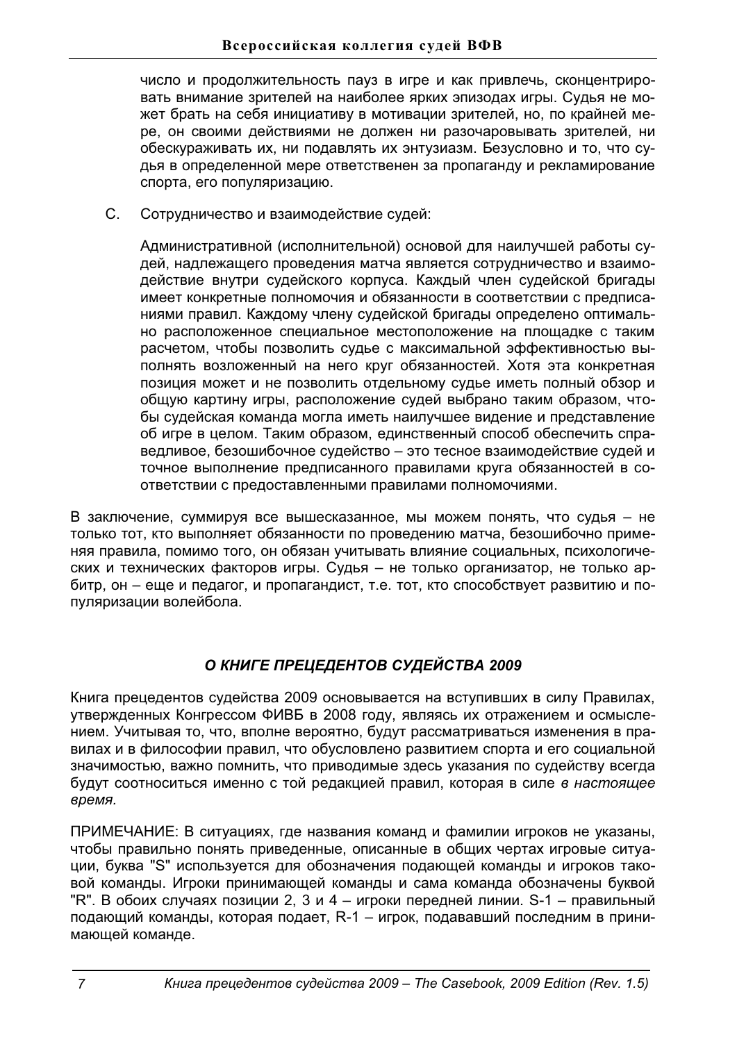число и продолжительность пауз в игре и как привлечь, сконцентрировать внимание зрителей на наиболее ярких эпизодах игры. Судья не может брать на себя инициативу в мотивации зрителей, но, по крайней мере, он своими действиями не должен ни разочаровывать зрителей, ни обескураживать их, ни подавлять их энтузиазм. Безусловно и то, что судья в определенной мере ответственен за пропаганду и рекламирование спорта, его популяризацию.

C. Сотрудничество и взаимодействие судей:

Административной (исполнительной) основой для наилучшей работы судей, надлежащего проведения матча является сотрудничество и взаимодействие внутри судейского корпуса. Каждый член судейской бригады имеет конкретные полномочия и обязанности в соответствии с предписаниями правил. Каждому члену судейской бригады определено оптимально расположенное специальное местоположение на площадке с таким расчетом, чтобы позволить судье с максимальной эффективностью выполнять возложенный на него круг обязанностей. Хотя эта конкретная позиция может и не позволить отдельному судье иметь полный обзор и общую картину игры, расположение судей выбрано таким образом, чтобы судейская команда могла иметь наилучшее видение и представление об игре в целом. Таким образом, единственный способ обеспечить справедливое, безошибочное судейство – это тесное взаимодействие судей и точное выполнение предписанного правилами круга обязанностей в соответствии с предоставленными правилами полномочиями.

В заключение, суммируя все вышесказанное, мы можем понять, что судья – не только тот, кто выполняет обязанности по проведению матча, безошибочно применяя правила, помимо того, он обязан учитывать влияние социальных, психологических и технических факторов игры. Судья – не только организатор, не только арбитр, он – еще и педагог, и пропагандист, т.е. тот, кто способствует развитию и популяризации волейбола.

## *О КНИГЕ ПРЕЦЕДЕНТОВ СУДЕЙСТВА 2009*

Книга прецедентов судейства 2009 основывается на вступивших в силу Правилах, утвержденных Конгрессом ФИВБ в 2008 году, являясь их отражением и осмыслением. Учитывая то, что, вполне вероятно, будут рассматриваться изменения в правилах и в философии правил, что обусловлено развитием спорта и его социальной значимостью, важно помнить, что приводимые здесь указания по судейству всегда будут соотноситься именно с той редакцией правил, которая в силе *в настоящее время.*

ПРИМЕЧАНИЕ: В ситуациях, где названия команд и фамилии игроков не указаны, чтобы правильно понять приведенные, описанные в общих чертах игровые ситуации, буква "S" используется для обозначения подающей команды и игроков таковой команды. Игроки принимающей команды и сама команда обозначены буквой "R". В обоих случаях позиции 2, 3 и 4 – игроки передней линии. S-1 – правильный подающий команды, которая подает, R-1 – игрок, подававший последним в принимающей команде.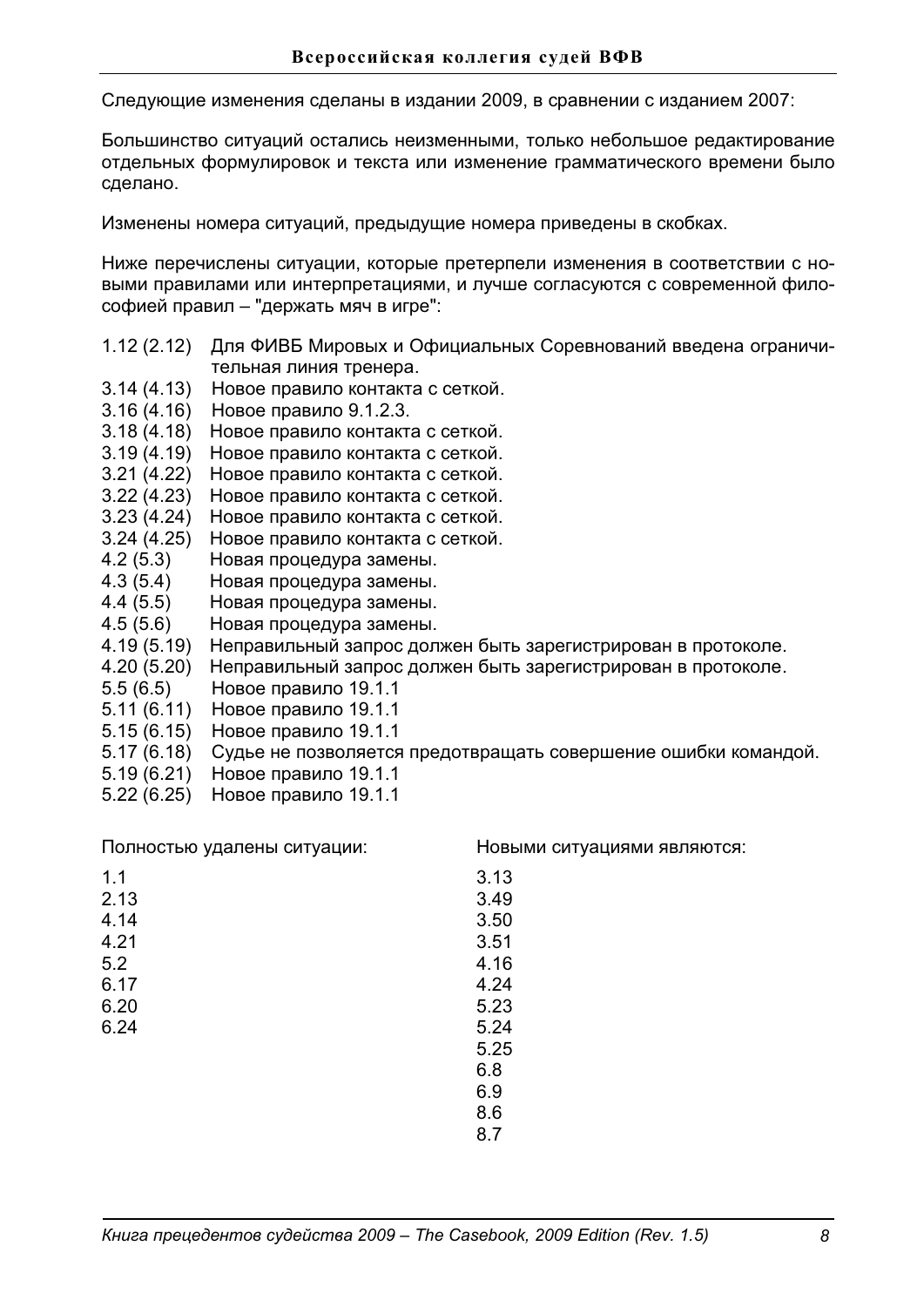Следующие изменения сделаны в издании 2009, в сравнении с изданием 2007:

Большинство ситуаций остались неизменными, только небольшое редактирование отдельных формулировок и текста или изменение грамматического времени было сделано.

Изменены номера ситуаций, предыдущие номера приведены в скобках.

Ниже перечислены ситуации, которые претерпели изменения в соответствии с новыми правилами или интерпретациями, и лучше согласуются с современной философией правил – "держать мяч в игре":

| | |
|---|---|
| 1.12 (2.12) | Для ФИВБ Мировых и Официальных Соревнований введена ограничительная линия тренера. |
| 3.14 (4.13) | Новое правило контакта с сеткой. |
| 3.16 (4.16) | Новое правило 9.1.2.3. |
| 3.18 (4.18) | Новое правило контакта с сеткой. |
| 3.19 (4.19) | Новое правило контакта с сеткой. |
| 3.21 (4.22) | Новое правило контакта с сеткой. |
| 3.22 (4.23) | Новое правило контакта с сеткой. |
| 3.23 (4.24) | Новое правило контакта с сеткой. |
| 3.24 (4.25) | Новое правило контакта с сеткой. |
| 4.2 (5.3) | Новая процедура замены. |
| 4.3 (5.4) | Новая процедура замены. |
| 4.4 (5.5) | Новая процедура замены. |
| 4.5 (5.6) | Новая процедура замены. |
| 4.19 (5.19) | Неправильный запрос должен быть зарегистрирован в протоколе. |
| 4.20 (5.20) | Неправильный запрос должен быть зарегистрирован в протоколе. |
| 5.5 (6.5) | Новое правило 19.1.1 |
| 5.11 (6.11) | Новое правило 19.1.1 |
| 5.15 (6.15) | Новое правило 19.1.1 |
| 5.17 (6.18) | Судье не позволяется предотвращать совершение ошибки командой. |
| 5.19 (6.21) | Новое правило 19.1.1 |
| 5.22 (6.25) | Новое правило 19.1.1 |

| Полностью удалены ситуации: | Новыми ситуациями являются: |
|---|---|
| 1.1 | 3.13 |
| 2.13 | 3.49 |
| 4.14 | 3.50 |
| 4.21 | 3.51 |
| 5.2 | 4.16 |
| 6.17 | 4.24 |
| 6.20 | 5.23 |
| 6.24 | 5.24 |
| | 5.25 |
| | 6.8 |
| | 6.9 |
| | 8.6 |
| | 8.7 |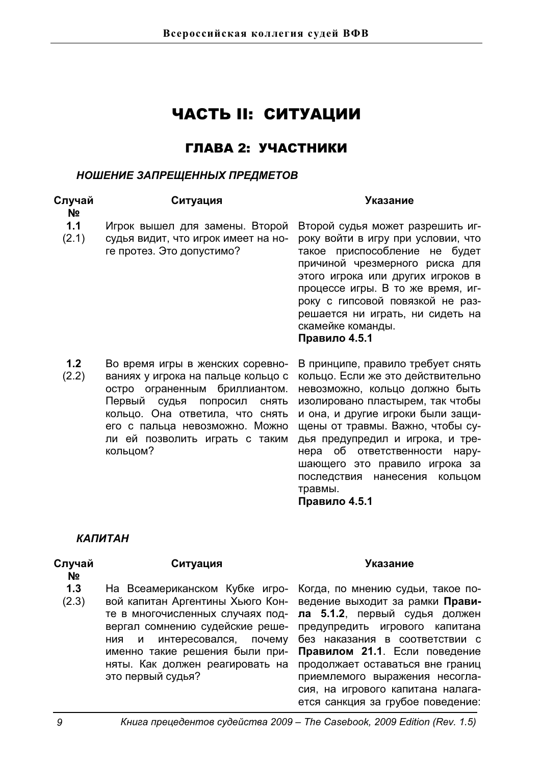# ЧАСТЬ II: СИТУАЦИИ

## ГЛАВА 2: УЧАСТНИКИ

### *НОШЕНИЕ ЗАПРЕЩЕННЫХ ПРЕДМЕТОВ*

| Случай № | Ситуация | Указание |
|---|---|---|
| **1.1** (2.1) | Игрок вышел для замены. Второй судья видит, что игрок имеет на ноге протез. Это допустимо? | Второй судья может разрешить игроку войти в игру при условии, что такое приспособление не будет причиной чрезмерного риска для этого игрока или других игроков в процессе игры. В то же время, игроку с гипсовой повязкой не разрешается ни играть, ни сидеть на скамейке команды. **Правило 4.5.1** |
| **1.2** (2.2) | Во время игры в женских соревнованиях у игрока на пальце кольцо с остро ограненным бриллиантом. Первый судья попросил снять кольцо. Она ответила, что снять его с пальца невозможно. Можно ли ей позволить играть с таким кольцом? | В принципе, правило требует снять кольцо. Если же это действительно невозможно, кольцо должно быть изолировано пластырем, так чтобы и она, и другие игроки были защищены от травмы. Важно, чтобы судья предупредил и игрока, и тренера об ответственности нарушающего это правило игрока за последствия нанесения кольцом травмы. **Правило 4.5.1** |

### *КАПИТАН*

| Случай № | Ситуация | Указание |
|---|---|---|
| **1.3** (2.3) | На Всеамериканском Кубке игровой капитан Аргентины Хьюго Конте в многочисленных случаях подвергал сомнению судейские решения и интересовался, почему именно такие решения были приняты. Как должен реагировать на это первый судья? | Когда, по мнению судьи, такое поведение выходит за рамки **Правила 5.1.2**, первый судья должен предупредить игрового капитана без наказания в соответствии с **Правилом 21.1**. Если поведение продолжает оставаться вне границ приемлемого выражения несогласия, на игрового капитана налагается санкция за грубое поведение: |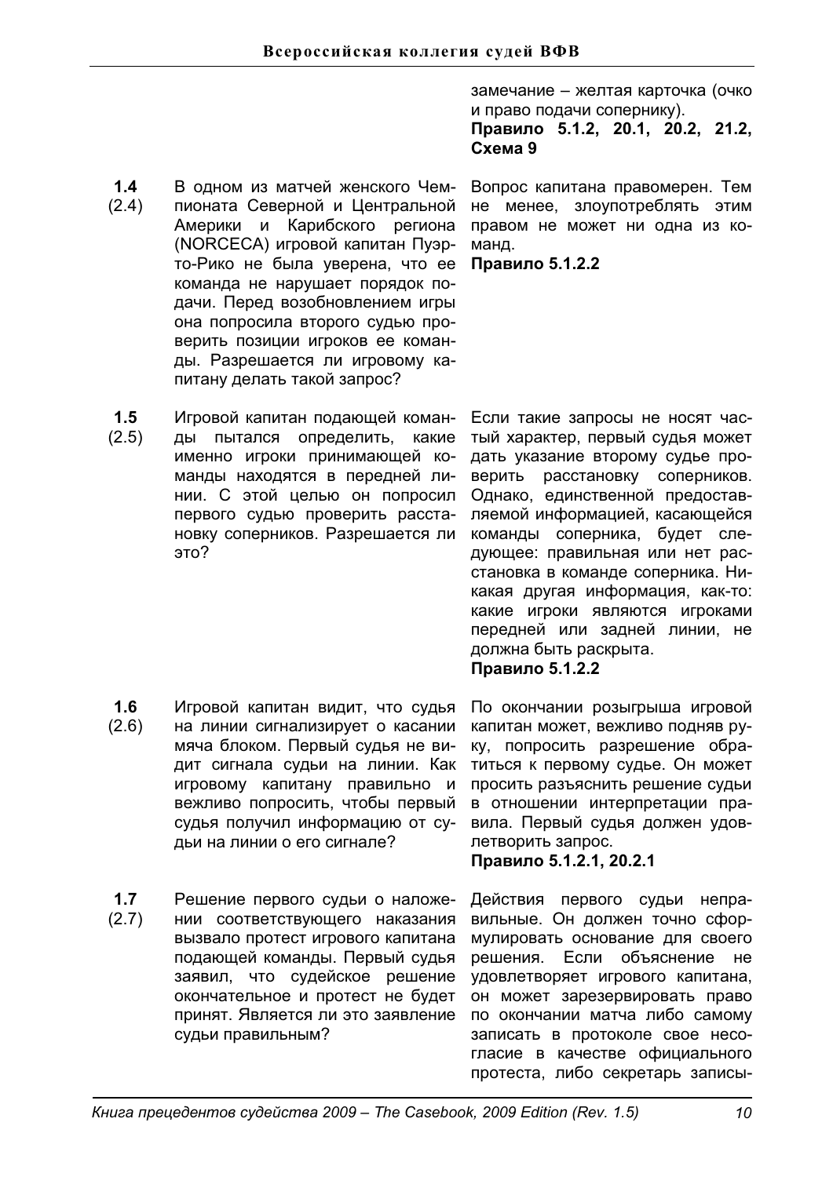замечание – желтая карточка (очко и право подачи сопернику).
**Правило 5.1.2, 20.1, 20.2, 21.2, Схема 9**

**1.4** (2.4) В одном из матчей женского Чемпионата Северной и Центральной Америки и Карибского региона (NORCECA) игровой капитан Пуэрто-Рико не была уверена, что ее команда не нарушает порядок подачи. Перед возобновлением игры она попросила второго судью проверить позиции игроков ее команды. Разрешается ли игровому капитану делать такой запрос?

Вопрос капитана правомерен. Тем не менее, злоупотреблять этим правом не может ни одна из команд.
**Правило 5.1.2.2**

**1.5** (2.5) Игровой капитан подающей команды пытался определить, какие именно игроки принимающей команды находятся в передней линии. С этой целью он попросил первого судью проверить расстановку соперников. Разрешается ли это?

Если такие запросы не носят частый характер, первый судья может дать указание второму судье проверить расстановку соперников. Однако, единственной предоставляемой информацией, касающейся команды соперника, будет следующее: правильная или нет расстановка в команде соперника. Никакая другая информация, как-то: какие игроки являются игроками передней или задней линии, не должна быть раскрыта.
**Правило 5.1.2.2**

**1.6** (2.6) Игровой капитан видит, что судья на линии сигнализирует о касании мяча блоком. Первый судья не видит сигнала судьи на линии. Как игровому капитану правильно и вежливо попросить, чтобы первый судья получил информацию от судьи на линии о его сигнале?

По окончании розыгрыша игровой капитан может, вежливо подняв руку, попросить разрешение обратиться к первому судье. Он может просить разъяснить решение судьи в отношении интерпретации правила. Первый судья должен удовлетворить запрос.
**Правило 5.1.2.1, 20.2.1**

**1.7** (2.7) Решение первого судьи о наложении соответствующего наказания вызвало протест игрового капитана подающей команды. Первый судья заявил, что судейское решение окончательное и протест не будет принят. Является ли это заявление судьи правильным?

Действия первого судьи неправильные. Он должен точно сформулировать основание для своего решения. Если объяснение не удовлетворяет игрового капитана, он может зарезервировать право по окончании матча либо самому записать в протоколе свое несогласие в качестве официального протеста, либо секретарь записы-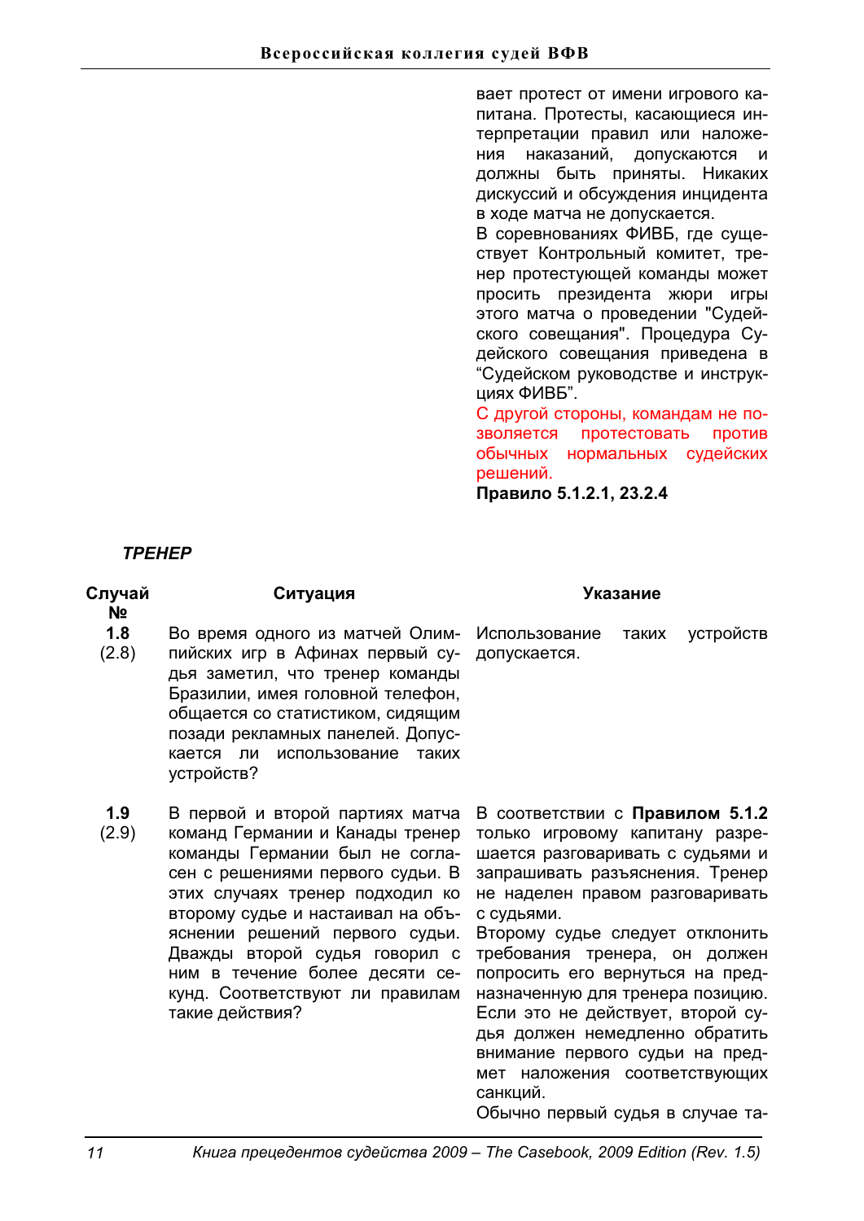вает протест от имени игрового капитана. Протесты, касающиеся интерпретации правил или наложения наказаний, допускаются и должны быть приняты. Никаких дискуссий и обсуждения инцидента в ходе матча не допускается.

В соревнованиях ФИВБ, где существует Контрольный комитет, тренер протестующей команды может просить президента жюри игры этого матча о проведении "Судейского совещания". Процедура Судейского совещания приведена в “Судейском руководстве и инструкциях ФИВБ”.

С другой стороны, командам не позволяется протестовать против обычных нормальных судейских решений.

**Правило 5.1.2.1, 23.2.4**

### *ТРЕНЕР*

| Случай № | Ситуация | Указание |
|---|---|---|
| **1.8** (2.8) | Во время одного из матчей Олимпийских игр в Афинах первый судья заметил, что тренер команды Бразилии, имея головной телефон, общается со статистиком, сидящим позади рекламных панелей. Допускается ли использование таких устройств? | Использование таких устройств допускается. |
| **1.9** (2.9) | В первой и второй партиях матча команд Германии и Канады тренер команды Германии был не согласен с решениями первого судьи. В этих случаях тренер подходил ко второму судье и настаивал на объяснении решений первого судьи. Дважды второй судья говорил с ним в течение более десяти секунд. Соответствуют ли правилам такие действия? | В соответствии с **Правилом 5.1.2** только игровому капитану разрешается разговаривать с судьями и запрашивать разъяснения. Тренер не наделен правом разговаривать с судьями.<br>Второму судье следует отклонить требования тренера, он должен попросить его вернуться на предназначенную для тренера позицию. Если это не действует, второй судья должен немедленно обратить внимание первого судьи на предмет наложения соответствующих санкций.<br>Обычно первый судья в случае та- |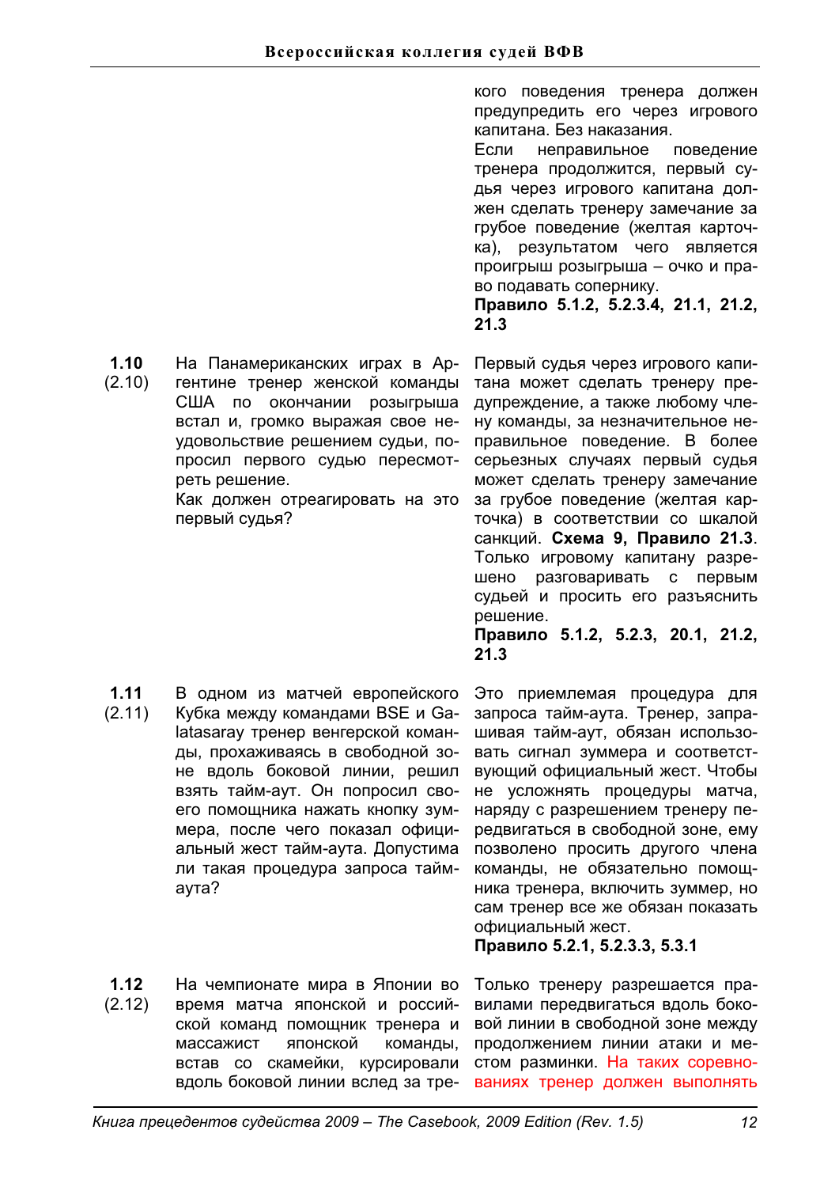кого поведения тренера должен предупредить его через игрового капитана. Без наказания.

Если неправильное поведение тренера продолжится, первый судья через игрового капитана должен сделать тренеру замечание за грубое поведение (желтая карточка), результатом чего является проигрыш розыгрыша – очко и право подавать сопернику.

**Правило 5.1.2, 5.2.3.4, 21.1, 21.2, 21.3**

**1.10** (2.10)

На Панамериканских играх в Аргентине тренер женской команды США по окончании розыгрыша встал и, громко выражая свое неудовольствие решением судьи, попросил первого судью пересмотреть решение.

Как должен отреагировать на это первый судья?

Первый судья через игрового капитана может сделать тренеру предупреждение, а также любому члену команды, за незначительное неправильное поведение. В более серьезных случаях первый судья может сделать тренеру замечание за грубое поведение (желтая карточка) в соответствии со шкалой санкций. **Схема 9, Правило 21.3**. Только игровому капитану разрешено разговаривать с первым судьей и просить его разъяснить решение.

**Правило 5.1.2, 5.2.3, 20.1, 21.2, 21.3**

**1.11** (2.11)

В одном из матчей европейского Кубка между командами BSE и Galatasaray тренер венгерской команды, прохаживаясь в свободной зоне вдоль боковой линии, решил взять тайм-аут. Он попросил своего помощника нажать кнопку зуммера, после чего показал официальный жест тайм-аута. Допустима ли такая процедура запроса тайм-аута?

Это приемлемая процедура для запроса тайм-аута. Тренер, запрашивая тайм-аут, обязан использовать сигнал зуммера и соответствующий официальный жест. Чтобы не усложнять процедуры матча, наряду с разрешением тренеру передвигаться в свободной зоне, ему позволено просить другого члена команды, не обязательно помощника тренера, включить зуммер, но сам тренер все же обязан показать официальный жест.

**Правило 5.2.1, 5.2.3.3, 5.3.1**

**1.12** (2.12)

На чемпионате мира в Японии во время матча японской и российской команд помощник тренера и массажист японской команды, встав со скамейки, курсировали вдоль боковой линии вслед за тре-

Только тренеру разрешается правилами передвигаться вдоль боковой линии в свободной зоне между продолжением линии атаки и местом разминки. На таких соревнованиях тренер должен выполнять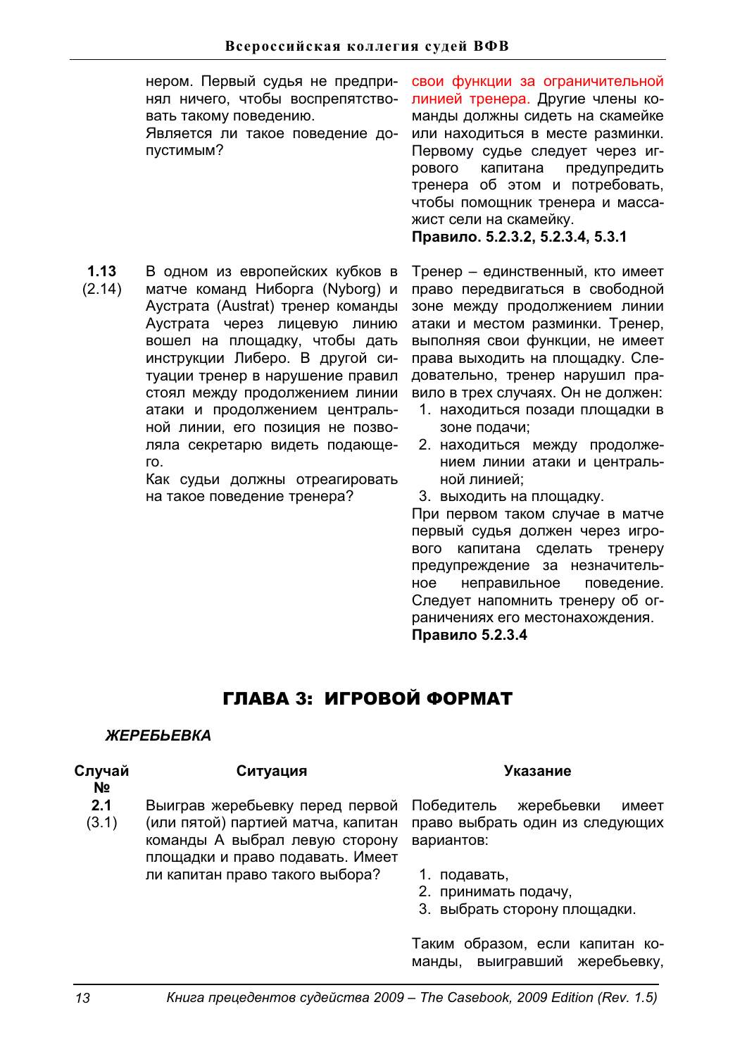| | | |
|---|---|---|
| | нером. Первый судья не предпринял ничего, чтобы воспрепятствовать такому поведению. Является ли такое поведение допустимым? | свои функции за ограничительной линией тренера. Другие члены команды должны сидеть на скамейке или находиться в месте разминки. Первому судье следует через игрового капитана предупредить тренера об этом и потребовать, чтобы помощник тренера и массажист сели на скамейку. **Правило. 5.2.3.2, 5.2.3.4, 5.3.1** |
| **1.13** (2.14) | В одном из европейских кубков в матче команд Ниборга (Nyborg) и Аустрата (Austrat) тренер команды Аустрата через лицевую линию вошел на площадку, чтобы дать инструкции Либеро. В другой ситуации тренер в нарушение правил стоял между продолжением линии атаки и продолжением центральной линии, его позиция не позволяла секретарю видеть подающего. Как судьи должны отреагировать на такое поведение тренера? | Тренер – единственный, кто имеет право передвигаться в свободной зоне между продолжением линии атаки и местом разминки. Тренер, выполняя свои функции, не имеет права выходить на площадку. Следовательно, тренер нарушил правило в трех случаях. Он не должен: 1. находиться позади площадки в зоне подачи; 2. находиться между продолжением линии атаки и центральной линией; 3. выходить на площадку. При первом таком случае в матче первый судья должен через игрового капитана сделать тренеру предупреждение за незначительное неправильное поведение. Следует напомнить тренеру об ограничениях его местонахождения. **Правило 5.2.3.4** |

# ГЛАВА 3: ИГРОВОЙ ФОРМАТ

***ЖЕРЕБЬЕВКА***

| Случай № | Ситуация | Указание |
|---|---|---|
| **2.1** (3.1) | Выиграв жеребьевку перед первой (или пятой) партией матча, капитан команды А выбрал левую сторону площадки и право подавать. Имеет ли капитан право такого выбора? | Победитель жеребьевки имеет право выбрать один из следующих вариантов: 1. подавать, 2. принимать подачу, 3. выбрать сторону площадки. Таким образом, если капитан команды, выигравший жеребьевку, |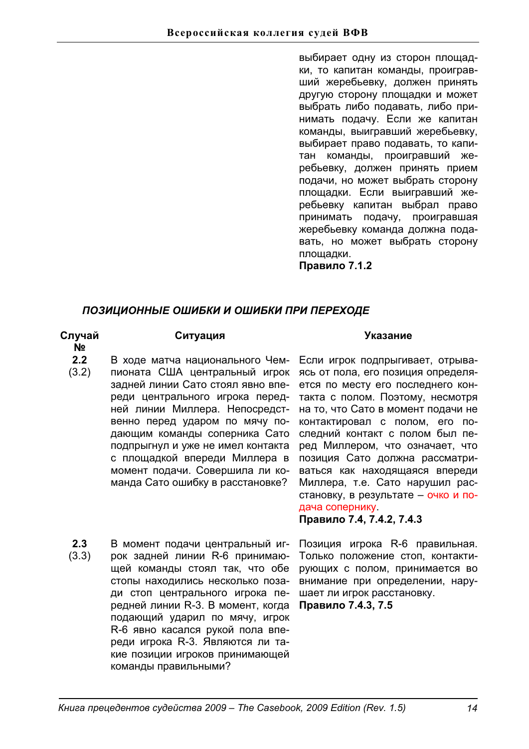выбирает одну из сторон площадки, то капитан команды, проигравший жеребьевку, должен принять другую сторону площадки и может выбрать либо подавать, либо принимать подачу. Если же капитан команды, выигравший жеребьевку, выбирает право подавать, то капитан команды, проигравший жеребьевку, должен принять прием подачи, но может выбрать сторону площадки. Если выигравший жеребьевку капитан выбрал право принимать подачу, проигравшая жеребьевку команда должна подавать, но может выбрать сторону площадки.
**Правило 7.1.2**

### *ПОЗИЦИОННЫЕ ОШИБКИ И ОШИБКИ ПРИ ПЕРЕХОДЕ*

| Случай № | Ситуация | Указание |
|---|---|---|
| **2.2** (3.2) | В ходе матча национального Чемпионата США центральный игрок задней линии Сато стоял явно впереди центрального игрока передней линии Миллера. Непосредственно перед ударом по мячу подающим команды соперника Сато подпрыгнул и уже не имел контакта с площадкой впереди Миллера в момент подачи. Совершила ли команда Сато ошибку в расстановке? | Если игрок подпрыгивает, отрываясь от пола, его позиция определяется по месту его последнего контакта с полом. Поэтому, несмотря на то, что Сато в момент подачи не контактировал с полом, его последний контакт с полом был перед Миллером, что означает, что позиция Сато должна рассматриваться как находящаяся впереди Миллера, т.е. Сато нарушил расстановку, в результате – очко и подача сопернику. **Правило 7.4, 7.4.2, 7.4.3** |
| **2.3** (3.3) | В момент подачи центральный игрок задней линии R-6 принимающей команды стоял так, что обе стопы находились несколько позади стоп центрального игрока передней линии R-3. В момент, когда подающий ударил по мячу, игрок R-6 явно касался рукой пола впереди игрока R-3. Являются ли такие позиции игроков принимающей команды правильными? | Позиция игрока R-6 правильная. Только положение стоп, контактирующих с полом, принимается во внимание при определении, нарушает ли игрок расстановку. **Правило 7.4.3, 7.5** |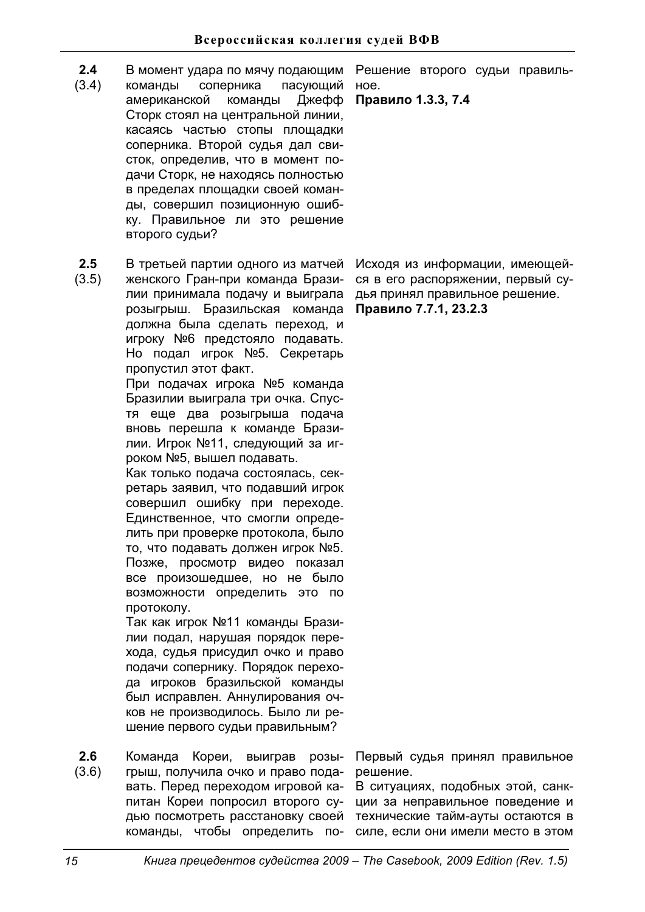| | | |
|---|---|---|
| **2.4** (3.4) | В момент удара по мячу подающим команды соперника пасующий американской команды Джефф Сторк стоял на центральной линии, касаясь частью стопы площадки соперника. Второй судья дал свисток, определив, что в момент подачи Сторк, не находясь полностью в пределах площадки своей команды, совершил позиционную ошибку. Правильное ли это решение второго судьи? | Решение второго судьи правильное. **Правило 1.3.3, 7.4** |
| **2.5** (3.5) | В третьей партии одного из матчей женского Гран-при команда Бразилии принимала подачу и выиграла розыгрыш. Бразильская команда должна была сделать переход, и игроку №6 предстояло подавать. Но подал игрок №5. Секретарь пропустил этот факт.<br>При подачах игрока №5 команда Бразилии выиграла три очка. Спустя еще два розыгрыша подача вновь перешла к команде Бразилии. Игрок №11, следующий за игроком №5, вышел подавать.<br>Как только подача состоялась, секретарь заявил, что подавший игрок совершил ошибку при переходе. Единственное, что смогли определить при проверке протокола, было то, что подавать должен игрок №5. Позже, просмотр видео показал все произошедшее, но не было возможности определить это по протоколу.<br>Так как игрок №11 команды Бразилии подал, нарушая порядок перехода, судья присудил очко и право подачи сопернику. Порядок перехода игроков бразильской команды был исправлен. Аннулирования очков не производилось. Было ли решение первого судьи правильным? | Исходя из информации, имеющейся в его распоряжении, первый судья принял правильное решение. **Правило 7.7.1, 23.2.3** |
| **2.6** (3.6) | Команда Кореи, выиграв розыгрыш, получила очко и право подавать. Перед переходом игровой капитан Кореи попросил второго судью посмотреть расстановку своей команды, чтобы определить по- | Первый судья принял правильное решение.<br>В ситуациях, подобных этой, санкции за неправильное поведение и технические тайм-ауты остаются в силе, если они имели место в этом |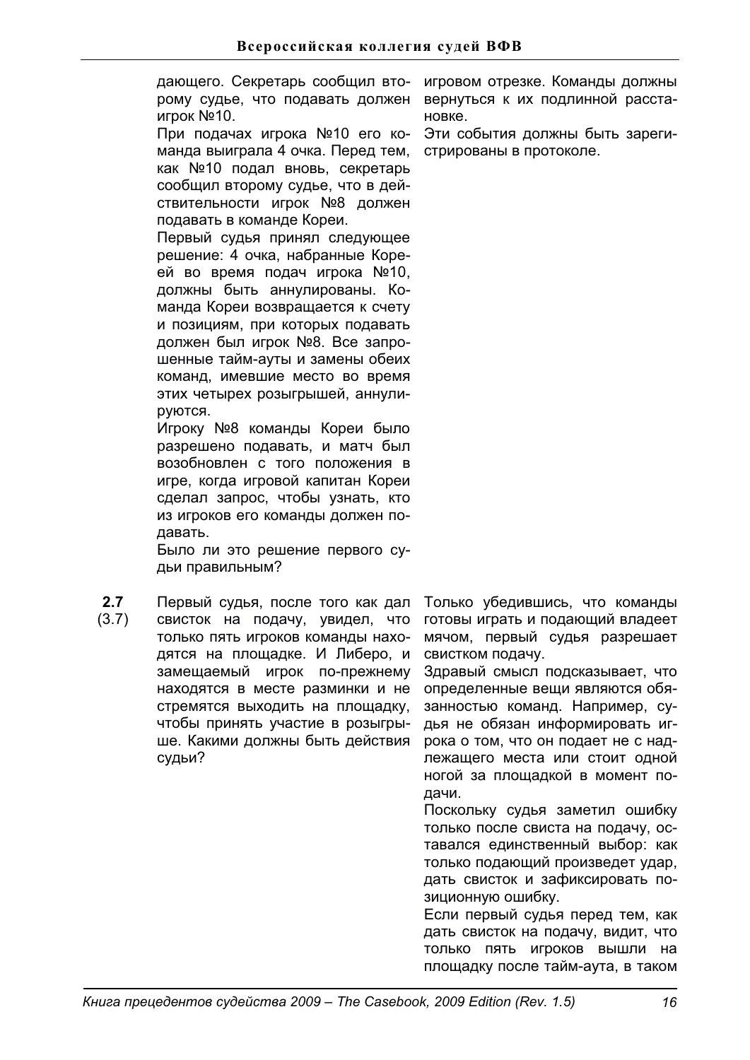дающего. Секретарь сообщил второму судье, что подавать должен игрок №10.

При подачах игрока №10 его команда выиграла 4 очка. Перед тем, как №10 подал вновь, секретарь сообщил второму судье, что в действительности игрок №8 должен подавать в команде Кореи.

Первый судья принял следующее решение: 4 очка, набранные Кореей во время подач игрока №10, должны быть аннулированы. Команда Кореи возвращается к счету и позициям, при которых подавать должен был игрок №8. Все запрошенные тайм-ауты и замены обеих команд, имевшие место во время этих четырех розыгрышей, аннулируются.

Игроку №8 команды Кореи было разрешено подавать, и матч был возобновлен с того положения в игре, когда игровой капитан Кореи сделал запрос, чтобы узнать, кто из игроков его команды должен подавать.

Было ли это решение первого судьи правильным?

игровом отрезке. Команды должны вернуться к их подлинной расстановке.

Эти события должны быть зарегистрированы в протоколе.

**2.7** (3.7)

Первый судья, после того как дал свисток на подачу, увидел, что только пять игроков команды находятся на площадке. И Либеро, и замещаемый игрок по-прежнему находятся в месте разминки и не стремятся выходить на площадку, чтобы принять участие в розыгрыше. Какими должны быть действия судьи?

Только убедившись, что команды готовы играть и подающий владеет мячом, первый судья разрешает свистком подачу.

Здравый смысл подсказывает, что определенные вещи являются обязанностью команд. Например, судья не обязан информировать игрока о том, что он подает не с надлежащего места или стоит одной ногой за площадкой в момент подачи.

Поскольку судья заметил ошибку только после свиста на подачу, оставался единственный выбор: как только подающий произведет удар, дать свисток и зафиксировать позиционную ошибку.

Если первый судья перед тем, как дать свисток на подачу, видит, что только пять игроков вышли на площадку после тайм-аута, в таком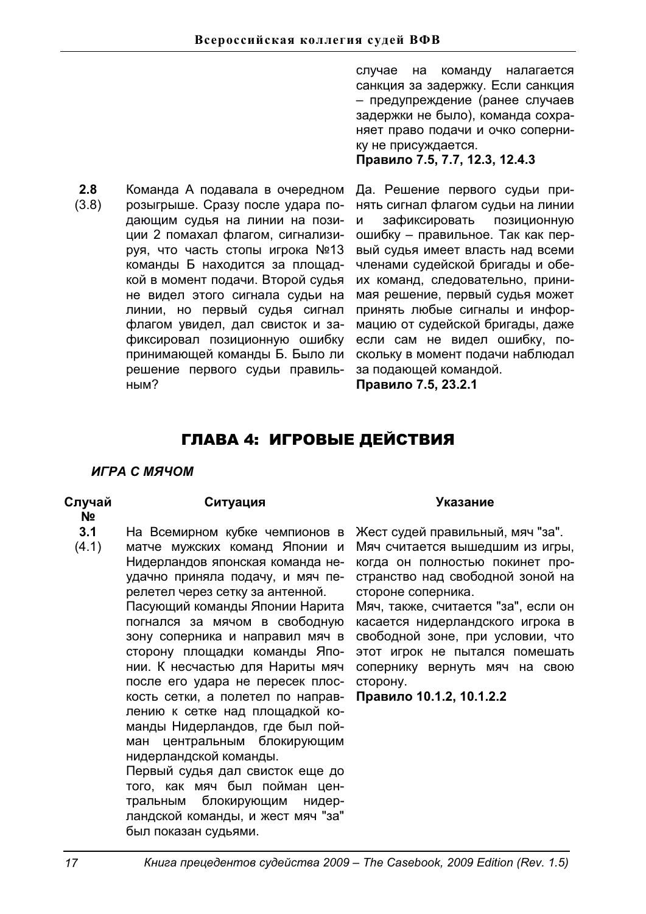| | | |
|---|---|---|
| | | случае на команду налагается санкция за задержку. Если санкция – предупреждение (ранее случаев задержки не было), команда сохраняет право подачи и очко сопернику не присуждается. **Правило 7.5, 7.7, 12.3, 12.4.3** |
| **2.8** (3.8) | Команда А подавала в очередном розыгрыше. Сразу после удара подающим судья на линии на позиции 2 помахал флагом, сигнализируя, что часть стопы игрока №13 команды Б находится за площадкой в момент подачи. Второй судья не видел этого сигнала судьи на линии, но первый судья сигнал флагом увидел, дал свисток и зафиксировал позиционную ошибку принимающей команды Б. Было ли решение первого судьи правильным? | Да. Решение первого судьи принять сигнал флагом судьи на линии и зафиксировать позиционную ошибку – правильное. Так как первый судья имеет власть над всеми членами судейской бригады и обеих команд, следовательно, принимая решение, первый судья может принять любые сигналы и информацию от судейской бригады, даже если сам не видел ошибку, поскольку в момент подачи наблюдал за подающей командой. **Правило 7.5, 23.2.1** |

# ГЛАВА 4: ИГРОВЫЕ ДЕЙСТВИЯ

***ИГРА С МЯЧОМ***

| Случай № | Ситуация | Указание |
|---|---|---|
| **3.1** (4.1) | На Всемирном кубке чемпионов в матче мужских команд Японии и Нидерландов японская команда неудачно приняла подачу, и мяч перелетел через сетку за антенной. Пасующий команды Японии Нарита погнался за мячом в свободную зону соперника и направил мяч в сторону площадки команды Японии. К несчастью для Нариты мяч после его удара не пересек плоскость сетки, а полетел по направлению к сетке над площадкой команды Нидерландов, где был пойман центральным блокирующим нидерландской команды. Первый судья дал свисток еще до того, как мяч был пойман центральным блокирующим нидерландской команды, и жест мяч "за" был показан судьями. | Жест судей правильный, мяч "за". Мяч считается вышедшим из игры, когда он полностью покинет пространство над свободной зоной на стороне соперника. Мяч, также, считается "за", если он касается нидерландского игрока в свободной зоне, при условии, что этот игрок не пытался помешать сопернику вернуть мяч на свою сторону. **Правило 10.1.2, 10.1.2.2** |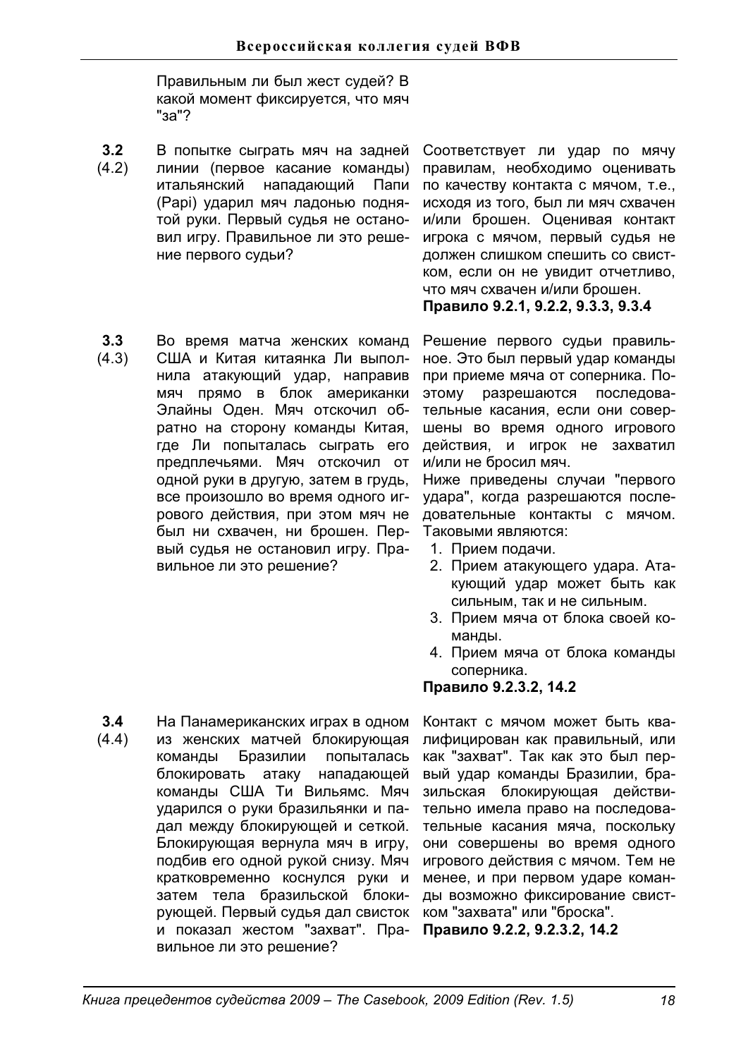Правильным ли был жест судей? В какой момент фиксируется, что мяч "за"?

**3.2** (4.2)

В попытке сыграть мяч на задней линии (первое касание команды) итальянский нападающий Папи (Papi) ударил мяч ладонью поднятой руки. Первый судья не остановил игру. Правильное ли это решение первого судьи?

Соответствует ли удар по мячу правилам, необходимо оценивать по качеству контакта с мячом, т.е., исходя из того, был ли мяч схвачен и/или брошен. Оценивая контакт игрока с мячом, первый судья не должен слишком спешить со свистком, если он не увидит отчетливо, что мяч схвачен и/или брошен.

**Правило 9.2.1, 9.2.2, 9.3.3, 9.3.4**

**3.3** (4.3)

Во время матча женских команд США и Китая китаянка Ли выполнила атакующий удар, направив мяч прямо в блок американки Элайны Оден. Мяч отскочил обратно на сторону команды Китая, где Ли попыталась сыграть его предплечьями. Мяч отскочил от одной руки в другую, затем в грудь, все произошло во время одного игрового действия, при этом мяч не был ни схвачен, ни брошен. Первый судья не остановил игру. Правильное ли это решение?

Решение первого судьи правильное. Это был первый удар команды при приеме мяча от соперника. Поэтому разрешаются последовательные касания, если они совершены во время одного игрового действия, и игрок не захватил и/или не бросил мяч.

Ниже приведены случаи "первого удара", когда разрешаются последовательные контакты с мячом. Таковыми являются:

1. Прием подачи.
2. Прием атакующего удара. Атакующий удар может быть как сильным, так и не сильным.
3. Прием мяча от блока своей команды.
4. Прием мяча от блока команды соперника.

**Правило 9.2.3.2, 14.2**

**3.4** (4.4)

На Панамериканских играх в одном из женских матчей блокирующая команды Бразилии попыталась блокировать атаку нападающей команды США Ти Вильямс. Мяч ударился о руки бразильянки и падал между блокирующей и сеткой. Блокирующая вернула мяч в игру, подбив его одной рукой снизу. Мяч кратковременно коснулся руки и затем тела бразильской блокирующей. Первый судья дал свисток и показал жестом "захват". Правильное ли это решение?

Контакт с мячом может быть квалифицирован как правильный, или как "захват". Так как это был первый удар команды Бразилии, бразильская блокирующая действительно имела право на последовательные касания мяча, поскольку они совершены во время одного игрового действия с мячом. Тем не менее, и при первом ударе команды возможно фиксирование свистком "захвата" или "броска".

**Правило 9.2.2, 9.2.3.2, 14.2**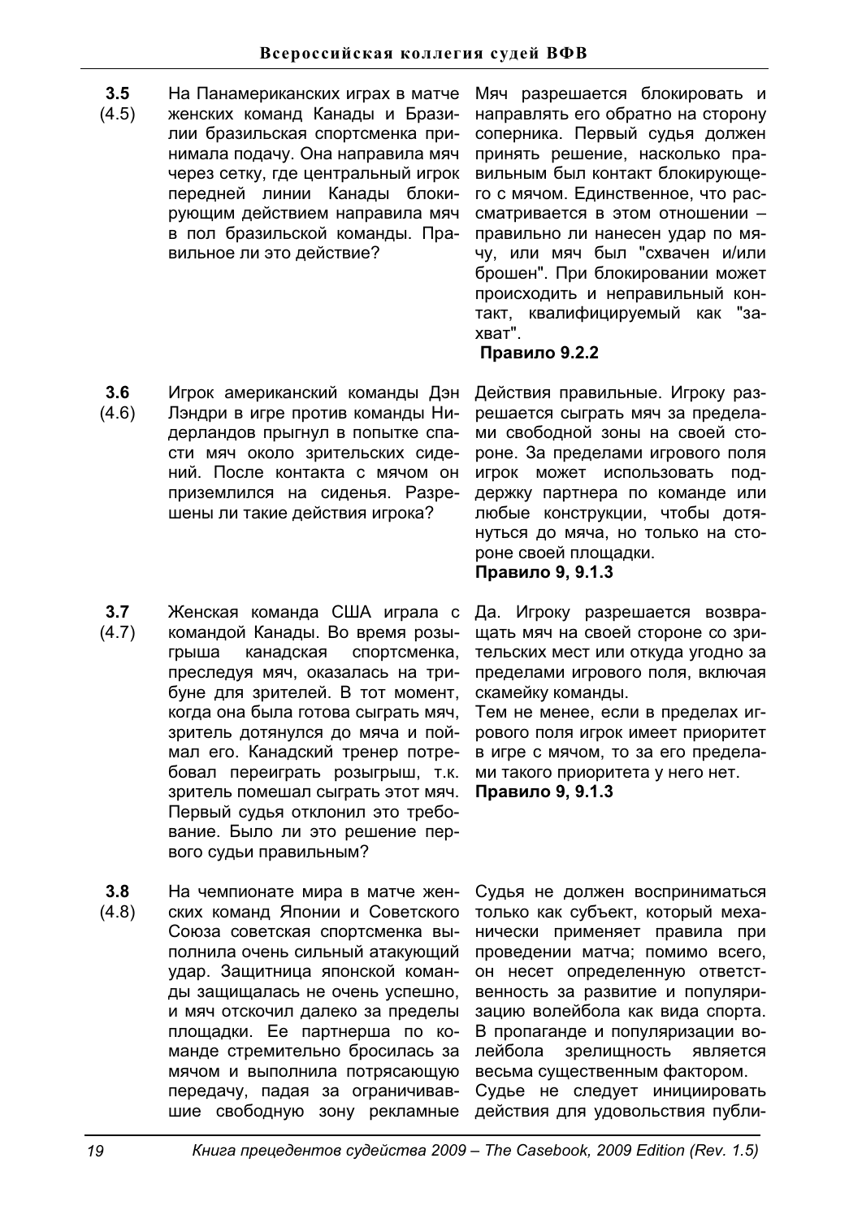| | | |
|---|---|---|
| **3.5** (4.5) | На Панамериканских играх в матче женских команд Канады и Бразилии бразильская спортсменка принимала подачу. Она направила мяч через сетку, где центральный игрок передней линии Канады блокирующим действием направила мяч в пол бразильской команды. Правильное ли это действие? | Мяч разрешается блокировать и направлять его обратно на сторону соперника. Первый судья должен принять решение, насколько правильным был контакт блокирующего с мячом. Единственное, что рассматривается в этом отношении – правильно ли нанесен удар по мячу, или мяч был "схвачен и/или брошен". При блокировании может происходить и неправильный контакт, квалифицируемый как "захват".<br>**Правило 9.2.2** |
| **3.6** (4.6) | Игрок американский команды Дэн Лэндри в игре против команды Нидерландов прыгнул в попытке спасти мяч около зрительских сидений. После контакта с мячом он приземлился на сиденья. Разрешены ли такие действия игрока? | Действия правильные. Игроку разрешается сыграть мяч за пределами свободной зоны на своей стороне. За пределами игрового поля игрок может использовать поддержку партнера по команде или любые конструкции, чтобы дотянуться до мяча, но только на стороне своей площадки.<br>**Правило 9, 9.1.3** |
| **3.7** (4.7) | Женская команда США играла с командой Канады. Во время розыгрыша канадская спортсменка, преследуя мяч, оказалась на трибуне для зрителей. В тот момент, когда она была готова сыграть мяч, зритель дотянулся до мяча и поймал его. Канадский тренер потребовал переиграть розыгрыш, т.к. зритель помешал сыграть этот мяч. Первый судья отклонил это требование. Было ли это решение первого судьи правильным? | Да. Игроку разрешается возвращать мяч на своей стороне со зрительских мест или откуда угодно за пределами игрового поля, включая скамейку команды.<br>Тем не менее, если в пределах игрового поля игрок имеет приоритет в игре с мячом, то за его пределами такого приоритета у него нет.<br>**Правило 9, 9.1.3** |
| **3.8** (4.8) | На чемпионате мира в матче женских команд Японии и Советского Союза советская спортсменка выполнила очень сильный атакующий удар. Защитница японской команды защищалась не очень успешно, и мяч отскочил далеко за пределы площадки. Ее партнерша по команде стремительно бросилась за мячом и выполнила потрясающую передачу, падая за ограничивавшие свободную зону рекламные | Судья не должен восприниматься только как субъект, который механически применяет правила при проведении матча; помимо всего, он несет определенную ответственность за развитие и популяризацию волейбола как вида спорта. В пропаганде и популяризации волейбола зрелищность является весьма существенным фактором.<br>Судье не следует инициировать действия для удовольствия публи- |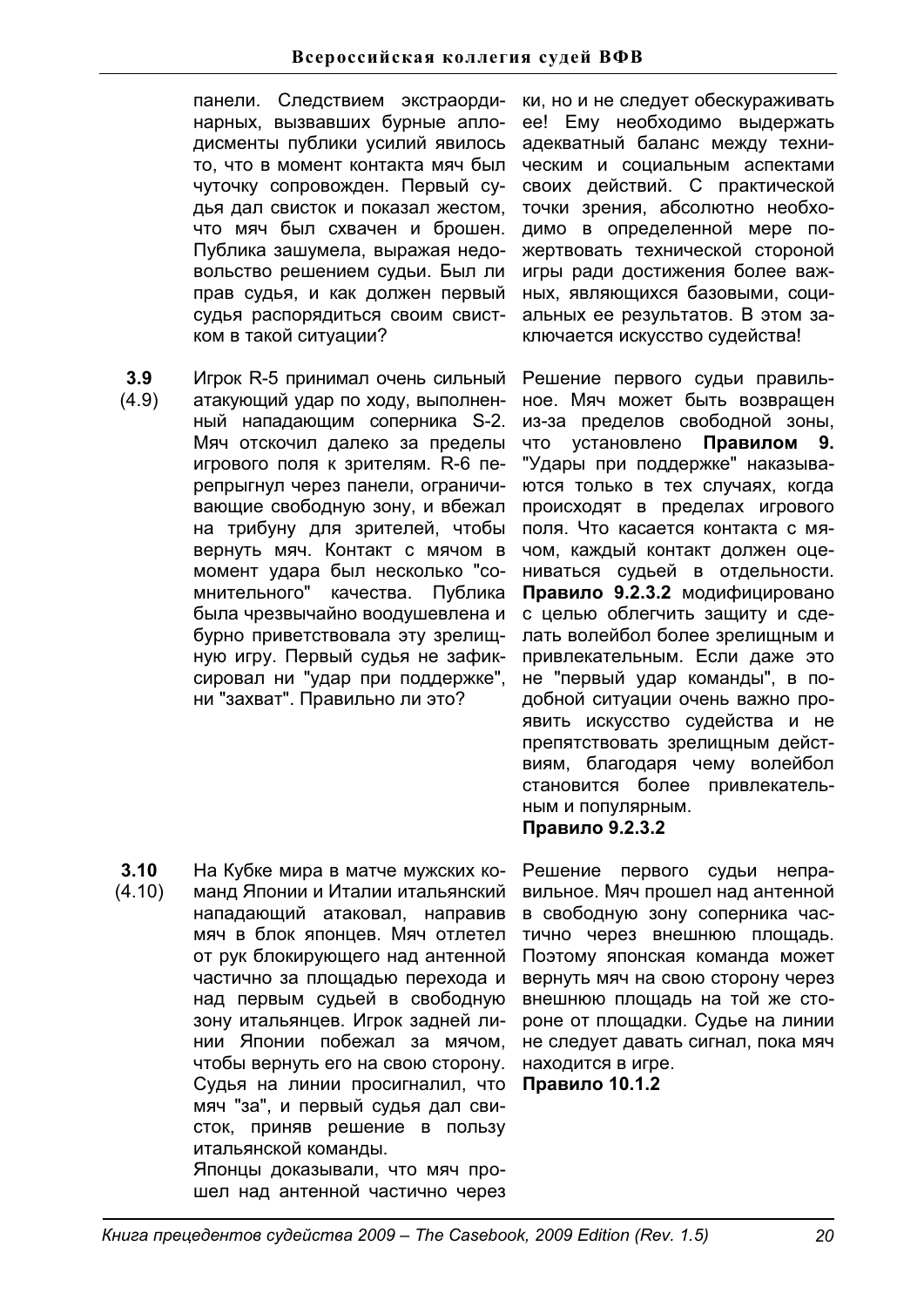панели. Следствием экстраординарных, вызвавших бурные аплодисменты публики усилий явилось то, что в момент контакта мяч был чуточку сопровожден. Первый судья дал свисток и показал жестом, что мяч был схвачен и брошен. Публика зашумела, выражая недовольство решением судьи. Был ли прав судья, и как должен первый судья распорядиться своим свистком в такой ситуации?

ки, но и не следует обескураживать ее! Ему необходимо выдержать адекватный баланс между техническим и социальным аспектами своих действий. С практической точки зрения, абсолютно необходимо в определенной мере пожертвовать технической стороной игры ради достижения более важных, являющихся базовыми, социальных ее результатов. В этом заключается искусство судейства!

**3.9** (4.9)

Игрок R-5 принимал очень сильный атакующий удар по ходу, выполненный нападающим соперника S-2. Мяч отскочил далеко за пределы игрового поля к зрителям. R-6 перепрыгнул через панели, ограничивающие свободную зону, и вбежал на трибуну для зрителей, чтобы вернуть мяч. Контакт с мячом в момент удара был несколько "сомнительного" качества. Публика была чрезвычайно воодушевлена и бурно приветствовала эту зрелищную игру. Первый судья не зафиксировал ни "удар при поддержке", ни "захват". Правильно ли это?

Решение первого судьи правильное. Мяч может быть возвращен из-за пределов свободной зоны, что установлено **Правилом 9.** "Удары при поддержке" наказываются только в тех случаях, когда происходят в пределах игрового поля. Что касается контакта с мячом, каждый контакт должен оцениваться судьей в отдельности. **Правило 9.2.3.2** модифицировано с целью облегчить защиту и сделать волейбол более зрелищным и привлекательным. Если даже это не "первый удар команды", в подобной ситуации очень важно проявить искусство судейства и не препятствовать зрелищным действиям, благодаря чему волейбол становится более привлекательным и популярным.

**Правило 9.2.3.2**

**3.10** (4.10)

На Кубке мира в матче мужских команд Японии и Италии итальянский нападающий атаковал, направив мяч в блок японцев. Мяч отлетел от рук блокирующего над антенной частично за площадью перехода и над первым судьей в свободную зону итальянцев. Игрок задней линии Японии побежал за мячом, чтобы вернуть его на свою сторону. Судья на линии просигналил, что мяч "за", и первый судья дал свисток, приняв решение в пользу итальянской команды.

Японцы доказывали, что мяч прошел над антенной частично через

Решение первого судьи неправильное. Мяч прошел над антенной в свободную зону соперника частично через внешнюю площадь. Поэтому японская команда может вернуть мяч на свою сторону через внешнюю площадь на той же стороне от площадки. Судье на линии не следует давать сигнал, пока мяч находится в игре.

**Правило 10.1.2**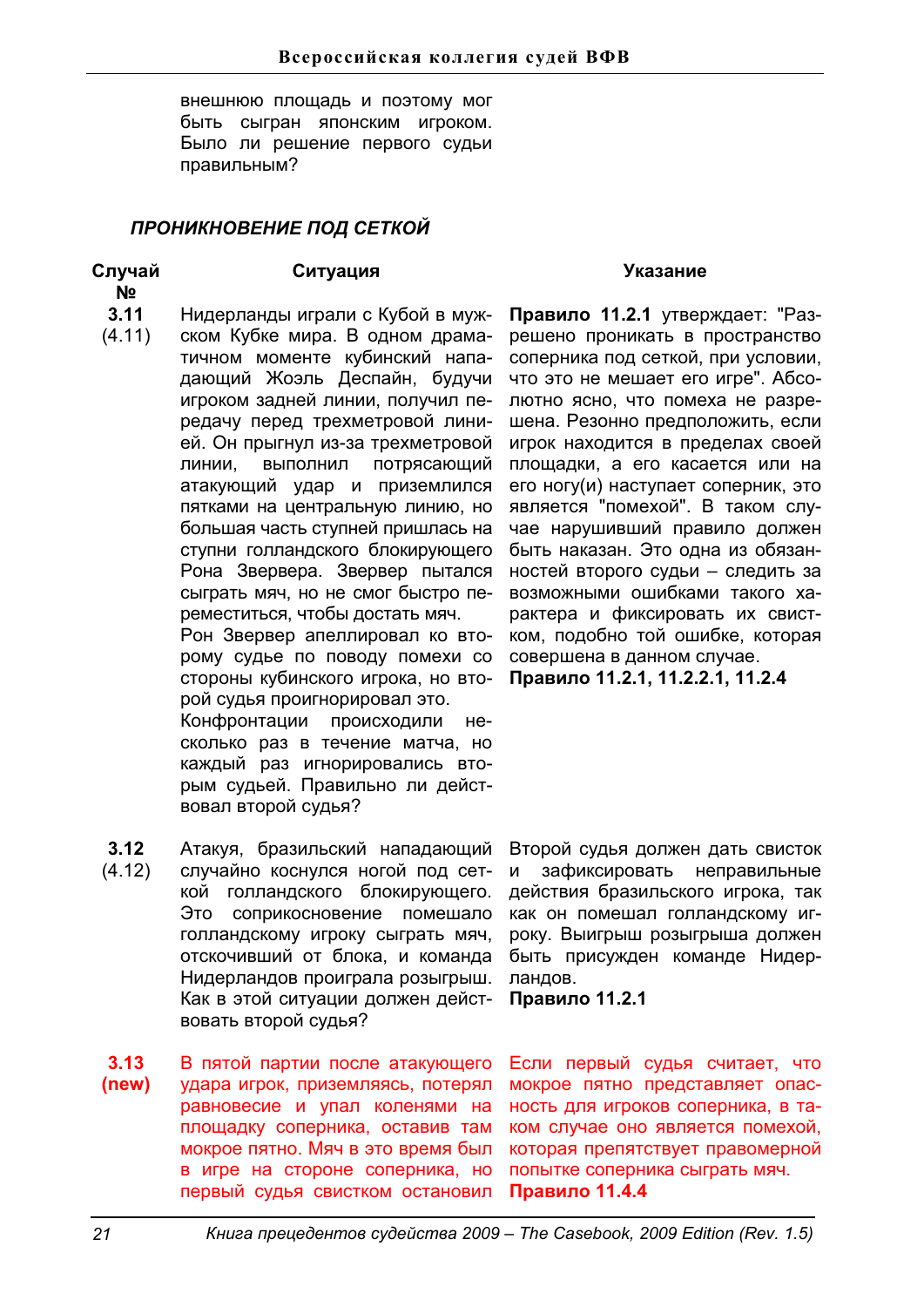внешнюю площадь и поэтому мог быть сыгран японским игроком. Было ли решение первого судьи правильным?

### *ПРОНИКНОВЕНИЕ ПОД СЕТКОЙ*

| Случай № | Ситуация | Указание |
|---|---|---|
| **3.11** (4.11) | Нидерланды играли с Кубой в мужском Кубке мира. В одном драматичном моменте кубинский нападающий Жоэль Деспайн, будучи игроком задней линии, получил передачу перед трехметровой линией. Он прыгнул из-за трехметровой линии, выполнил потрясающий атакующий удар и приземлился пятками на центральную линию, но большая часть ступней пришлась на ступни голландского блокирующего Рона Звервера. Звервер пытался сыграть мяч, но не смог быстро переместиться, чтобы достать мяч. Рон Звервер апеллировал ко второму судье по поводу помехи со стороны кубинского игрока, но второй судья проигнорировал это. Конфронтации происходили несколько раз в течение матча, но каждый раз игнорировались вторым судьей. Правильно ли действовал второй судья? | **Правило 11.2.1** утверждает: "Разрешено проникать в пространство соперника под сеткой, при условии, что это не мешает его игре". Абсолютно ясно, что помеха не разрешена. Резонно предположить, если игрок находится в пределах своей площадки, а его касается или на его ногу(и) наступает соперник, это является "помехой". В таком случае нарушивший правило должен быть наказан. Это одна из обязанностей второго судьи – следить за возможными ошибками такого характера и фиксировать их свистком, подобно той ошибке, которая совершена в данном случае. **Правило 11.2.1, 11.2.2.1, 11.2.4** |
| **3.12** (4.12) | Атакуя, бразильский нападающий случайно коснулся ногой под сеткой голландского блокирующего. Это соприкосновение помешало голландскому игроку сыграть мяч, отскочивший от блока, и команда Нидерландов проиграла розыгрыш. Как в этой ситуации должен действовать второй судья? | Второй судья должен дать свисток и зафиксировать неправильные действия бразильского игрока, так как он помешал голландскому игроку. Выигрыш розыгрыша должен быть присужден команде Нидерландов. **Правило 11.2.1** |
| **3.13** **(new)** | В пятой партии после атакующего удара игрок, приземляясь, потерял равновесие и упал коленями на площадку соперника, оставив там мокрое пятно. Мяч в это время был в игре на стороне соперника, но первый судья свистком остановил | Если первый судья считает, что мокрое пятно представляет опасность для игроков соперника, в таком случае оно является помехой, которая препятствует правомерной попытке соперника сыграть мяч. **Правило 11.4.4** |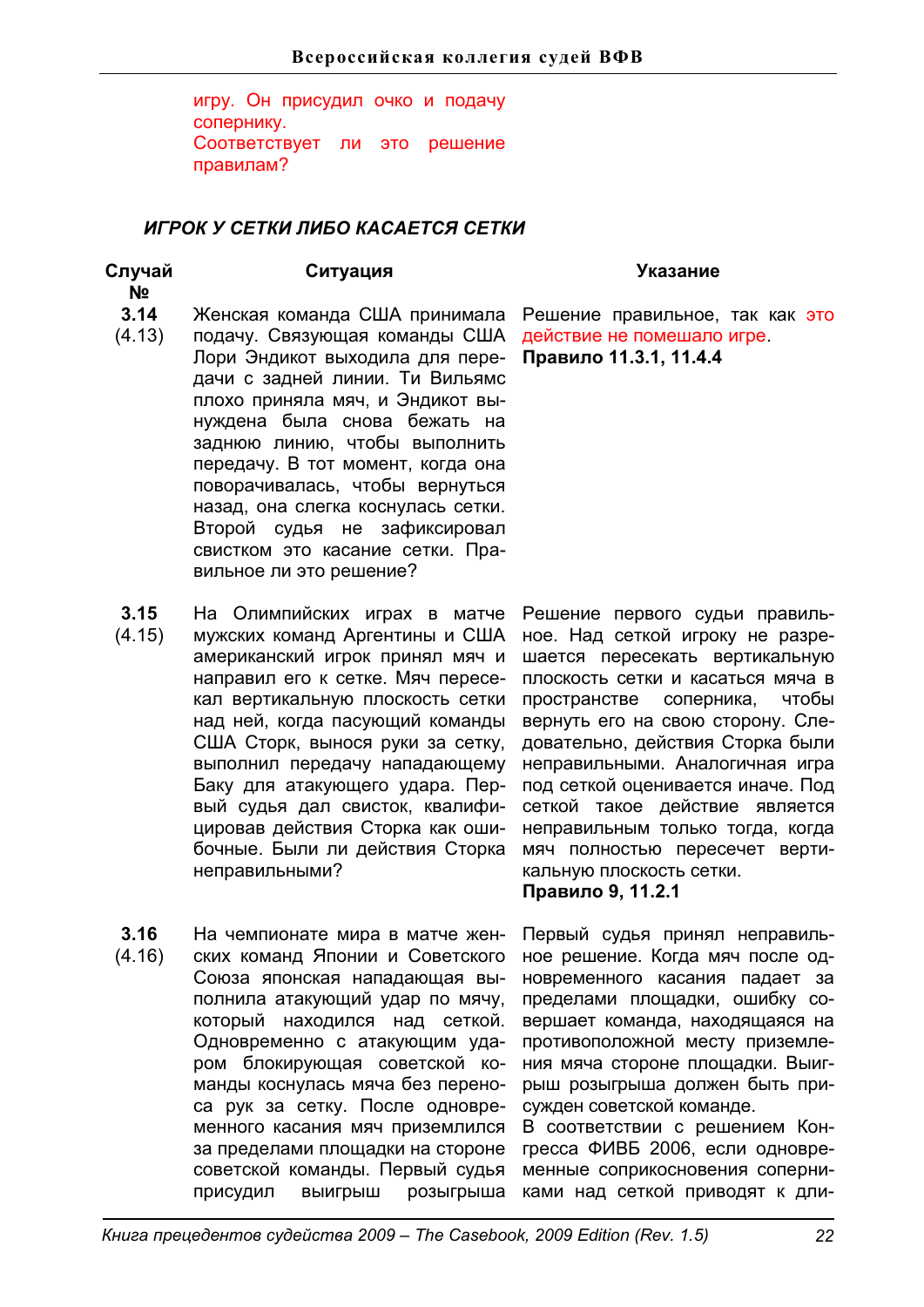игру. Он присудил очко и подачу сопернику.
Соответствует ли это решение правилам?

### *ИГРОК У СЕТКИ ЛИБО КАСАЕТСЯ СЕТКИ*

| Случай № | Ситуация | Указание |
|---|---|---|
| **3.14** (4.13) | Женская команда США принимала подачу. Связующая команды США Лори Эндикот выходила для передачи с задней линии. Ти Вильямс плохо приняла мяч, и Эндикот вынуждена была снова бежать на заднюю линию, чтобы выполнить передачу. В тот момент, когда она поворачивалась, чтобы вернуться назад, она слегка коснулась сетки. Второй судья не зафиксировал свистком это касание сетки. Правильное ли это решение? | Решение правильное, так как это действие не помешало игре. **Правило 11.3.1, 11.4.4** |
| **3.15** (4.15) | На Олимпийских играх в матче мужских команд Аргентины и США американский игрок принял мяч и направил его к сетке. Мяч пересекал вертикальную плоскость сетки над ней, когда пасующий команды США Сторк, вынося руки за сетку, выполнил передачу нападающему Баку для атакующего удара. Первый судья дал свисток, квалифицировав действия Сторка как ошибочные. Были ли действия Сторка неправильными? | Решение первого судьи правильное. Над сеткой игроку не разрешается пересекать вертикальную плоскость сетки и касаться мяча в пространстве соперника, чтобы вернуть его на свою сторону. Следовательно, действия Сторка были неправильными. Аналогичная игра под сеткой оценивается иначе. Под сеткой такое действие является неправильным только тогда, когда мяч полностью пересечет вертикальную плоскость сетки. **Правило 9, 11.2.1** |
| **3.16** (4.16) | На чемпионате мира в матче женских команд Японии и Советского Союза японская нападающая выполнила атакующий удар по мячу, который находился над сеткой. Одновременно с атакующим ударом блокирующая советской команды коснулась мяча без переноса рук за сетку. После одновременного касания мяч приземлился за пределами площадки на стороне советской команды. Первый судья присудил выигрыш розыгрыша | Первый судья принял неправильное решение. Когда мяч после одновременного касания падает за пределами площадки, ошибку совершает команда, находящаяся на противоположной месту приземления мяча стороне площадки. Выигрыш розыгрыша должен быть присужден советской команде. В соответствии с решением Конгресса ФИВБ 2006, если одновременные соприкосновения соперниками над сеткой приводят к дли- |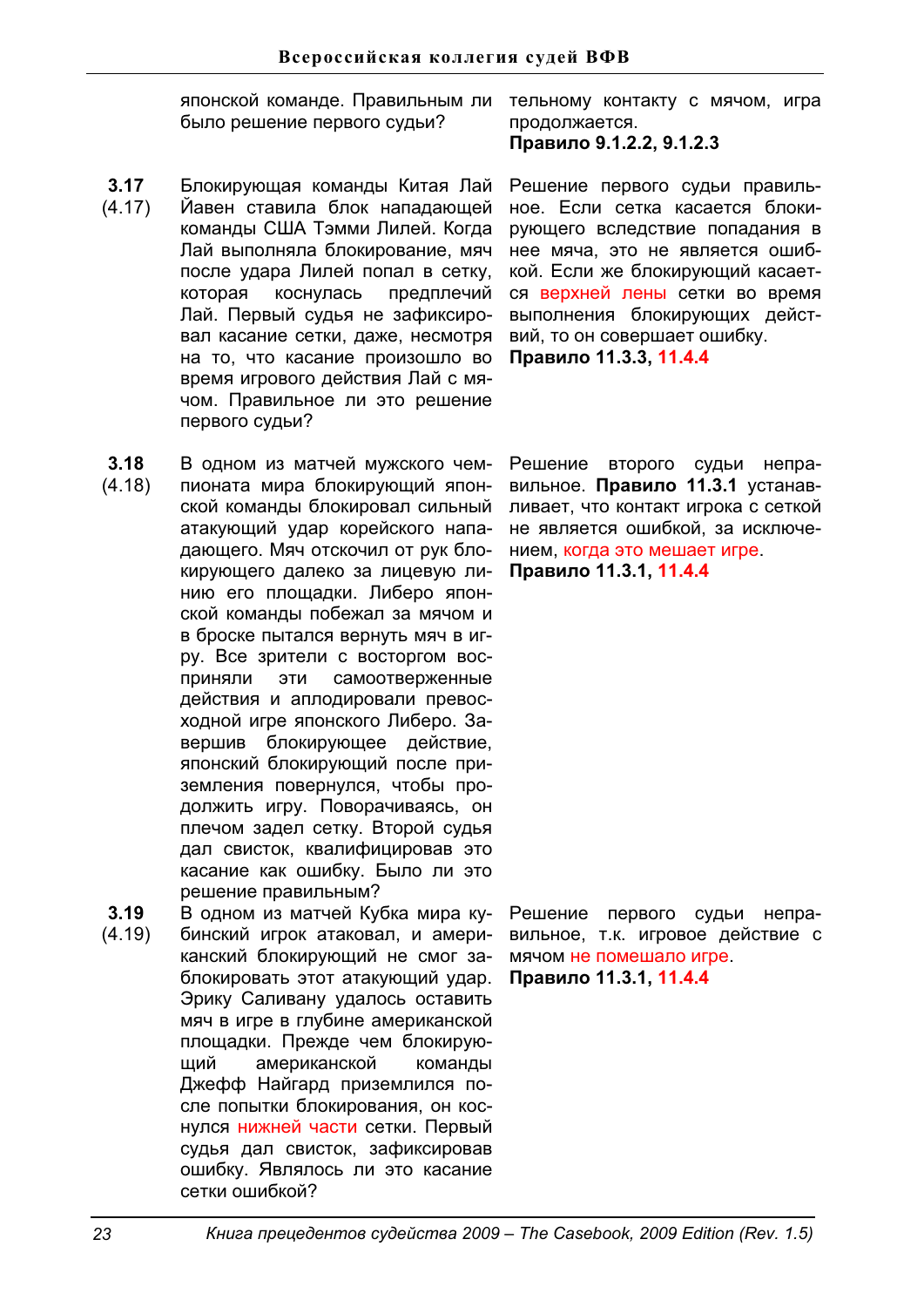японской команде. Правильным ли было решение первого судьи?

тельному контакту с мячом, игра продолжается.
**Правило 9.1.2.2, 9.1.2.3**

| | Вопрос | Ответ |
|---|---|---|
| **3.17** (4.17) | Блокирующая команды Китая Лай Йавен ставила блок нападающей команды США Тэмми Лилей. Когда Лай выполняла блокирование, мяч после удара Лилей попал в сетку, которая коснулась предплечий Лай. Первый судья не зафиксировал касание сетки, даже, несмотря на то, что касание произошло во время игрового действия Лай с мячом. Правильное ли это решение первого судьи? | Решение первого судьи правильное. Если сетка касается блокирующего вследствие попадания в нее мяча, это не является ошибкой. Если же блокирующий касается верхней лены сетки во время выполнения блокирующих действий, то он совершает ошибку. **Правило 11.3.3, 11.4.4** |
| **3.18** (4.18) | В одном из матчей мужского чемпионата мира блокирующий японской команды блокировал сильный атакующий удар корейского нападающего. Мяч отскочил от рук блокирующего далеко за лицевую линию его площадки. Либеро японской команды побежал за мячом и в броске пытался вернуть мяч в игру. Все зрители с восторгом восприняли эти самоотверженные действия и аплодировали превосходной игре японского Либеро. Завершив блокирующее действие, японский блокирующий после приземления повернулся, чтобы продолжить игру. Поворачиваясь, он плечом задел сетку. Второй судья дал свисток, квалифицировав это касание как ошибку. Было ли это решение правильным? | Решение второго судьи неправильное. **Правило 11.3.1** устанавливает, что контакт игрока с сеткой не является ошибкой, за исключением, когда это мешает игре. **Правило 11.3.1, 11.4.4** |
| **3.19** (4.19) | В одном из матчей Кубка мира кубинский игрок атаковал, и американский блокирующий не смог заблокировать этот атакующий удар. Эрику Саливану удалось оставить мяч в игре в глубине американской площадки. Прежде чем блокирующий американской команды Джефф Найгард приземлился после попытки блокирования, он коснулся нижней части сетки. Первый судья дал свисток, зафиксировав ошибку. Являлось ли это касание сетки ошибкой? | Решение первого судьи неправильное, т.к. игровое действие с мячом не помешало игре. **Правило 11.3.1, 11.4.4** |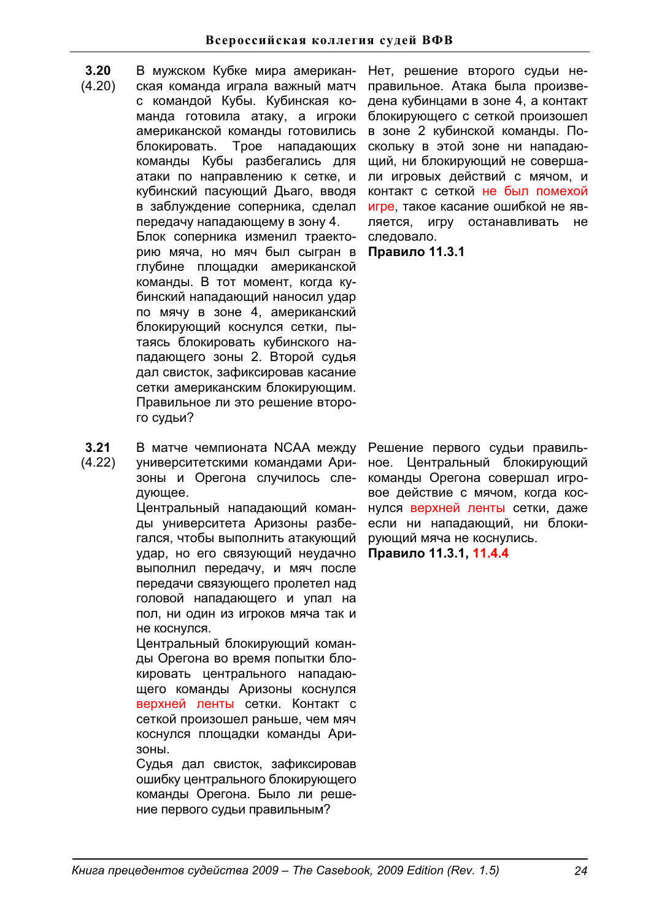**3.20**
(4.20)

В мужском Кубке мира американская команда играла важный матч с командой Кубы. Кубинская команда готовила атаку, а игроки американской команды готовились блокировать. Трое нападающих команды Кубы разбегались для атаки по направлению к сетке, и кубинский пасующий Дьаго, вводя в заблуждение соперника, сделал передачу нападающему в зону 4.

Блок соперника изменил траекторию мяча, но мяч был сыгран в глубине площадки американской команды. В тот момент, когда кубинский нападающий наносил удар по мячу в зоне 4, американский блокирующий коснулся сетки, пытаясь блокировать кубинского нападающего зоны 2. Второй судья дал свисток, зафиксировав касание сетки американским блокирующим. Правильное ли это решение второго судьи?

Нет, решение второго судьи неправильное. Атака была произведена кубинцами в зоне 4, а контакт блокирующего с сеткой произошел в зоне 2 кубинской команды. Поскольку в этой зоне ни нападающий, ни блокирующий не совершали игровых действий с мячом, и контакт с сеткой не был помехой игре, такое касание ошибкой не является, игру останавливать не следовало.

**Правило 11.3.1**

**3.21**
(4.22)

В матче чемпионата NCAA между университетскими командами Аризоны и Орегона случилось следующее.

Центральный нападающий команды университета Аризоны разбегался, чтобы выполнить атакующий удар, но его связующий неудачно выполнил передачу, и мяч после передачи связующего пролетел над головой нападающего и упал на пол, ни один из игроков мяча так и не коснулся.

Центральный блокирующий команды Орегона во время попытки блокировать центрального нападающего команды Аризоны коснулся верхней ленты сетки. Контакт с сеткой произошел раньше, чем мяч коснулся площадки команды Аризоны.

Судья дал свисток, зафиксировав ошибку центрального блокирующего команды Орегона. Было ли решение первого судьи правильным?

Решение первого судьи правильное. Центральный блокирующий команды Орегона совершал игровое действие с мячом, когда коснулся верхней ленты сетки, даже если ни нападающий, ни блокирующий мяча не коснулись.

**Правило 11.3.1, 11.4.4**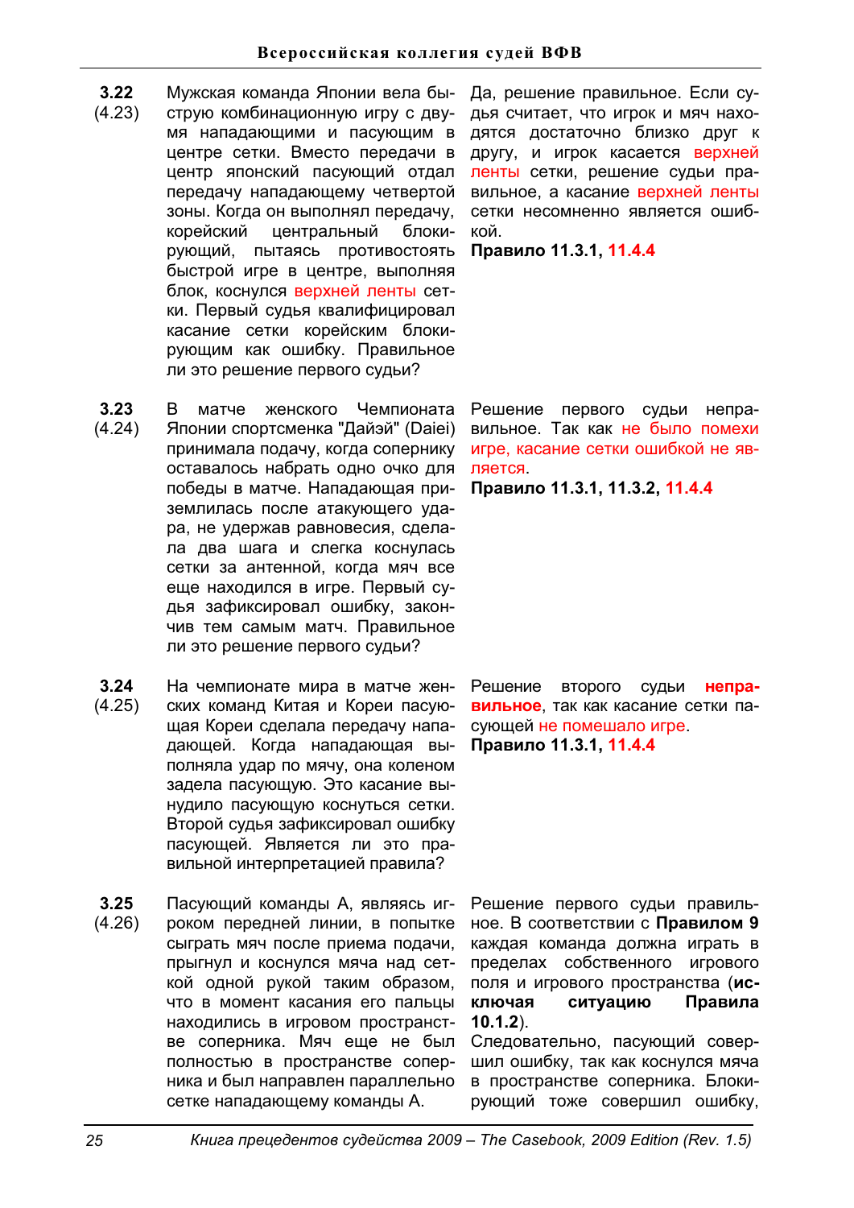| | | |
|---|---|---|
| **3.22** (4.23) | Мужская команда Японии вела быструю комбинационную игру с двумя нападающими и пасующим в центре сетки. Вместо передачи в центр японский пасующий отдал передачу нападающему четвертой зоны. Когда он выполнял передачу, корейский центральный блокирующий, пытаясь противостоять быстрой игре в центре, выполняя блок, коснулся верхней ленты сетки. Первый судья квалифицировал касание сетки корейским блокирующим как ошибку. Правильное ли это решение первого судьи? | Да, решение правильное. Если судья считает, что игрок и мяч находятся достаточно близко друг к другу, и игрок касается верхней ленты сетки, решение судьи правильное, а касание верхней ленты сетки несомненно является ошибкой. **Правило 11.3.1, 11.4.4** |
| **3.23** (4.24) | В матче женского Чемпионата Японии спортсменка "Дайэй" (Daiei) принимала подачу, когда сопернику оставалось набрать одно очко для победы в матче. Нападающая приземлилась после атакующего удара, не удержав равновесия, сделала два шага и слегка коснулась сетки за антенной, когда мяч все еще находился в игре. Первый судья зафиксировал ошибку, закончив тем самым матч. Правильное ли это решение первого судьи? | Решение первого судьи неправильное. Так как не было помехи игре, касание сетки ошибкой не является. **Правило 11.3.1, 11.3.2, 11.4.4** |
| **3.24** (4.25) | На чемпионате мира в матче женских команд Китая и Кореи пасующая Кореи сделала передачу нападающей. Когда нападающая выполняла удар по мячу, она коленом задела пасующую. Это касание вынудило пасующую коснуться сетки. Второй судья зафиксировал ошибку пасующей. Является ли это правильной интерпретацией правила? | Решение второго судьи **неправильное**, так как касание сетки пасующей не помешало игре. **Правило 11.3.1, 11.4.4** |
| **3.25** (4.26) | Пасующий команды А, являясь игроком передней линии, в попытке сыграть мяч после приема подачи, прыгнул и коснулся мяча над сеткой одной рукой таким образом, что в момент касания его пальцы находились в игровом пространстве соперника. Мяч еще не был полностью в пространстве соперника и был направлен параллельно сетке нападающему команды А. | Решение первого судьи правильное. В соответствии с **Правилом 9** каждая команда должна играть в пределах собственного игрового поля и игрового пространства (**исключая ситуацию Правила 10.1.2**). Следовательно, пасующий совершил ошибку, так как коснулся мяча в пространстве соперника. Блокирующий тоже совершил ошибку, |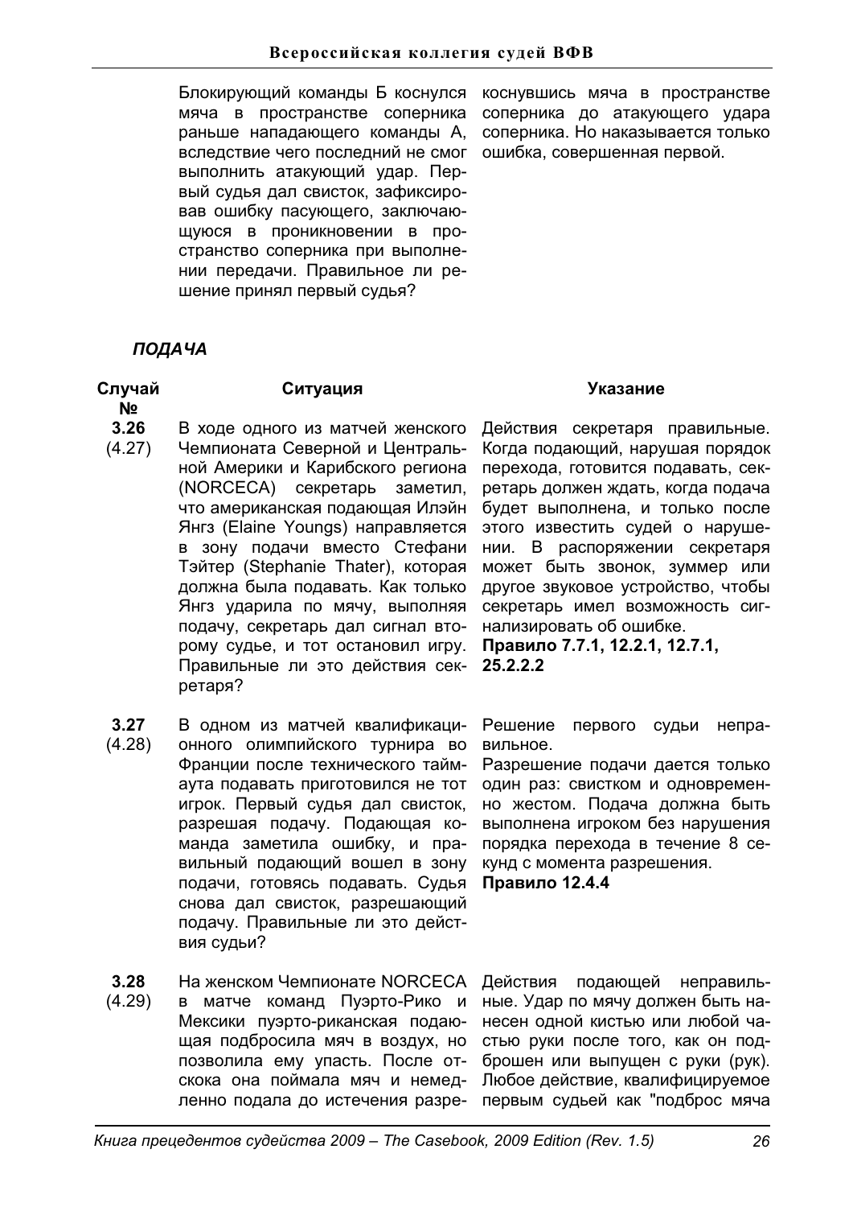| | Блокирующий команды Б коснулся мяча в пространстве соперника раньше нападающего команды А, вследствие чего последний не смог выполнить атакующий удар. Первый судья дал свисток, зафиксировав ошибку пасующего, заключающуюся в проникновении в пространство соперника при выполнении передачи. Правильное ли решение принял первый судья? | коснувшись мяча в пространстве соперника до атакующего удара соперника. Но наказывается только ошибка, совершенная первой. |
|---|---|---|

### *ПОДАЧА*

| Случай № | Ситуация | Указание |
|---|---|---|
| **3.26** (4.27) | В ходе одного из матчей женского Чемпионата Северной и Центральной Америки и Карибского региона (NORCECA) секретарь заметил, что американская подающая Илэйн Янгз (Elaine Youngs) направляется в зону подачи вместо Стефани Тэйтер (Stephanie Thater), которая должна была подавать. Как только Янгз ударила по мячу, выполняя подачу, секретарь дал сигнал второму судье, и тот остановил игру. Правильные ли это действия секретаря? | Действия секретаря правильные. Когда подающий, нарушая порядок перехода, готовится подавать, секретарь должен ждать, когда подача будет выполнена, и только после этого известить судей о нарушении. В распоряжении секретаря может быть звонок, зуммер или другое звуковое устройство, чтобы секретарь имел возможность сигнализировать об ошибке. **Правило 7.7.1, 12.2.1, 12.7.1, 25.2.2.2** |
| **3.27** (4.28) | В одном из матчей квалификационного олимпийского турнира во Франции после технического тайм-аута подавать приготовился не тот игрок. Первый судья дал свисток, разрешая подачу. Подающая команда заметила ошибку, и правильный подающий вошел в зону подачи, готовясь подавать. Судья снова дал свисток, разрешающий подачу. Правильные ли это действия судьи? | Решение первого судьи неправильное. Разрешение подачи дается только один раз: свистком и одновременно жестом. Подача должна быть выполнена игроком без нарушения порядка перехода в течение 8 секунд с момента разрешения. **Правило 12.4.4** |
| **3.28** (4.29) | На женском Чемпионате NORCECA в матче команд Пуэрто-Рико и Мексики пуэрто-риканская подающая подбросила мяч в воздух, но позволила ему упасть. После отскока она поймала мяч и немедленно подала до истечения разре- | Действия подающей неправильные. Удар по мячу должен быть нанесен одной кистью или любой частью руки после того, как он подброшен или выпущен с руки (рук). Любое действие, квалифицируемое первым судьей как "подброс мяча |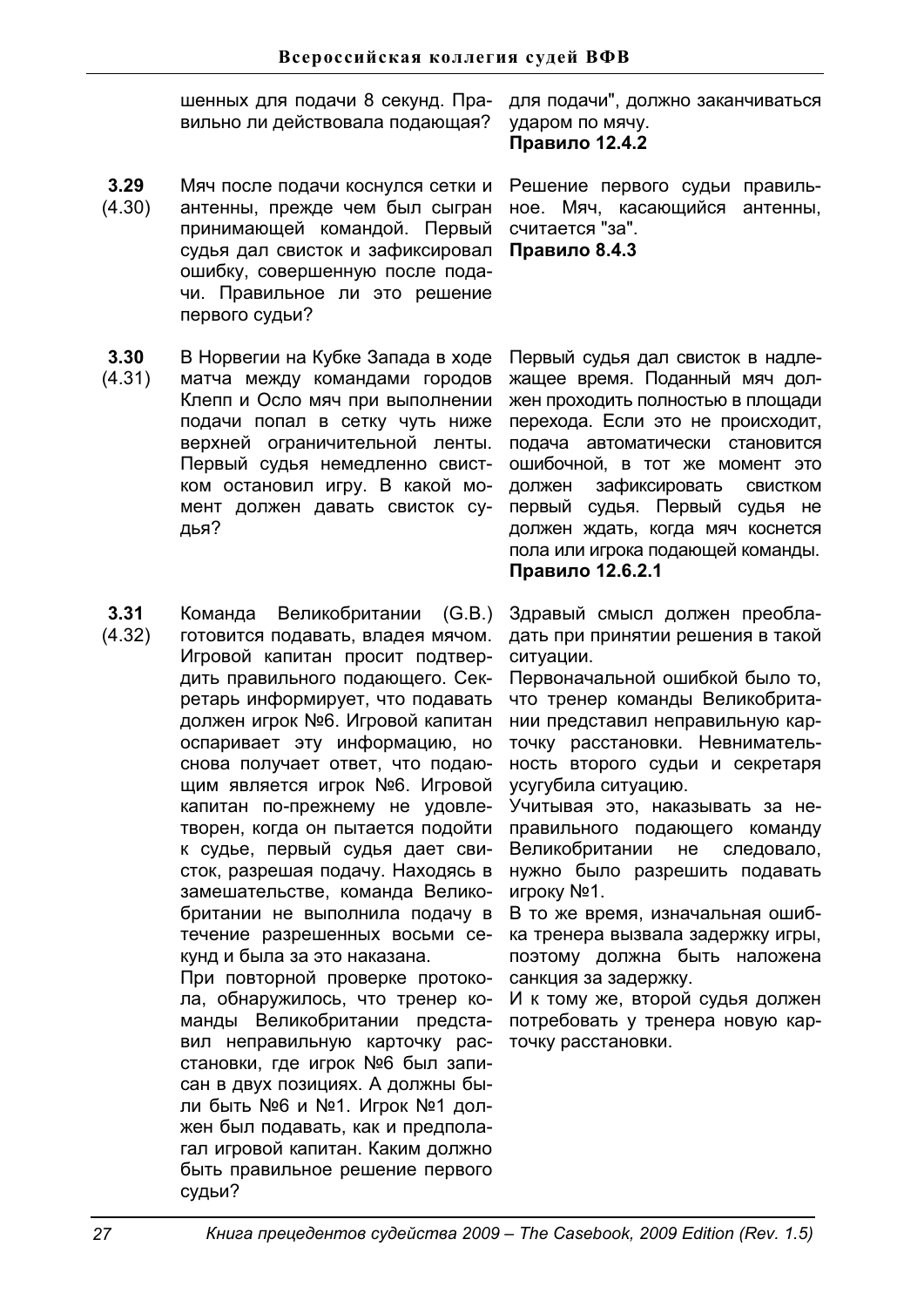шенных для подачи 8 секунд. Правильно ли действовала подающая?

для подачи", должно заканчиваться ударом по мячу.
**Правило 12.4.2**

**3.29** (4.30)

Мяч после подачи коснулся сетки и антенны, прежде чем был сыгран принимающей командой. Первый судья дал свисток и зафиксировал ошибку, совершенную после подачи. Правильное ли это решение первого судьи?

Решение первого судьи правильное. Мяч, касающийся антенны, считается "за".
**Правило 8.4.3**

**3.30** (4.31)

В Норвегии на Кубке Запада в ходе матча между командами городов Клепп и Осло мяч при выполнении подачи попал в сетку чуть ниже верхней ограничительной ленты. Первый судья немедленно свистком остановил игру. В какой момент должен давать свисток судья?

Первый судья дал свисток в надлежащее время. Поданный мяч должен проходить полностью в площади перехода. Если это не происходит, подача автоматически становится ошибочной, в тот же момент это должен зафиксировать свистком первый судья. Первый судья не должен ждать, когда мяч коснется пола или игрока подающей команды.
**Правило 12.6.2.1**

**3.31** (4.32)

Команда Великобритании (G.B.) готовится подавать, владея мячом. Игровой капитан просит подтвердить правильного подающего. Секретарь информирует, что подавать должен игрок №6. Игровой капитан оспаривает эту информацию, но снова получает ответ, что подающим является игрок №6. Игровой капитан по-прежнему не удовлетворен, когда он пытается подойти к судье, первый судья дает свисток, разрешая подачу. Находясь в замешательстве, команда Великобритании не выполнила подачу в течение разрешенных восьми секунд и была за это наказана.

При повторной проверке протокола, обнаружилось, что тренер команды Великобритании представил неправильную карточку расстановки, где игрок №6 был записан в двух позициях. А должны были быть №6 и №1. Игрок №1 должен был подавать, как и предполагал игровой капитан. Каким должно быть правильное решение первого судьи?

Здравый смысл должен преобладать при принятии решения в такой ситуации.

Первоначальной ошибкой было то, что тренер команды Великобритании представил неправильную карточку расстановки. Невнимательность второго судьи и секретаря усугубила ситуацию.

Учитывая это, наказывать за неправильного подающего команду Великобритании не следовало, нужно было разрешить подавать игроку №1.

В то же время, изначальная ошибка тренера вызвала задержку игры, поэтому должна быть наложена санкция за задержку.

И к тому же, второй судья должен потребовать у тренера новую карточку расстановки.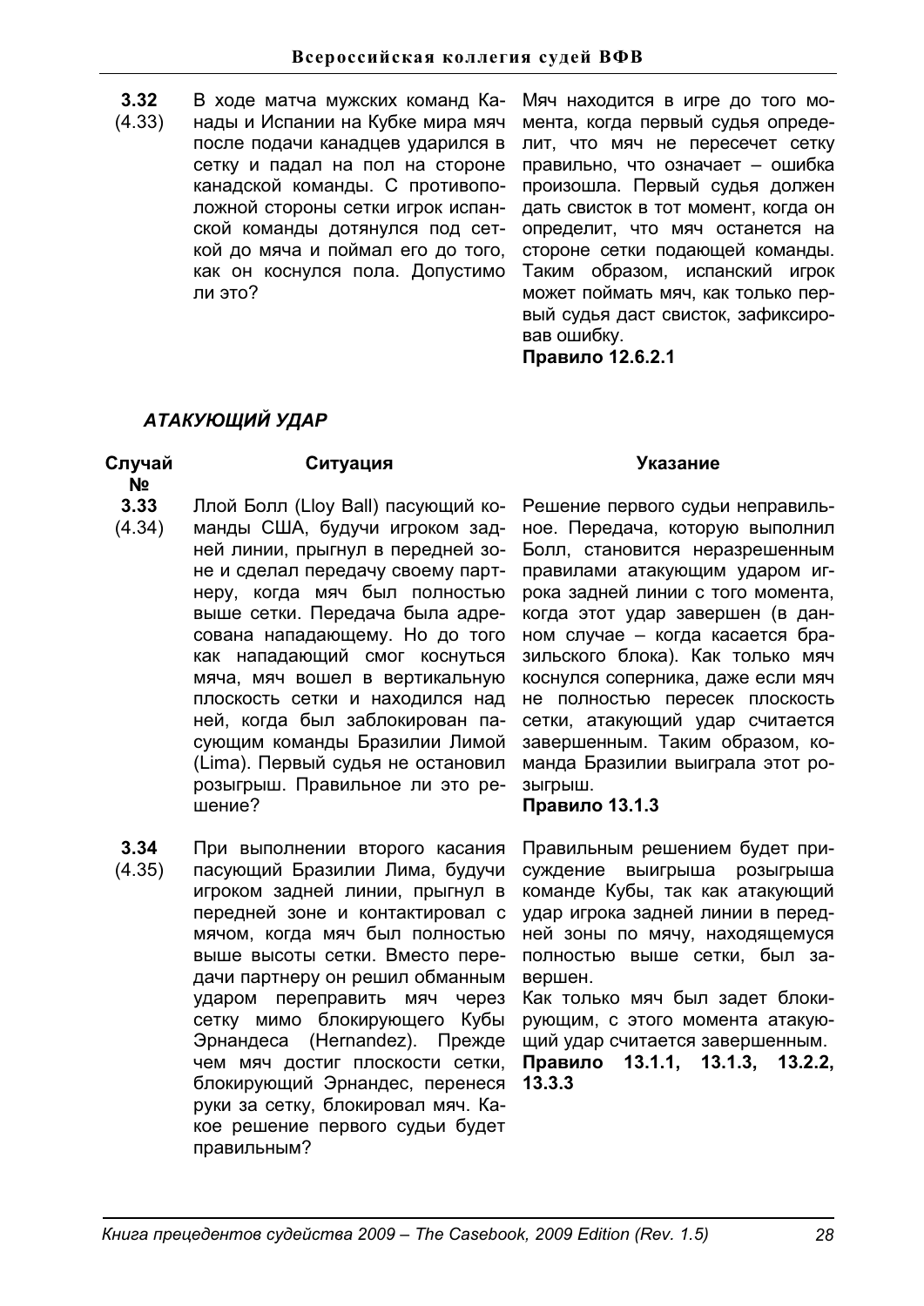| | | |
|---|---|---|
| **3.32** (4.33) | В ходе матча мужских команд Канады и Испании на Кубке мира мяч после подачи канадцев ударился в сетку и падал на пол на стороне канадской команды. С противоположной стороны сетки игрок испанской команды дотянулся под сеткой до мяча и поймал его до того, как он коснулся пола. Допустимо ли это? | Мяч находится в игре до того момента, когда первый судья определит, что мяч не пересечет сетку правильно, что означает – ошибка произошла. Первый судья должен дать свисток в тот момент, когда он определит, что мяч останется на стороне сетки подающей команды. Таким образом, испанский игрок может поймать мяч, как только первый судья даст свисток, зафиксировав ошибку. **Правило 12.6.2.1** |

### *АТАКУЮЩИЙ УДАР*

| Случай № | Ситуация | Указание |
|---|---|---|
| **3.33** (4.34) | Ллой Болл (Lloy Ball) пасующий команды США, будучи игроком задней линии, прыгнул в передней зоне и сделал передачу своему партнеру, когда мяч был полностью выше сетки. Передача была адресована нападающему. Но до того как нападающий смог коснуться мяча, мяч вошел в вертикальную плоскость сетки и находился над ней, когда был заблокирован пасующим команды Бразилии Лимой (Lima). Первый судья не остановил розыгрыш. Правильное ли это решение? | Решение первого судьи неправильное. Передача, которую выполнил Болл, становится неразрешенным правилами атакующим ударом игрока задней линии с того момента, когда этот удар завершен (в данном случае – когда касается бразильского блока). Как только мяч коснулся соперника, даже если мяч не полностью пересек плоскость сетки, атакующий удар считается завершенным. Таким образом, команда Бразилии выиграла этот розыгрыш. **Правило 13.1.3** |
| **3.34** (4.35) | При выполнении второго касания пасующий Бразилии Лима, будучи игроком задней линии, прыгнул в передней зоне и контактировал с мячом, когда мяч был полностью выше высоты сетки. Вместо передачи партнеру он решил обманным ударом переправить мяч через сетку мимо блокирующего Кубы Эрнандеса (Hernandez). Прежде чем мяч достиг плоскости сетки, блокирующий Эрнандес, перенеся руки за сетку, блокировал мяч. Какое решение первого судьи будет правильным? | Правильным решением будет присуждение выигрыша розыгрыша команде Кубы, так как атакующий удар игрока задней линии в передней зоны по мячу, находящемуся полностью выше сетки, был завершен. Как только мяч был задет блокирующим, с этого момента атакующий удар считается завершенным. **Правило 13.1.1, 13.1.3, 13.2.2, 13.3.3** |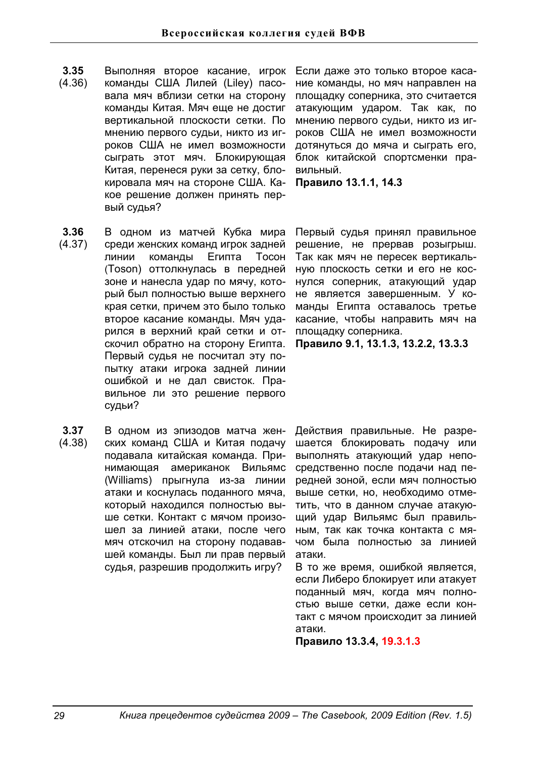**3.35** (4.36)

Выполняя второе касание, игрок команды США Лилей (Liley) пасовала мяч вблизи сетки на сторону команды Китая. Мяч еще не достиг вертикальной плоскости сетки. По мнению первого судьи, никто из игроков США не имел возможности сыграть этот мяч. Блокирующая Китая, перенеся руки за сетку, блокировала мяч на стороне США. Какое решение должен принять первый судья?

Если даже это только второе касание команды, но мяч направлен на площадку соперника, это считается атакующим ударом. Так как, по мнению первого судьи, никто из игроков США не имел возможности дотянуться до мяча и сыграть его, блок китайской спортсменки правильный.

**Правило 13.1.1, 14.3**

**3.36** (4.37)

В одном из матчей Кубка мира среди женских команд игрок задней линии команды Египта Тосон (Toson) оттолкнулась в передней зоне и нанесла удар по мячу, который был полностью выше верхнего края сетки, причем это было только второе касание команды. Мяч ударился в верхний край сетки и отскочил обратно на сторону Египта. Первый судья не посчитал эту попытку атаки игрока задней линии ошибкой и не дал свисток. Правильное ли это решение первого судьи?

Первый судья принял правильное решение, не прервав розыгрыш. Так как мяч не пересек вертикальную плоскость сетки и его не коснулся соперник, атакующий удар не является завершенным. У команды Египта оставалось третье касание, чтобы направить мяч на площадку соперника.

**Правило 9.1, 13.1.3, 13.2.2, 13.3.3**

**3.37** (4.38)

В одном из эпизодов матча женских команд США и Китая подачу подавала китайская команда. Принимающая американок Вильямс (Williams) прыгнула из-за линии атаки и коснулась поданного мяча, который находился полностью выше сетки. Контакт с мячом произошел за линией атаки, после чего мяч отскочил на сторону подававшей команды. Был ли прав первый судья, разрешив продолжить игру?

Действия правильные. Не разрешается блокировать подачу или выполнять атакующий удар непосредственно после подачи над передней зоной, если мяч полностью выше сетки, но, необходимо отметить, что в данном случае атакующий удар Вильямс был правильным, так как точка контакта с мячом была полностью за линией атаки.

В то же время, ошибкой является, если Либеро блокирует или атакует поданный мяч, когда мяч полностью выше сетки, даже если контакт с мячом происходит за линией атаки.

**Правило 13.3.4, 19.3.1.3**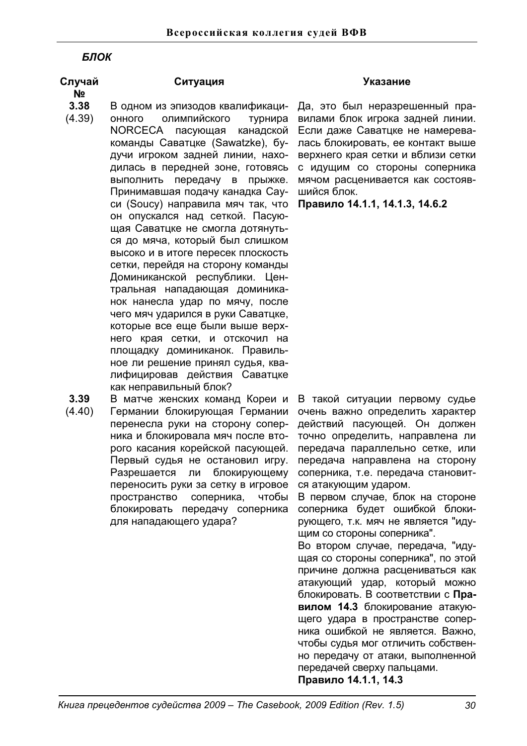***БЛОК***

| Случай № | Ситуация | Указание |
|---|---|---|
| **3.38** (4.39) | В одном из эпизодов квалификационного олимпийского турнира NORCECA пасующая канадской команды Саватцке (Sawatzke), будучи игроком задней линии, находилась в передней зоне, готовясь выполнить передачу в прыжке. Принимавшая подачу канадка Сауси (Soucy) направила мяч так, что он опускался над сеткой. Пасующая Саватцке не смогла дотянуться до мяча, который был слишком высоко и в итоге пересек плоскость сетки, перейдя на сторону команды Доминиканской республики. Центральная нападающая доминиканок нанесла удар по мячу, после чего мяч ударился в руки Саватцке, которые все еще были выше верхнего края сетки, и отскочил на площадку доминиканок. Правильное ли решение принял судья, квалифицировав действия Саватцке как неправильный блок? | Да, это был неразрешенный правилами блок игрока задней линии. Если даже Саватцке не намеревалась блокировать, ее контакт выше верхнего края сетки и вблизи сетки с идущим со стороны соперника мячом расценивается как состоявшийся блок.<br>**Правило 14.1.1, 14.1.3, 14.6.2** |
| **3.39** (4.40) | В матче женских команд Кореи и Германии блокирующая Германии перенесла руки на сторону соперника и блокировала мяч после второго касания корейской пасующей. Первый судья не остановил игру. Разрешается ли блокирующему переносить руки за сетку в игровое пространство соперника, чтобы блокировать передачу соперника для нападающего удара? | В такой ситуации первому судье очень важно определить характер действий пасующей. Он должен точно определить, направлена ли передача параллельно сетке, или передача направлена на сторону соперника, т.е. передача становится атакующим ударом.<br>В первом случае, блок на стороне соперника будет ошибкой блокирующего, т.к. мяч не является "идущим со стороны соперника".<br>Во втором случае, передача, "идущая со стороны соперника", по этой причине должна расцениваться как атакующий удар, который можно блокировать. В соответствии с **Правилом 14.3** блокирование атакующего удара в пространстве соперника ошибкой не является. Важно, чтобы судья мог отличить собственно передачу от атаки, выполненной передачей сверху пальцами.<br>**Правило 14.1.1, 14.3** |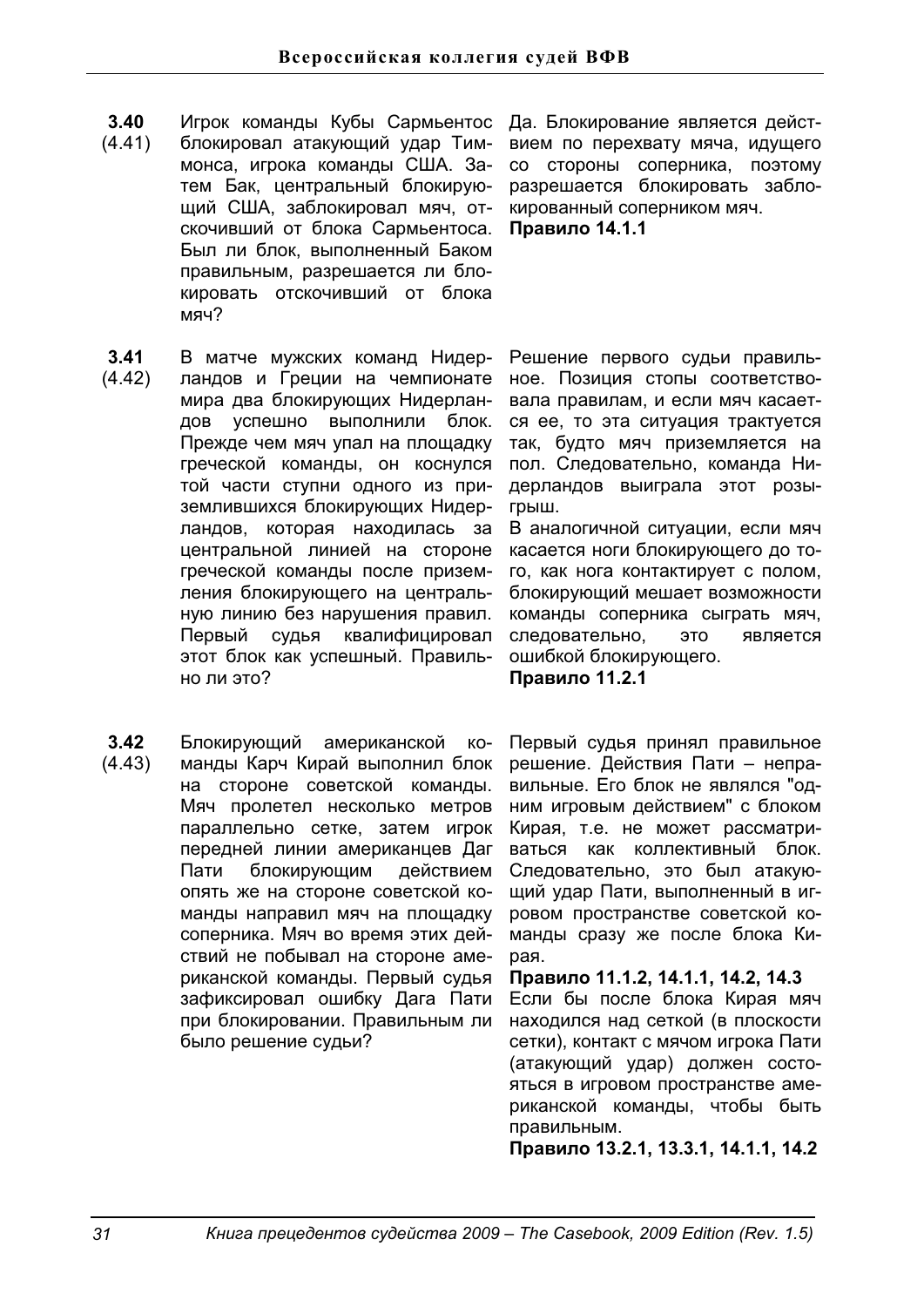| | Вопрос | Ответ |
|---|---|---|
| **3.40** (4.41) | Игрок команды Кубы Сармьентос блокировал атакующий удар Тиммонса, игрока команды США. Затем Бак, центральный блокирующий США, заблокировал мяч, отскочивший от блока Сармьентоса. Был ли блок, выполненный Баком правильным, разрешается ли блокировать отскочивший от блока мяч? | Да. Блокирование является действием по перехвату мяча, идущего со стороны соперника, поэтому разрешается блокировать заблокированный соперником мяч. **Правило 14.1.1** |
| **3.41** (4.42) | В матче мужских команд Нидерландов и Греции на чемпионате мира два блокирующих Нидерландов успешно выполнили блок. Прежде чем мяч упал на площадку греческой команды, он коснулся той части ступни одного из приземлившихся блокирующих Нидерландов, которая находилась за центральной линией на стороне греческой команды после приземления блокирующего на центральную линию без нарушения правил. Первый судья квалифицировал этот блок как успешный. Правильно ли это? | Решение первого судьи правильное. Позиция стопы соответствовала правилам, и если мяч касается ее, то эта ситуация трактуется так, будто мяч приземляется на пол. Следовательно, команда Нидерландов выиграла этот розыгрыш. В аналогичной ситуации, если мяч касается ноги блокирующего до того, как нога контактирует с полом, блокирующий мешает возможности команды соперника сыграть мяч, следовательно, это является ошибкой блокирующего. **Правило 11.2.1** |
| **3.42** (4.43) | Блокирующий американской команды Карч Кирай выполнил блок на стороне советской команды. Мяч пролетел несколько метров параллельно сетке, затем игрок передней линии американцев Даг Пати блокирующим действием опять же на стороне советской команды направил мяч на площадку соперника. Мяч во время этих действий не побывал на стороне американской команды. Первый судья зафиксировал ошибку Дага Пати при блокировании. Правильным ли было решение судьи? | Первый судья принял правильное решение. Действия Пати – неправильные. Его блок не являлся "одним игровым действием" с блоком Кирая, т.е. не может рассматриваться как коллективный блок. Следовательно, это был атакующий удар Пати, выполненный в игровом пространстве советской команды сразу же после блока Кирая. **Правило 11.1.2, 14.1.1, 14.2, 14.3** Если бы после блока Кирая мяч находился над сеткой (в плоскости сетки), контакт с мячом игрока Пати (атакующий удар) должен состояться в игровом пространстве американской команды, чтобы быть правильным. **Правило 13.2.1, 13.3.1, 14.1.1, 14.2** |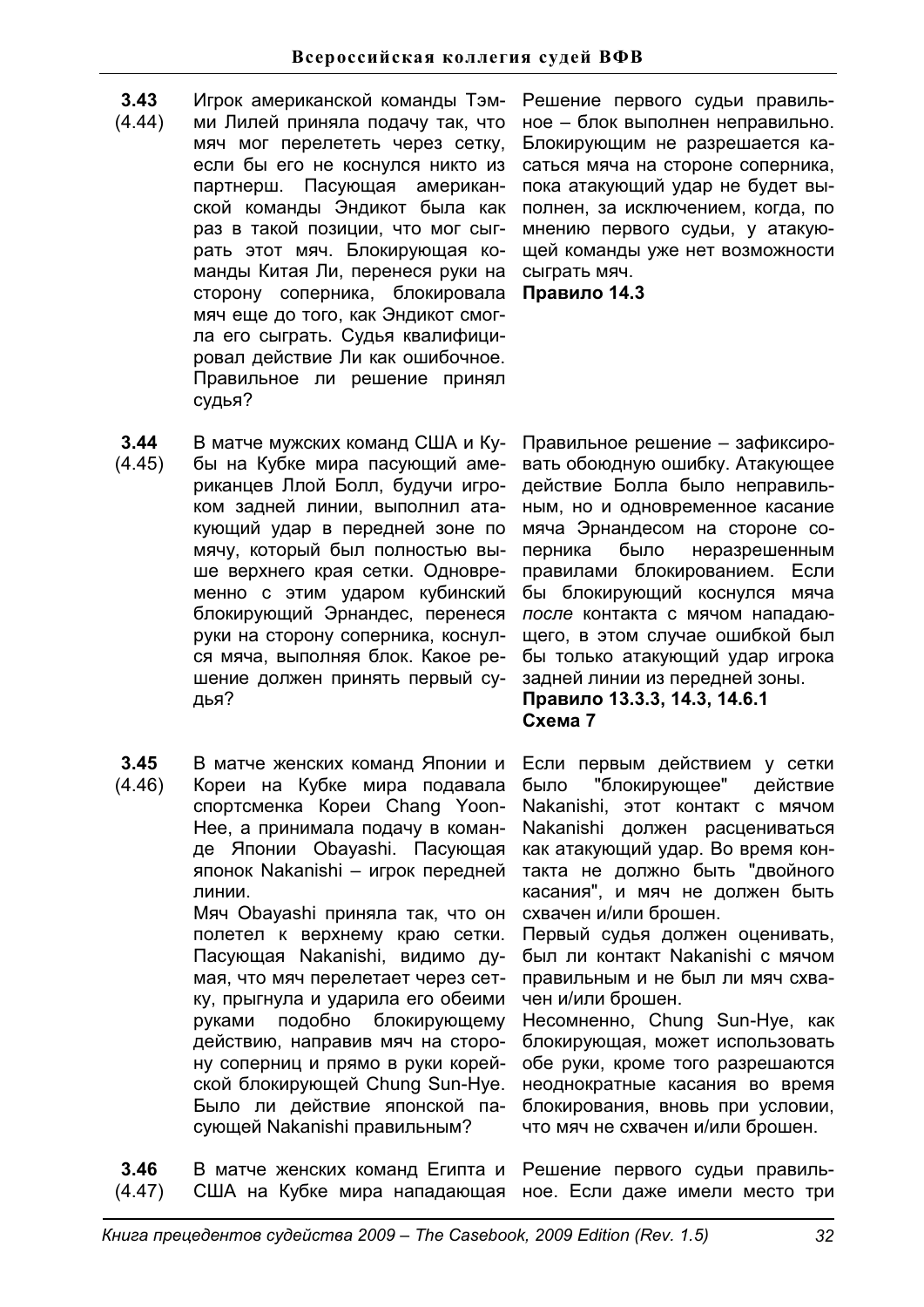**3.43** (4.44)

Игрок американской команды Тэмми Лилей приняла подачу так, что мяч мог перелететь через сетку, если бы его не коснулся никто из партнерш. Пасующая американской команды Эндикот была как раз в такой позиции, что мог сыграть этот мяч. Блокирующая команды Китая Ли, перенеся руки на сторону соперника, блокировала мяч еще до того, как Эндикот смогла его сыграть. Судья квалифицировал действие Ли как ошибочное. Правильное ли решение принял судья?

Решение первого судьи правильное – блок выполнен неправильно. Блокирующим не разрешается касаться мяча на стороне соперника, пока атакующий удар не будет выполнен, за исключением, когда, по мнению первого судьи, у атакующей команды уже нет возможности сыграть мяч.

**Правило 14.3**

**3.44** (4.45)

В матче мужских команд США и Кубы на Кубке мира пасующий американцев Ллой Болл, будучи игроком задней линии, выполнил атакующий удар в передней зоне по мячу, который был полностью выше верхнего края сетки. Одновременно с этим ударом кубинский блокирующий Эрнандес, перенеся руки на сторону соперника, коснулся мяча, выполняя блок. Какое решение должен принять первый судья?

Правильное решение – зафиксировать обоюдную ошибку. Атакующее действие Болла было неправильным, но и одновременное касание мяча Эрнандесом на стороне соперника было неразрешенным правилами блокированием. Если бы блокирующий коснулся мяча *после* контакта с мячом нападающего, в этом случае ошибкой был бы только атакующий удар игрока задней линии из передней зоны.

**Правило 13.3.3, 14.3, 14.6.1**
**Схема 7**

**3.45** (4.46)

В матче женских команд Японии и Кореи на Кубке мира подавала спортсменка Кореи Chang Yoon-Hee, а принимала подачу в команде Японии Obayashi. Пасующая японок Nakanishi – игрок передней линии.

Мяч Obayashi приняла так, что он полетел к верхнему краю сетки. Пасующая Nakanishi, видимо думая, что мяч перелетает через сетку, прыгнула и ударила его обеими руками подобно блокирующему действию, направив мяч на сторону соперниц и прямо в руки корейской блокирующей Chung Sun-Hye. Было ли действие японской пасующей Nakanishi правильным?

Если первым действием у сетки было "блокирующее" действие Nakanishi, этот контакт с мячом Nakanishi должен расцениваться как атакующий удар. Во время контакта не должно быть "двойного касания", и мяч не должен быть схвачен и/или брошен.

Первый судья должен оценивать, был ли контакт Nakanishi с мячом правильным и не был ли мяч схвачен и/или брошен.

Несомненно, Chung Sun-Hye, как блокирующая, может использовать обе руки, кроме того разрешаются неоднократные касания во время блокирования, вновь при условии, что мяч не схвачен и/или брошен.

**3.46** (4.47)

В матче женских команд Египта и США на Кубке мира нападающая

Решение первого судьи правильное. Если даже имели место три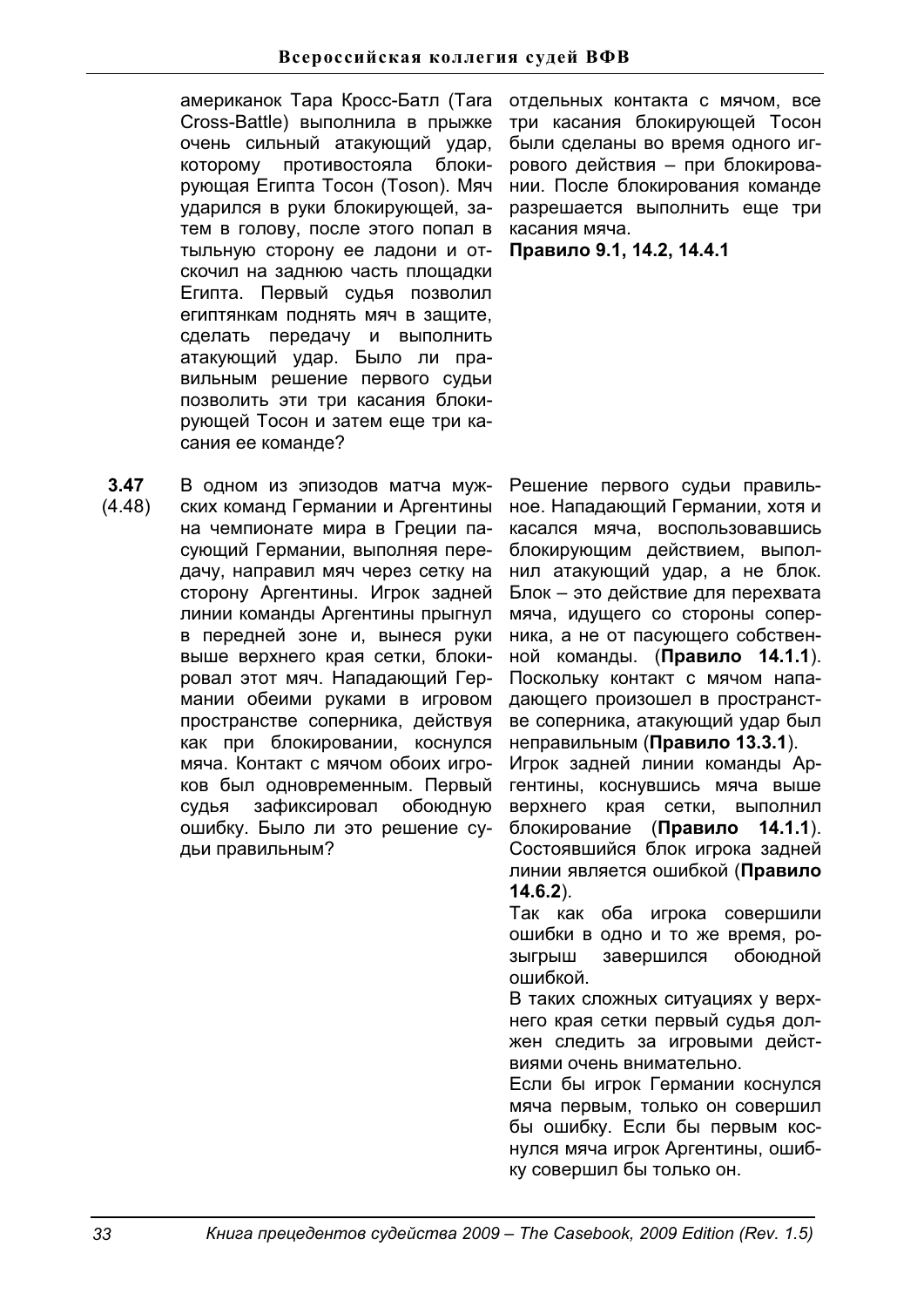американок Тара Кросс-Батл (Tara Cross-Battle) выполнила в прыжке очень сильный атакующий удар, которому противостояла блокирующая Египта Тосон (Toson). Мяч ударился в руки блокирующей, затем в голову, после этого попал в тыльную сторону ее ладони и отскочил на заднюю часть площадки Египта. Первый судья позволил египтянкам поднять мяч в защите, сделать передачу и выполнить атакующий удар. Было ли правильным решение первого судьи позволить эти три касания блокирующей Тосон и затем еще три касания ее команде?

отдельных контакта с мячом, все три касания блокирующей Тосон были сделаны во время одного игрового действия – при блокировании. После блокирования команде разрешается выполнить еще три касания мяча.

**Правило 9.1, 14.2, 14.4.1**

**3.47** (4.48)

В одном из эпизодов матча мужских команд Германии и Аргентины на чемпионате мира в Греции пасующий Германии, выполняя передачу, направил мяч через сетку на сторону Аргентины. Игрок задней линии команды Аргентины прыгнул в передней зоне и, вынеся руки выше верхнего края сетки, блокировал этот мяч. Нападающий Германии обеими руками в игровом пространстве соперника, действуя как при блокировании, коснулся мяча. Контакт с мячом обоих игроков был одновременным. Первый судья зафиксировал обоюдную ошибку. Было ли это решение судьи правильным?

Решение первого судьи правильное. Нападающий Германии, хотя и касался мяча, воспользовавшись блокирующим действием, выполнил атакующий удар, а не блок. Блок – это действие для перехвата мяча, идущего со стороны соперника, а не от пасующего собственной команды. (**Правило 14.1.1**). Поскольку контакт с мячом нападающего произошел в пространстве соперника, атакующий удар был неправильным (**Правило 13.3.1**).

Игрок задней линии команды Аргентины, коснувшись мяча выше верхнего края сетки, выполнил блокирование (**Правило 14.1.1**). Состоявшийся блок игрока задней линии является ошибкой (**Правило 14.6.2**).

Так как оба игрока совершили ошибки в одно и то же время, розыгрыш завершился обоюдной ошибкой.

В таких сложных ситуациях у верхнего края сетки первый судья должен следить за игровыми действиями очень внимательно.

Если бы игрок Германии коснулся мяча первым, только он совершил бы ошибку. Если бы первым коснулся мяча игрок Аргентины, ошибку совершил бы только он.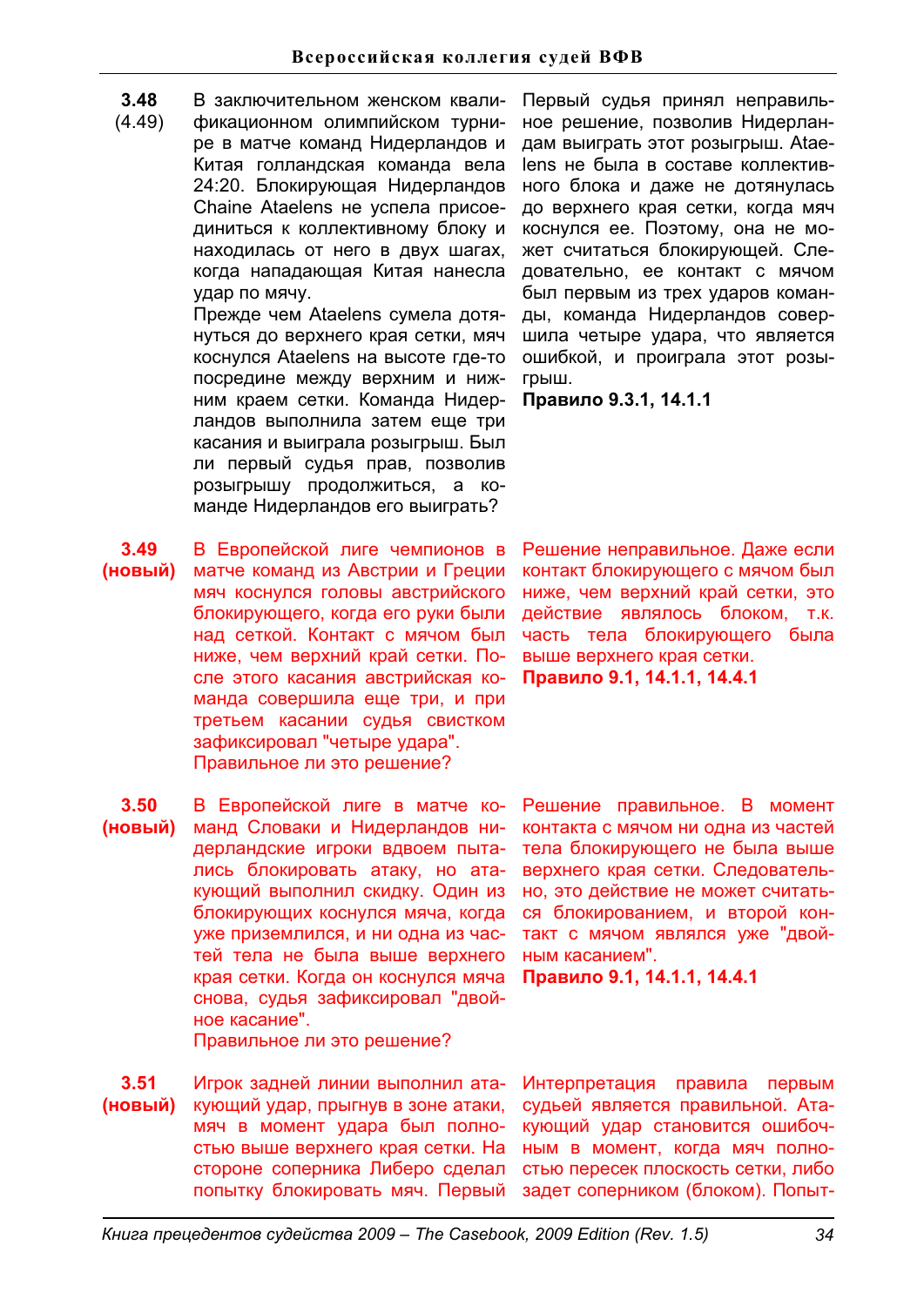**3.48** (4.49)

В заключительном женском квалификационном олимпийском турнире в матче команд Нидерландов и Китая голландская команда вела 24:20. Блокирующая Нидерландов Chaine Ataelens не успела присоединиться к коллективному блоку и находилась от него в двух шагах, когда нападающая Китая нанесла удар по мячу.

Прежде чем Ataelens сумела дотянуться до верхнего края сетки, мяч коснулся Ataelens на высоте где-то посредине между верхним и нижним краем сетки. Команда Нидерландов выполнила затем еще три касания и выиграла розыгрыш. Был ли первый судья прав, позволив розыгрышу продолжиться, а команде Нидерландов его выиграть?

Первый судья принял неправильное решение, позволив Нидерландам выиграть этот розыгрыш. Ataelens не была в составе коллективного блока и даже не дотянулась до верхнего края сетки, когда мяч коснулся ее. Поэтому, она не может считаться блокирующей. Следовательно, ее контакт с мячом был первым из трех ударов команды, команда Нидерландов совершила четыре удара, что является ошибкой, и проиграла этот розыгрыш.

**Правило 9.3.1, 14.1.1**

**3.49 (новый)**

В Европейской лиге чемпионов в матче команд из Австрии и Греции мяч коснулся головы австрийского блокирующего, когда его руки были над сеткой. Контакт с мячом был ниже, чем верхний край сетки. После этого касания австрийская команда совершила еще три, и при третьем касании судья свистком зафиксировал "четыре удара".

Правильное ли это решение?

Решение неправильное. Даже если контакт блокирующего с мячом был ниже, чем верхний край сетки, это действие являлось блоком, т.к. часть тела блокирующего была выше верхнего края сетки.

**Правило 9.1, 14.1.1, 14.4.1**

**3.50 (новый)**

В Европейской лиге в матче команд Словаки и Нидерландов нидерландские игроки вдвоем пытались блокировать атаку, но атакующий выполнил скидку. Один из блокирующих коснулся мяча, когда уже приземлился, и ни одна из частей тела не была выше верхнего края сетки. Когда он коснулся мяча снова, судья зафиксировал "двойное касание".

Правильное ли это решение?

Решение правильное. В момент контакта с мячом ни одна из частей тела блокирующего не была выше верхнего края сетки. Следовательно, это действие не может считаться блокированием, и второй контакт с мячом являлся уже "двойным касанием".

**Правило 9.1, 14.1.1, 14.4.1**

**3.51 (новый)**

Игрок задней линии выполнил атакующий удар, прыгнув в зоне атаки, мяч в момент удара был полностью выше верхнего края сетки. На стороне соперника Либеро сделал попытку блокировать мяч. Первый

Интерпретация правила первым судьей является правильной. Атакующий удар становится ошибочным в момент, когда мяч полностью пересек плоскость сетки, либо задет соперником (блоком). Попыт-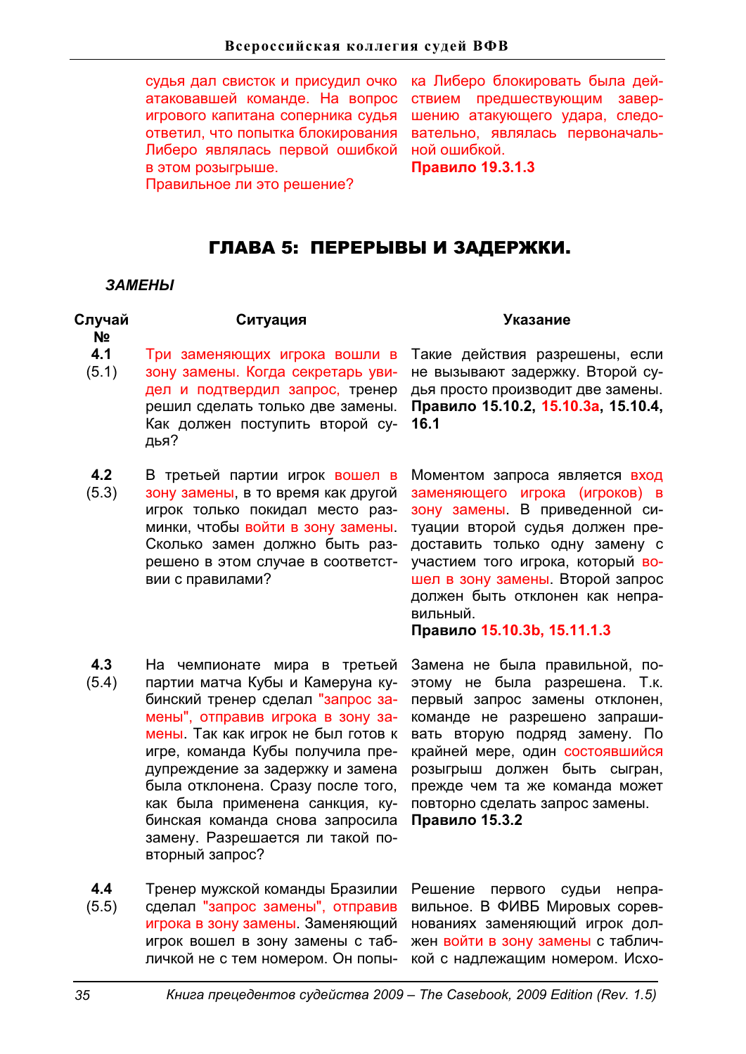| | судья дал свисток и присудил очко атаковавшей команде. На вопрос игрового капитана соперника судья ответил, что попытка блокирования Либеро являлась первой ошибкой в этом розыгрыше. Правильное ли это решение? | ка Либеро блокировать была действием предшествующим завершению атакующего удара, следовательно, являлась первоначальной ошибкой. **Правило 19.3.1.3** |
|---|---|---|

## ГЛАВА 5: ПЕРЕРЫВЫ И ЗАДЕРЖКИ.

### *ЗАМЕНЫ*

| Случай № | Ситуация | Указание |
|---|---|---|
| **4.1** (5.1) | Три заменяющих игрока вошли в зону замены. Когда секретарь увидел и подтвердил запрос, тренер решил сделать только две замены. Как должен поступить второй судья? | Такие действия разрешены, если не вызывают задержку. Второй судья просто производит две замены. **Правило 15.10.2, 15.10.3a, 15.10.4, 16.1** |
| **4.2** (5.3) | В третьей партии игрок вошел в зону замены, в то время как другой игрок только покидал место разминки, чтобы войти в зону замены. Сколько замен должно быть разрешено в этом случае в соответствии с правилами? | Моментом запроса является вход заменяющего игрока (игроков) в зону замены. В приведенной ситуации второй судья должен предоставить только одну замену с участием того игрока, который вошел в зону замены. Второй запрос должен быть отклонен как неправильный. **Правило 15.10.3b, 15.11.1.3** |
| **4.3** (5.4) | На чемпионате мира в третьей партии матча Кубы и Камеруна кубинский тренер сделал "запрос замены", отправив игрока в зону замены. Так как игрок не был готов к игре, команда Кубы получила предупреждение за задержку и замена была отклонена. Сразу после того, как была применена санкция, кубинская команда снова запросила замену. Разрешается ли такой повторный запрос? | Замена не была правильной, поэтому не была разрешена. Т.к. первый запрос замены отклонен, команде не разрешено запрашивать вторую подряд замену. По крайней мере, один состоявшийся розыгрыш должен быть сыгран, прежде чем та же команда может повторно сделать запрос замены. **Правило 15.3.2** |
| **4.4** (5.5) | Тренер мужской команды Бразилии сделал "запрос замены", отправив игрока в зону замены. Заменяющий игрок вошел в зону замены с табличкой не с тем номером. Он попы- | Решение первого судьи неправильное. В ФИВБ Мировых соревнованиях заменяющий игрок должен войти в зону замены с табличкой с надлежащим номером. Исхо- |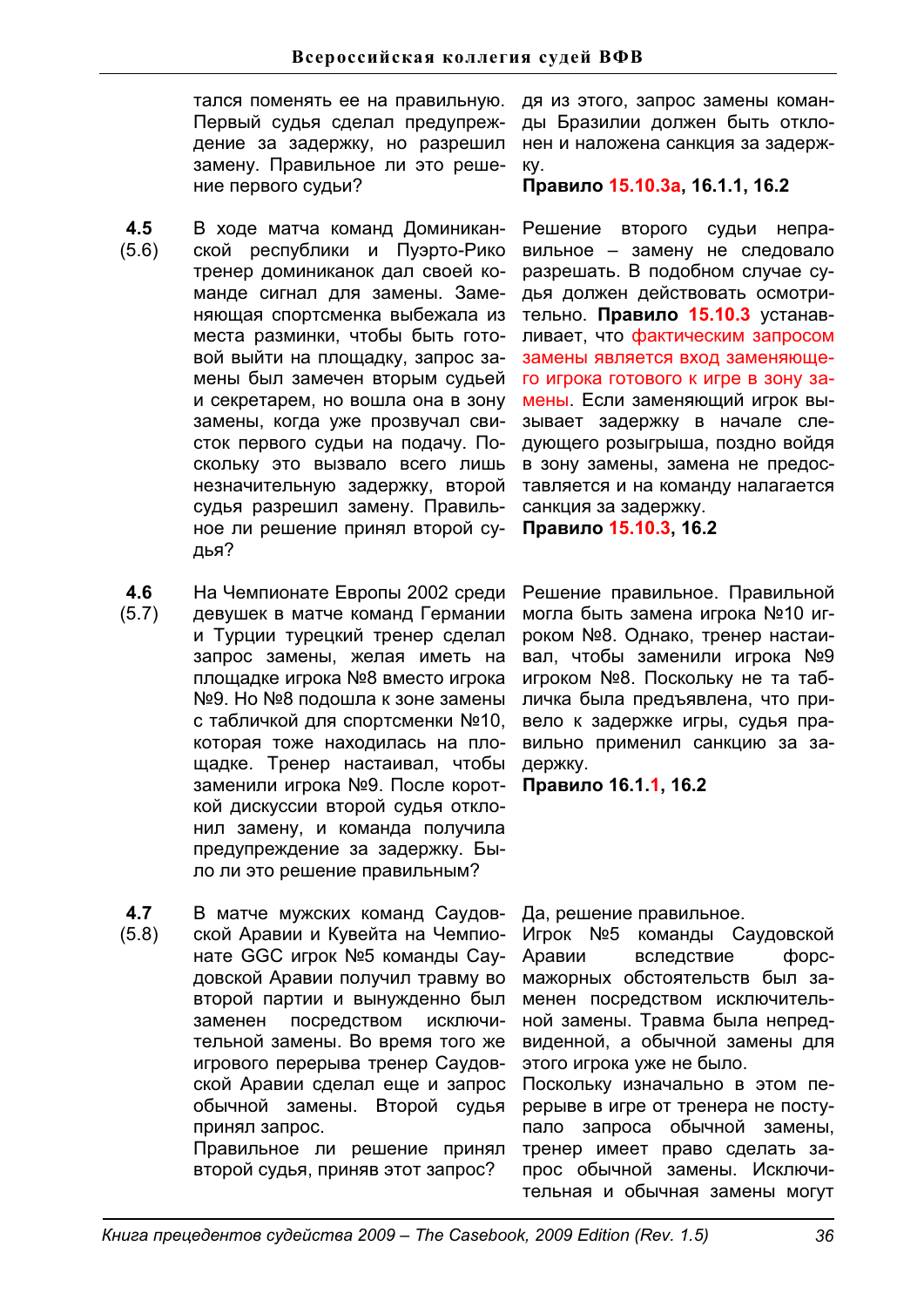тался поменять ее на правильную. Первый судья сделал предупреждение за задержку, но разрешил замену. Правильное ли это решение первого судьи?

для из этого, запрос замены команды Бразилии должен быть отклонен и наложена санкция за задержку.

**Правило 15.10.3a, 16.1.1, 16.2**

**4.5** (5.6)

В ходе матча команд Доминиканской республики и Пуэрто-Рико тренер доминиканок дал своей команде сигнал для замены. Заменяющая спортсменка выбежала из места разминки, чтобы быть готовой выйти на площадку, запрос замены был замечен вторым судьей и секретарем, но вошла она в зону замены, когда уже прозвучал свисток первого судьи на подачу. Поскольку это вызвало всего лишь незначительную задержку, второй судья разрешил замену. Правильное ли решение принял второй судья?

Решение второго судьи неправильное – замену не следовало разрешать. В подобном случае судья должен действовать осмотрительно. **Правило 15.10.3** устанавливает, что фактическим запросом замены является вход заменяющего игрока готового к игре в зону замены. Если заменяющий игрок вызывает задержку в начале следующего розыгрыша, поздно войдя в зону замены, замена не предоставляется и на команду налагается санкция за задержку.

**Правило 15.10.3, 16.2**

**4.6** (5.7)

На Чемпионате Европы 2002 среди девушек в матче команд Германии и Турции турецкий тренер сделал запрос замены, желая иметь на площадке игрока №8 вместо игрока №9. Но №8 подошла к зоне замены с табличкой для спортсменки №10, которая тоже находилась на площадке. Тренер настаивал, чтобы заменили игрока №9. После короткой дискуссии второй судья отклонил замену, и команда получила предупреждение за задержку. Было ли это решение правильным?

Решение правильное. Правильной могла быть замена №10 игроком №8. Однако, тренер настаивал, чтобы заменили игрока №9 игроком №8. Поскольку не та табличка была предъявлена, что привело к задержке игры, судья правильно применил санкцию за задержку.

**Правило 16.1.1, 16.2**

**4.7** (5.8)

В матче мужских команд Саудовской Аравии и Кувейта на Чемпионате GGC игрок №5 команды Саудовской Аравии получил травму во второй партии и вынужденно был заменен посредством исключительной замены. Во время того же игрового перерыва тренер Саудовской Аравии сделал еще и запрос обычной замены. Второй судья принял запрос.

Правильное ли решение принял второй судья, приняв этот запрос?

Да, решение правильное.

Игрок №5 команды Саудовской Аравии вследствие форс-мажорных обстоятельств был заменен посредством исключительной замены. Травма была непредвиденной, а обычной замены для этого игрока уже не было.

Поскольку изначально в этом перерыве в игре от тренера не поступало запроса обычной замены, тренер имеет право сделать запрос обычной замены. Исключительная и обычная замены могут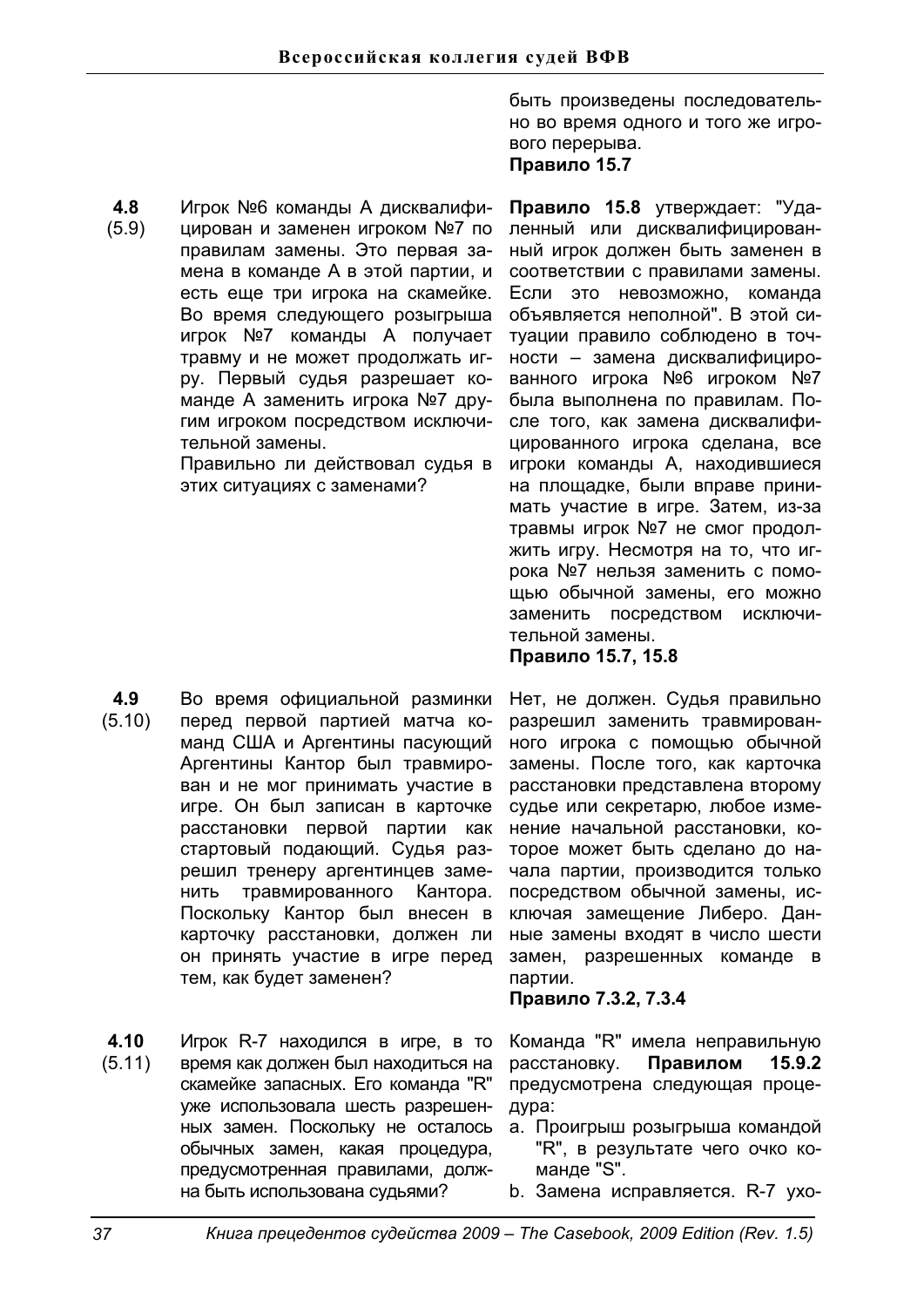быть произведены последовательно во время одного и того же игрового перерыва.
**Правило 15.7**

| | | |
|---|---|---|
| **4.8** (5.9) | Игрок №6 команды А дисквалифицирован и заменен игроком №7 по правилам замены. Это первая замена в команде А в этой партии, и есть еще три игрока на скамейке. Во время следующего розыгрыша игрок №7 команды А получает травму и не может продолжать игру. Первый судья разрешает команде А заменить игрока №7 другим игроком посредством исключительной замены. Правильно ли действовал судья в этих ситуациях с заменами? | **Правило 15.8** утверждает: "Удаленный или дисквалифицированный игрок должен быть заменен в соответствии с правилами замены. Если это невозможно, команда объявляется неполной". В этой ситуации правило соблюдено в точности – замена дисквалифицированного игрока №6 игроком №7 была выполнена по правилам. После того, как замена дисквалифицированного игрока сделана, все игроки команды А, находившиеся на площадке, были вправе принимать участие в игре. Затем, из-за травмы игрок №7 не смог продолжить игру. Несмотря на то, что игрока №7 нельзя заменить с помощью обычной замены, его можно заменить посредством исключительной замены. **Правило 15.7, 15.8** |
| **4.9** (5.10) | Во время официальной разминки перед первой партией матча команд США и Аргентины пасующий Аргентины Кантор был травмирован и не мог принимать участие в игре. Он был записан в карточке расстановки первой партии как стартовый подающий. Судья разрешил тренеру аргентинцев заменить травмированного Кантора. Поскольку Кантор был внесен в карточку расстановки, должен ли он принять участие в игре перед тем, как будет заменен? | Нет, не должен. Судья правильно разрешил заменить травмированного игрока с помощью обычной замены. После того, как карточка расстановки представлена второму судье или секретарю, любое изменение начальной расстановки, которое может быть сделано до начала партии, производится только посредством обычной замены, исключая замещение Либеро. Данные замены входят в число шести замен, разрешенных команде в партии. **Правило 7.3.2, 7.3.4** |
| **4.10** (5.11) | Игрок R-7 находился в игре, в то время как должен был находиться на скамейке запасных. Его команда "R" уже использовала шесть разрешенных замен. Поскольку не осталось обычных замен, какая процедура, предусмотренная правилами, должна быть использована судьями? | Команда "R" имела неправильную расстановку. **Правилом 15.9.2** предусмотрена следующая процедура:<br>a. Проигрыш розыгрыша командой "R", в результате чего очко команде "S".<br>b. Замена исправляется. R-7 ухо- |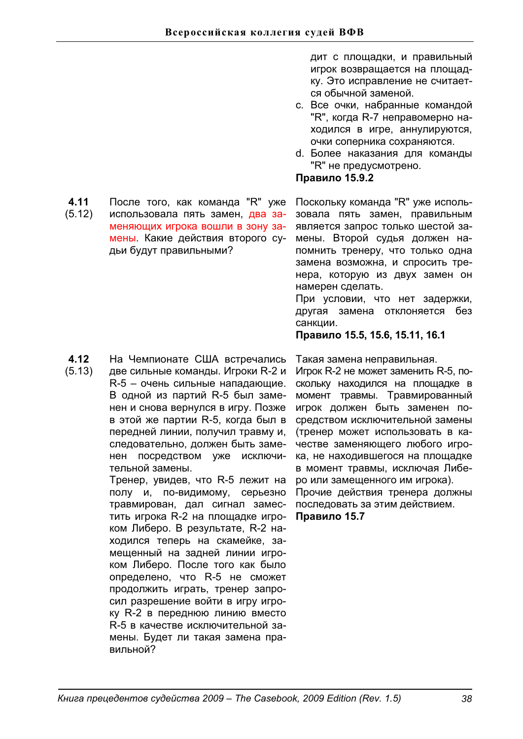дит с площадки, и правильный игрок возвращается на площадку. Это исправление не считается обычной заменой.

c. Все очки, набранные командой "R", когда R-7 неправомерно находился в игре, аннулируются, очки соперника сохраняются.
d. Более наказания для команды "R" не предусмотрено.

**Правило 15.9.2**

| | | |
|---|---|---|
| **4.11** (5.12) | После того, как команда "R" уже использовала пять замен, два заменяющих игрока вошли в зону замены. Какие действия второго судьи будут правильными? | Поскольку команда "R" уже использовала пять замен, правильным является запрос только шестой замены. Второй судья должен напомнить тренеру, что только одна замена возможна, и спросить тренера, которую из двух замен он намерен сделать.<br>При условии, что нет задержки, другая замена отклоняется без санкции.<br>**Правило 15.5, 15.6, 15.11, 16.1** |
| **4.12** (5.13) | На Чемпионате США встречались две сильные команды. Игроки R-2 и R-5 – очень сильные нападающие. В одной из партий R-5 был заменен и снова вернулся в игру. Позже в этой же партии R-5, когда был в передней линии, получил травму и, следовательно, должен быть заменен посредством уже исключительной замены.<br>Тренер, увидев, что R-5 лежит на полу и, по-видимому, серьезно травмирован, дал сигнал заместить игрока R-2 на площадке игроком Либеро. В результате, R-2 находился теперь на скамейке, замещенный на задней линии игроком Либеро. После того как было определено, что R-5 не сможет продолжить играть, тренер запросил разрешение войти в игру игроку R-2 в переднюю линию вместо R-5 в качестве исключительной замены. Будет ли такая замена правильной? | Такая замена неправильная.<br>Игрок R-2 не может заменить R-5, поскольку находился на площадке в момент травмы. Травмированный игрок должен быть заменен посредством исключительной замены (тренер может использовать в качестве заменяющего любого игрока, не находившегося на площадке в момент травмы, исключая Либеро или замещенного им игрока).<br>Прочие действия тренера должны последовать за этим действием.<br>**Правило 15.7** |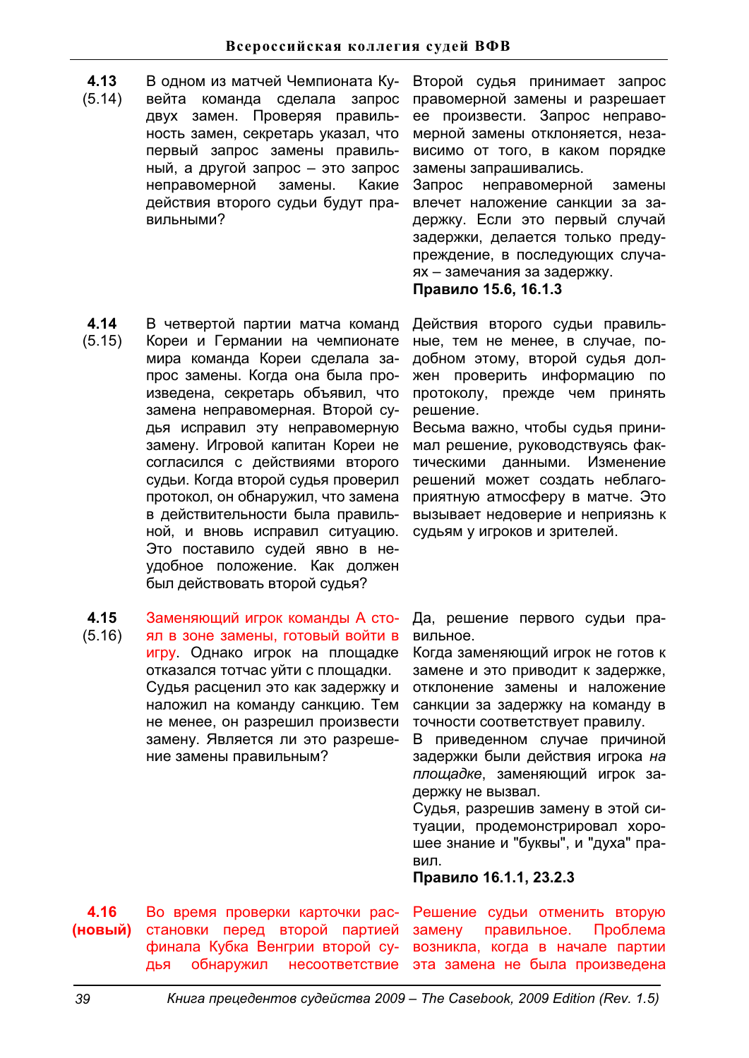| № | Ситуация | Решение |
|---|---|---|
| **4.13** (5.14) | В одном из матчей Чемпионата Кувейта команда сделала запрос двух замен. Проверяя правильность замен, секретарь указал, что первый запрос замены правильный, а другой запрос – это запрос неправомерной замены. Какие действия второго судьи будут правильными? | Второй судья принимает запрос правомерной замены и разрешает ее произвести. Запрос неправомерной замены отклоняется, независимо от того, в каком порядке замены запрашивались. Запрос неправомерной замены влечет наложение санкции за задержку. Если это первый случай задержки, делается только предупреждение, в последующих случаях – замечания за задержку. **Правило 15.6, 16.1.3** |
| **4.14** (5.15) | В четвертой партии матча команд Кореи и Германии на чемпионате мира команда Кореи сделала запрос замены. Когда она была произведена, секретарь объявил, что замена неправомерная. Второй судья исправил эту неправомерную замену. Игровой капитан Кореи не согласился с действиями второго судьи. Когда второй судья проверил протокол, он обнаружил, что замена в действительности была правильной, и вновь исправил ситуацию. Это поставило судей явно в неудобное положение. Как должен был действовать второй судья? | Действия второго судьи правильные, тем не менее, в случае, подобному этому, второй судья должен проверить информацию по протоколу, прежде чем принять решение. Весьма важно, чтобы судья принимал решение, руководствуясь фактическими данными. Изменение решений может создать неблагоприятную атмосферу в матче. Это вызывает недоверие и неприязнь к судьям у игроков и зрителей. |
| **4.15** (5.16) | Заменяющий игрок команды А стоял в зоне замены, готовый войти в игру. Однако игрок на площадке отказался тотчас уйти с площадки. Судья расценил это как задержку и наложил на команду санкцию. Тем не менее, он разрешил произвести замену. Является ли это разрешение замены правильным? | Да, решение первого судьи правильное. Когда заменяющий игрок не готов к замене и это приводит к задержке, отклонение замены и наложение санкции за задержку на команду в точности соответствует правилу. В приведенном случае причиной задержки были действия игрока *на площадке*, заменяющий игрок задержку не вызвал. Судья, разрешив замену в этой ситуации, продемонстрировал хорошее знание и "буквы", и "духа" правил. **Правило 16.1.1, 23.2.3** |
| **4.16** (**новый**) | Во время проверки карточки расстановки перед второй партией финала Кубка Венгрии второй судья обнаружил несоответствие | Решение судьи отменить вторую замену правильное. Проблема возникла, когда в начале партии эта замена не была произведена |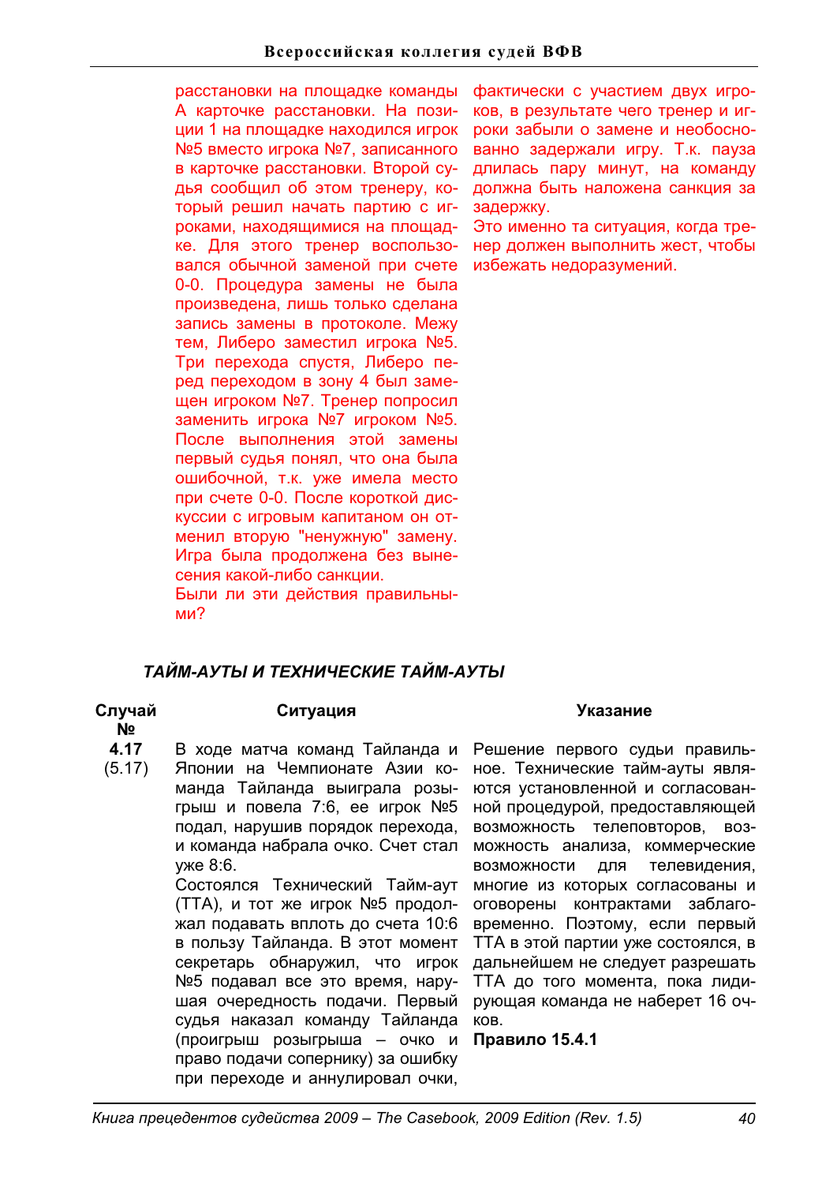| | | |
|---|---|---|
| | расстановки на площадке команды А карточке расстановки. На позиции 1 на площадке находился игрок №5 вместо игрока №7, записанного в карточке расстановки. Второй судья сообщил об этом тренеру, который решил начать партию с игроками, находящимися на площадке. Для этого тренер воспользовался обычной заменой при счете 0-0. Процедура замены не была произведена, лишь только сделана запись замены в протоколе. Межу тем, Либеро заместил игрока №5. Три перехода спустя, Либеро перед переходом в зону 4 был замещен игроком №7. Тренер попросил заменить игрока №7 игроком №5. После выполнения этой замены первый судья понял, что она была ошибочной, т.к. уже имела место при счете 0-0. После короткой дискуссии с игровым капитаном он отменил вторую "ненужную" замену. Игра была продолжена без вынесения какой-либо санкции.<br>Были ли эти действия правильными? | фактически с участием двух игроков, в результате чего тренер и игроки забыли о замене и необоснованно задержали игру. Т.к. пауза длилась пару минут, на команду должна быть наложена санкция за задержку.<br>Это именно та ситуация, когда тренер должен выполнить жест, чтобы избежать недоразумений. |

### *ТАЙМ-АУТЫ И ТЕХНИЧЕСКИЕ ТАЙМ-АУТЫ*

| Случай № | Ситуация | Указание |
|---|---|---|
| **4.17**<br>(5.17) | В ходе матча команд Таиланда и Японии на Чемпионате Азии команда Таиланда выиграла розыгрыш и повела 7:6, ее игрок №5 подал, нарушив порядок перехода, и команда набрала очко. Счет стал уже 8:6.<br>Состоялся Технический Тайм-аут (ТТА), и тот же игрок №5 продолжал подавать вплоть до счета 10:6 в пользу Таиланда. В этот момент секретарь обнаружил, что игрок №5 подавал все это время, нарушая очередность подачи. Первый судья наказал команду Таиланда (проигрыш розыгрыша – очко и право подачи сопернику) за ошибку при переходе и аннулировал очки, | Решение первого судьи правильное. Технические тайм-ауты являются установленной и согласованной процедурой, предоставляющей возможность телеповторов, возможность анализа, коммерческие возможности для телевидения, многие из которых согласованы и оговорены контрактами заблаговременно. Поэтому, если первый ТТА в этой партии уже состоялся, в дальнейшем не следует разрешать ТТА до того момента, пока лидирующая команда не наберет 16 очков.<br>**Правило 15.4.1** |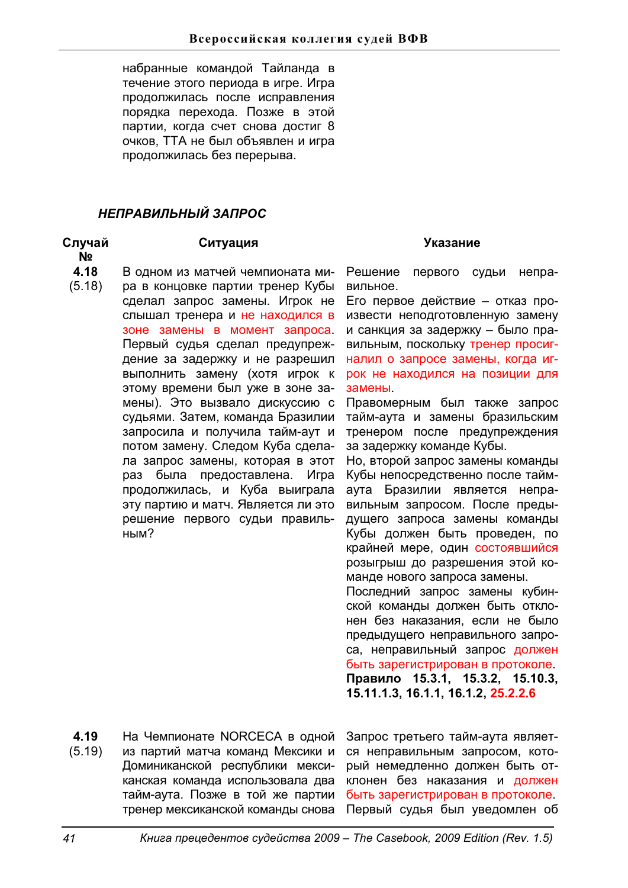набранные командой Таиланда в течение этого периода в игре. Игра продолжилась после исправления порядка перехода. Позже в этой партии, когда счет снова достиг 8 очков, ТТА не был объявлен и игра продолжилась без перерыва.

### НЕПРАВИЛЬНЫЙ ЗАПРОС

| Случай № | Ситуация | Указание |
|---|---|---|
| **4.18** (5.18) | В одном из матчей чемпионата мира в концовке партии тренер Кубы сделал запрос замены. Игрок не слышал тренера и не находился в зоне замены в момент запроса. Первый судья сделал предупреждение за задержку и не разрешил выполнить замену (хотя игрок к этому времени был уже в зоне замены). Это вызвало дискуссию с судьями. Затем, команда Бразилии запросила и получила тайм-аут и потом замену. Следом Куба сделала запрос замены, которая в этот раз была предоставлена. Игра продолжилась, и Куба выиграла эту партию и матч. Является ли это решение первого судьи правильным? | Решение первого судьи неправильное. Его первое действие – отказ произвести неподготовленную замену и санкция за задержку – было правильным, поскольку тренер просигналил о запросе замены, когда игрок не находился на позиции для замены. Правомерным был также запрос тайм-аута и замены бразильским тренером после предупреждения за задержку команде Кубы. Но, второй запрос замены команды Кубы непосредственно после тайм-аута Бразилии является неправильным запросом. После предыдущего запроса замены команды Кубы должен быть проведен, по крайней мере, один состоявшийся розыгрыш до разрешения этой команде нового запроса замены. Последний запрос замены кубинской команды должен быть отклонен без наказания, если не было предыдущего неправильного запроса, неправильный запрос должен быть зарегистрирован в протоколе. **Правило 15.3.1, 15.3.2, 15.10.3, 15.11.1.3, 16.1.1, 16.1.2, 25.2.2.6** |
| **4.19** (5.19) | На Чемпионате NORCECA в одной из партий матча команд Мексики и Доминиканской республики мексиканская команда использовала два тайм-аута. Позже в той же партии тренер мексиканской команды снова | Запрос третьего тайм-аута является неправильным запросом, который немедленно должен быть отклонен без наказания и должен быть зарегистрирован в протоколе. Первый судья был уведомлен об |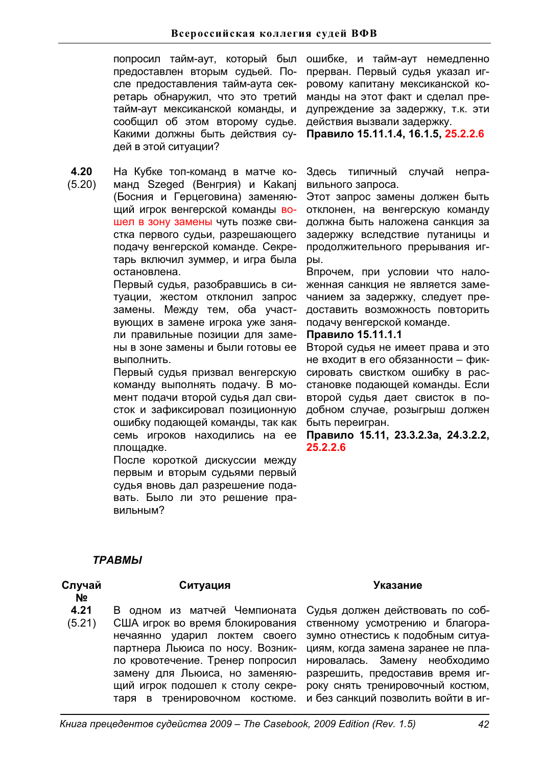| | | |
|---|---|---|
| | попросил тайм-аут, который был предоставлен вторым судьей. После предоставления тайм-аута секретарь обнаружил, что это третий тайм-аут мексиканской команды, и сообщил об этом второму судье. Какими должны быть действия судей в этой ситуации? | ошибке, и тайм-аут немедленно прерван. Первый судья указал игровому капитану мексиканской команды на этот факт и сделал предупреждение за задержку, т.к. эти действия вызвали задержку.<br>**Правило 15.11.1.4, 16.1.5, 25.2.2.6** |
| **4.20**<br>(5.20) | На Кубке топ-команд в матче команд Szeged (Венгрия) и Kakanj (Босния и Герцеговина) заменяющий игрок венгерской команды вошел в зону замены чуть позже свистка первого судьи, разрешающего подачу венгерской команде. Секретарь включил зуммер, и игра была остановлена.<br>Первый судья, разобравшись в ситуации, жестом отклонил запрос замены. Между тем, оба участвующих в замене игрока уже заняли правильные позиции для замены в зоне замены и были готовы ее выполнить.<br>Первый судья призвал венгерскую команду выполнять подачу. В момент подачи второй судья дал свисток и зафиксировал позиционную ошибку подающей команды, так как семь игроков находились на ее площадке.<br>После короткой дискуссии между первым и вторым судьями первый судья вновь дал разрешение подавать. Было ли это решение правильным? | Здесь типичный случай неправильного запроса.<br>Этот запрос замены должен быть отклонен, на венгерскую команду должна быть наложена санкция за задержку вследствие путаницы и продолжительного прерывания игры.<br>Впрочем, при условии что наложенная санкция не является замечанием за задержку, следует предоставить возможность повторить подачу венгерской команде.<br>**Правило 15.11.1.1**<br>Второй судья не имеет права и это не входит в его обязанности – фиксировать свистком ошибку в расстановке подающей команды. Если второй судья дает свисток в подобном случае, розыгрыш должен быть переигран.<br>**Правило 15.11, 23.3.2.3а, 24.3.2.2, 25.2.2.6** |

### *ТРАВМЫ*

| Случай № | Ситуация | Указание |
|---|---|---|
| **4.21**<br>(5.21) | В одном из матчей Чемпионата США игрок во время блокирования нечаянно ударил локтем своего партнера Льюиса по носу. Возникло кровотечение. Тренер попросил замену для Льюиса, но заменяющий игрок подошел к столу секретаря в тренировочном костюме. | Судья должен действовать по собственному усмотрению и благоразумно отнестись к подобным ситуациям, когда замена заранее не планировалась. Замену необходимо разрешить, предоставив время игроку снять тренировочный костюм, и без санкций позволить войти в иг- |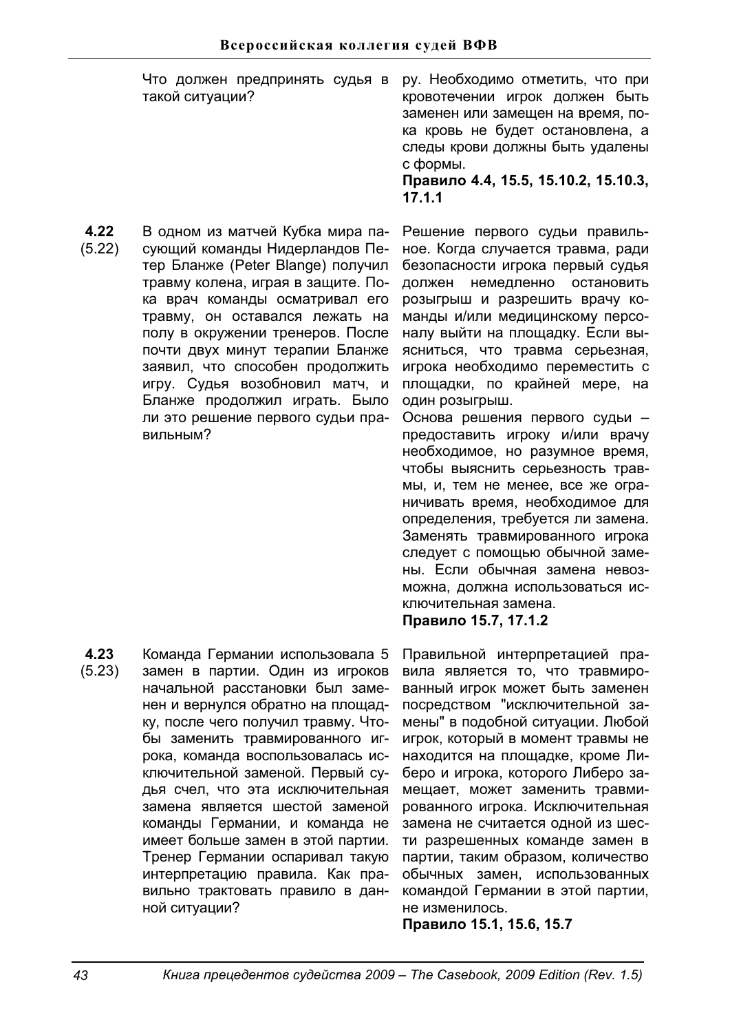Что должен предпринять судья в такой ситуации?

ру. Необходимо отметить, что при кровотечении игрок должен быть заменен или замещен на время, пока кровь не будет остановлена, а следы крови должны быть удалены с формы.

**Правило 4.4, 15.5, 15.10.2, 15.10.3, 17.1.1**

**4.22** (5.22)

В одном из матчей Кубка мира пасующий команды Нидерландов Петер Бланже (Peter Blange) получил травму колена, играя в защите. Пока врач команды осматривал его травму, он оставался лежать на полу в окружении тренеров. После почти двух минут терапии Бланже заявил, что способен продолжить игру. Судья возобновил матч, и Бланже продолжил играть. Было ли это решение первого судьи правильным?

Решение первого судьи правильное. Когда случается травма, ради безопасности игрока первый судья должен немедленно остановить розыгрыш и разрешить врачу команды и/или медицинскому персоналу выйти на площадку. Если выясниться, что травма серьезная, игрока необходимо переместить с площадки, по крайней мере, на один розыгрыш.

Основа решения первого судьи – предоставить игроку и/или врачу необходимое, но разумное время, чтобы выяснить серьезность травмы, и, тем не менее, все же ограничивать время, необходимое для определения, требуется ли замена. Заменять травмированного игрока следует с помощью обычной замены. Если обычная замена невозможна, должна использоваться исключительная замена.

**Правило 15.7, 17.1.2**

**4.23** (5.23)

Команда Германии использовала 5 замен в партии. Один из игроков начальной расстановки был заменен и вернулся обратно на площадку, после чего получил травму. Чтобы заменить травмированного игрока, команда воспользовалась исключительной заменой. Первый судья счел, что эта исключительная замена является шестой заменой команды Германии, и команда не имеет больше замен в этой партии. Тренер Германии оспаривал такую интерпретацию правила. Как правильно трактовать правило в данной ситуации?

Правильной интерпретацией правила является то, что травмированный игрок может быть заменен посредством "исключительной замены" в подобной ситуации. Любой игрок, который в момент травмы не находится на площадке, кроме Либеро и игрока, которого Либеро замещает, может заменить травмированного игрока. Исключительная замена не считается одной из шести разрешенных команде замен в партии, таким образом, количество обычных замен, использованных командой Германии в этой партии, не изменилось.

**Правило 15.1, 15.6, 15.7**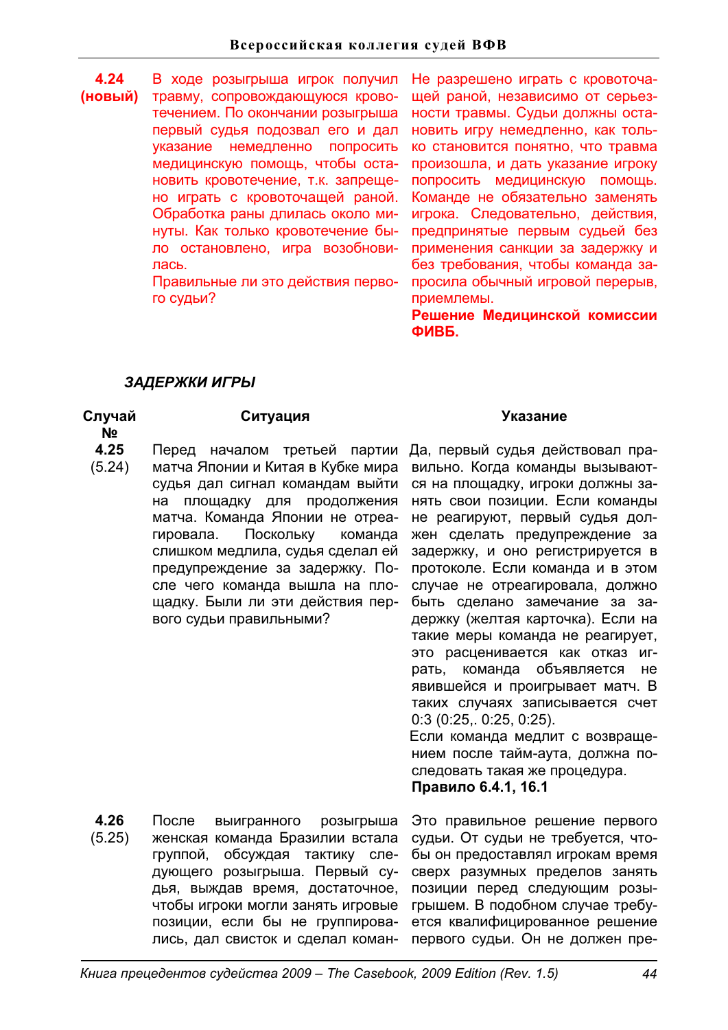| | | |
|---|---|---|
| **4.24 (новый)** | В ходе розыгрыша игрок получил травму, сопровождающуюся кровотечением. По окончании розыгрыша первый судья подозвал его и дал указание немедленно попросить медицинскую помощь, чтобы остановить кровотечение, т.к. запрещено играть с кровоточащей раной. Обработка раны длилась около минуты. Как только кровотечение было остановлено, игра возобновилась.<br>Правильные ли это действия первого судьи? | Не разрешено играть с кровоточащей раной, независимо от серьезности травмы. Судьи должны остановить игру немедленно, как только становится понятно, что травма произошла, и дать указание игроку попросить медицинскую помощь. Команде не обязательно заменять игрока. Следовательно, действия, предпринятые первым судьей без применения санкции за задержку и без требования, чтобы команда запросила обычный игровой перерыв, приемлемы.<br>**Решение Медицинской комиссии ФИВБ.** |

### *ЗАДЕРЖКИ ИГРЫ*

| Случай № | Ситуация | Указание |
|---|---|---|
| **4.25** (5.24) | Перед началом третьей партии матча Японии и Китая в Кубке мира судья дал сигнал командам выйти на площадку для продолжения матча. Команда Японии не отреагировала. Поскольку команда слишком медлила, судья сделал ей предупреждение за задержку. После чего команда вышла на площадку. Были ли эти действия первого судьи правильными? | Да, первый судья действовал правильно. Когда команды вызываются на площадку, игроки должны занять свои позиции. Если команды не реагируют, первый судья должен сделать предупреждение за задержку, и оно регистрируется в протоколе. Если команда и в этом случае не отреагировала, должно быть сделано замечание за задержку (желтая карточка). Если на такие меры команда не реагирует, это расценивается как отказ играть, команда объявляется не явившейся и проигрывает матч. В таких случаях записывается счет 0:3 (0:25,. 0:25, 0:25).<br>Если команда медлит с возвращением после тайм-аута, должна последовать такая же процедура.<br>**Правило 6.4.1, 16.1** |
| **4.26** (5.25) | После выигранного розыгрыша женская команда Бразилии встала группой, обсуждая тактику следующего розыгрыша. Первый судья, выждав время, достаточное, чтобы игроки могли занять игровые позиции, если бы не группировались, дал свисток и сделал коман- | Это правильное решение первого судьи. От судьи не требуется, чтобы он предоставлял игрокам время сверх разумных пределов занять позиции перед следующим розыгрышем. В подобном случае требуется квалифицированное решение первого судьи. Он не должен пре- |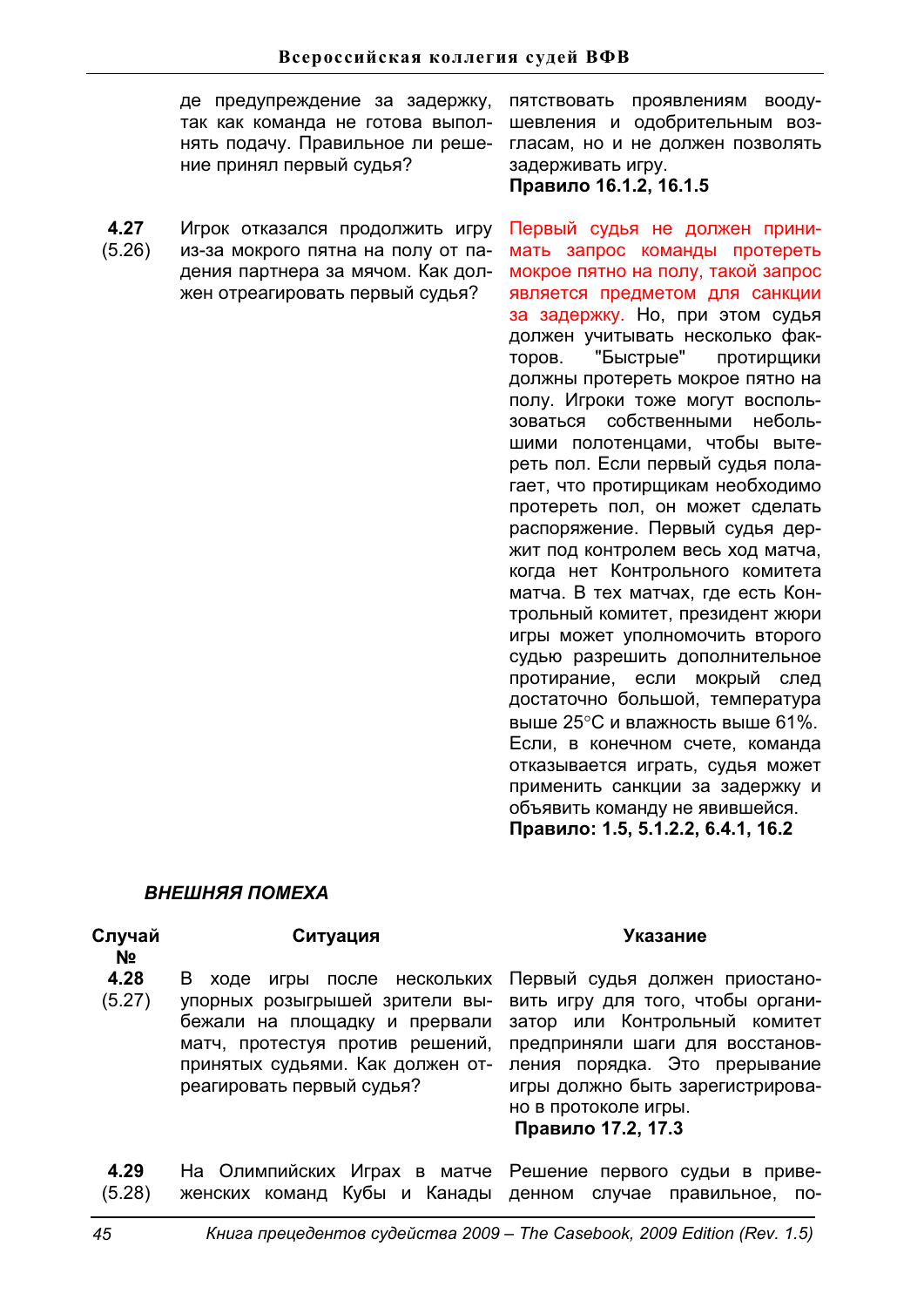| Случай № | Ситуация | Указание |
|---|---|---|
| | де предупреждение за задержку, так как команда не готова выполнять подачу. Правильное ли решение принял первый судья? | пятствовать проявлениям воодушевления и одобрительным возгласам, но и не должен позволять задерживать игру. **Правило 16.1.2, 16.1.5** |
| **4.27** (5.26) | Игрок отказался продолжить игру из-за мокрого пятна на полу от падения партнера за мячом. Как должен отреагировать первый судья? | Первый судья не должен принимать запрос команды протереть мокрое пятно на полу, такой запрос является предметом для санкции за задержку. Но, при этом судья должен учитывать несколько факторов. "Быстрые" протирщики должны протереть мокрое пятно на полу. Игроки тоже могут воспользоваться собственными небольшими полотенцами, чтобы вытереть пол. Если первый судья полагает, что протирщикам необходимо протереть пол, он может сделать распоряжение. Первый судья держит под контролем весь ход матча, когда нет Контрольного комитета матча. В тех матчах, где есть Контрольный комитет, президент жюри игры может уполномочить второго судью разрешить дополнительное протирание, если мокрый след достаточно большой, температура выше 25°C и влажность выше 61%. Если, в конечном счете, команда отказывается играть, судья может применить санкции за задержку и объявить команду не явившейся. **Правило: 1.5, 5.1.2.2, 6.4.1, 16.2** |

### *ВНЕШНЯЯ ПОМЕХА*

| Случай № | Ситуация | Указание |
|---|---|---|
| **4.28** (5.27) | В ходе игры после нескольких упорных розыгрышей зрители выбежали на площадку и прервали матч, протестуя против решений, принятых судьями. Как должен отреагировать первый судья? | Первый судья должен приостановить игру для того, чтобы организатор или Контрольный комитет предприняли шаги для восстановления порядка. Это прерывание игры должно быть зарегистрировано в протоколе игры. **Правило 17.2, 17.3** |
| **4.29** (5.28) | На Олимпийских Играх в матче женских команд Кубы и Канады | Решение первого судьи в приведенном случае правильное, по- |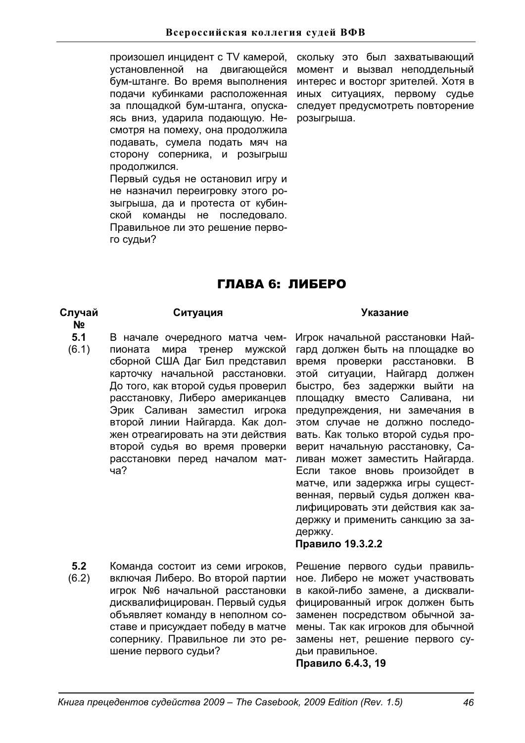произошел инцидент с TV камерой, установленной на двигающейся бум-штанге. Во время выполнения подачи кубинками расположенная за площадкой бум-штанга, опускаясь вниз, ударила подающую. Несмотря на помеху, она продолжила подавать, сумела подать мяч на сторону соперника, и розыгрыш продолжился.

Первый судья не остановил игру и не назначил переигровку этого розыгрыша, да и протеста от кубинской команды не последовало. Правильное ли это решение первого судьи?

скольку это был захватывающий момент и вызвал неподдельный интерес и восторг зрителей. Хотя в иных ситуациях, первому судье следует предусмотреть повторение розыгрыша.

## ГЛАВА 6: ЛИБЕРО

| Случай № | Ситуация | Указание |
|---|---|---|
| **5.1** (6.1) | В начале очередного матча чемпионата мира тренер мужской сборной США Даг Бил представил карточку начальной расстановки. До того, как второй судья проверил расстановку, Либеро американцев Эрик Саливан заместил игрока второй линии Найгарда. Как должен отреагировать на эти действия второй судья во время проверки расстановки перед началом матча? | Игрок начальной расстановки Найгард должен быть на площадке во время проверки расстановки. В этой ситуации, Найгард должен быстро, без задержки выйти на площадку вместо Саливана, ни предупреждения, ни замечания в этом случае не должно последовать. Как только второй судья проверит начальную расстановку, Саливан может заместить Найгарда. Если такое вновь произойдет в матче, или задержка игры существенная, первый судья должен квалифицировать эти действия как задержку и применить санкцию за задержку. **Правило 19.3.2.2** |
| **5.2** (6.2) | Команда состоит из семи игроков, включая Либеро. Во второй партии игрок №6 начальной расстановки дисквалифицирован. Первый судья объявляет команду в неполном составе и присуждает победу в матче сопернику. Правильное ли это решение первого судьи? | Решение первого судьи правильное. Либеро не может участвовать в какой-либо замене, а дисквалифицированный игрок должен быть заменен посредством обычной замены. Так как игроков для обычной замены нет, решение первого судьи правильное. **Правило 6.4.3, 19** |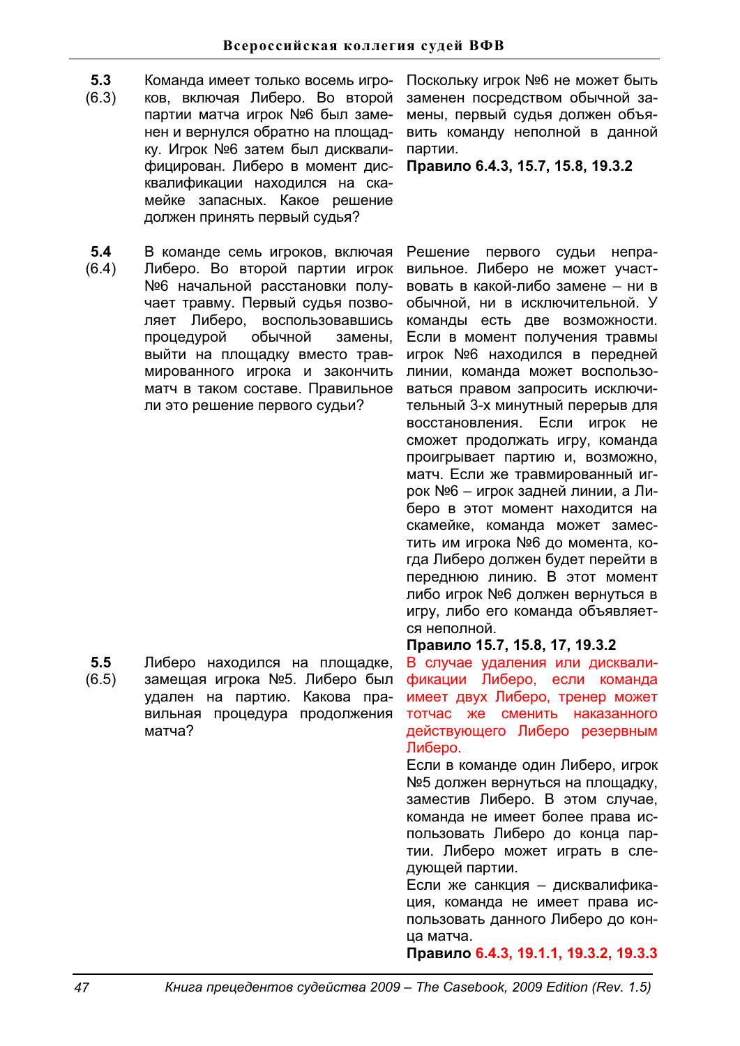| | | |
|---|---|---|
| **5.3** (6.3) | Команда имеет только восемь игроков, включая Либеро. Во второй партии матча игрок №6 был заменен и вернулся обратно на площадку. Игрок №6 затем был дисквалифицирован. Либеро в момент дисквалификации находился на скамейке запасных. Какое решение должен принять первый судья? | Поскольку игрок №6 не может быть заменен посредством обычной замены, первый судья должен объявить команду неполной в данной партии. **Правило 6.4.3, 15.7, 15.8, 19.3.2** |
| **5.4** (6.4) | В команде семь игроков, включая Либеро. Во второй партии игрок №6 начальной расстановки получает травму. Первый судья позволяет Либеро, воспользовавшись процедурой обычной замены, выйти на площадку вместо травмированного игрока и закончить матч в таком составе. Правильное ли это решение первого судьи? | Решение первого судьи неправильное. Либеро не может участвовать в какой-либо замене – ни в обычной, ни в исключительной. У команды есть две возможности. Если в момент получения травмы игрок №6 находился в передней линии, команда может воспользоваться правом запросить исключительный 3-х минутный перерыв для восстановления. Если игрок не сможет продолжать игру, команда проигрывает партию и, возможно, матч. Если же травмированный игрок №6 – игрок задней линии, а Либеро в этот момент находится на скамейке, команда может заместить им игрока №6 до момента, когда Либеро должен будет перейти в переднюю линию. В этот момент либо игрок №6 должен вернуться в игру, либо его команда объявляется неполной. **Правило 15.7, 15.8, 17, 19.3.2** |
| **5.5** (6.5) | Либеро находился на площадке, замещая игрока №5. Либеро был удален на партию. Какова правильная процедура продолжения матча? | В случае удаления или дисквалификации Либеро, если команда имеет двух Либеро, тренер может тотчас же сменить наказанного действующего Либеро резервным Либеро. Если в команде один Либеро, игрок №5 должен вернуться на площадку, заместив Либеро. В этом случае, команда не имеет более права использовать Либеро до конца партии. Либеро может играть в следующей партии. Если же санкция – дисквалификация, команда не имеет права использовать данного Либеро до конца матча. **Правило 6.4.3, 19.1.1, 19.3.2, 19.3.3** |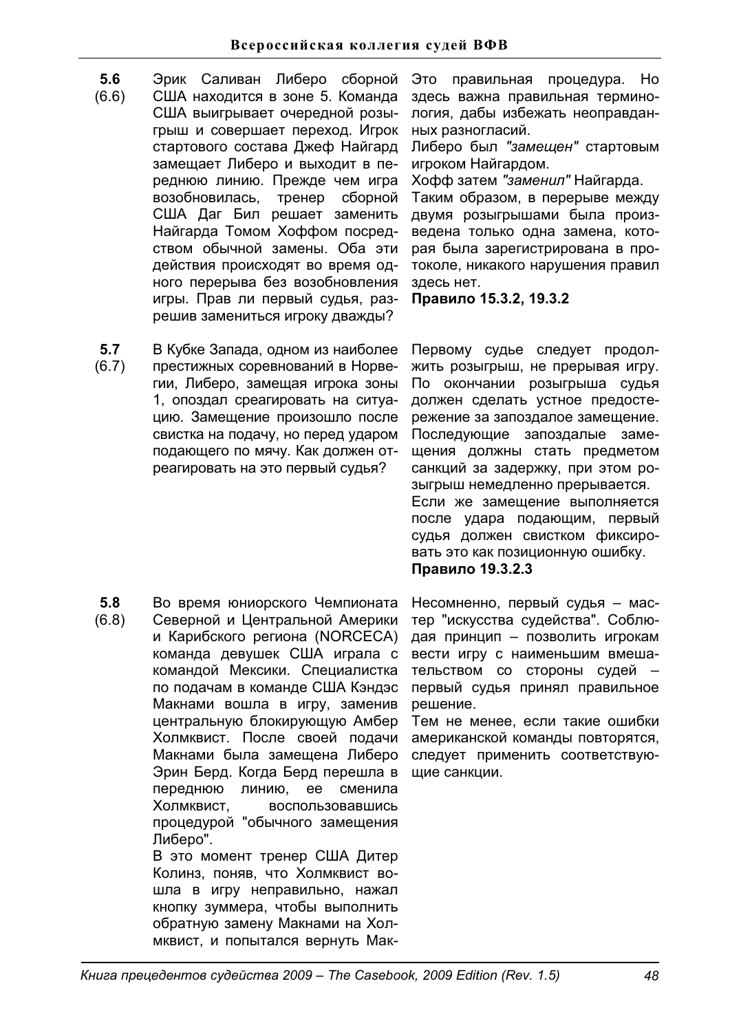| | | |
|---|---|---|
| **5.6** (6.6) | Эрик Саливан Либеро сборной США находится в зоне 5. Команда США выигрывает очередной розыгрыш и совершает переход. Игрок стартового состава Джеф Найгард замещает Либеро и выходит в переднюю линию. Прежде чем игра возобновилась, тренер сборной США Даг Бил решает заменить Найгарда Томом Хоффом посредством обычной замены. Оба эти действия происходят во время одного перерыва без возобновления игры. Прав ли первый судья, разрешив замениться игроку дважды? | Это правильная процедура. Но здесь важна правильная терминология, дабы избежать неоправданных разногласий.<br>Либеро был *"замещен"* стартовым игроком Найгардом.<br>Хофф затем *"заменил"* Найгарда.<br>Таким образом, в перерыве между двумя розыгрышами была произведена только одна замена, которая была зарегистрирована в протоколе, никакого нарушения правил здесь нет.<br>**Правило 15.3.2, 19.3.2** |
| **5.7** (6.7) | В Кубке Запада, одном из наиболее престижных соревнований в Норвегии, Либеро, замещая игрока зоны 1, опоздал среагировать на ситуацию. Замещение произошло после свистка на подачу, но перед ударом подающего по мячу. Как должен отреагировать на это первый судья? | Первому судье следует продолжить розыгрыш, не прерывая игру. По окончании розыгрыша судья должен сделать устное предостережение за запоздалое замещение. Последующие запоздалые замещения должны стать предметом санкций за задержку, при этом розыгрыш немедленно прерывается.<br>Если же замещение выполняется после удара подающим, первый судья должен свистком фиксировать это как позиционную ошибку.<br>**Правило 19.3.2.3** |
| **5.8** (6.8) | Во время юниорского Чемпионата Северной и Центральной Америки и Карибского региона (NORCECA) команда девушек США играла с командой Мексики. Специалистка по подачам в команде США Кэндэс Макнами вошла в игру, заменив центральную блокирующую Амбер Холмквист. После своей подачи Макнами была замещена Либеро Эрин Берд. Когда Берд перешла в переднюю линию, ее сменила Холмквист, воспользовавшись процедурой "обычного замещения Либеро".<br>В это момент тренер США Дитер Колинз, поняв, что Холмквист вошла в игру неправильно, нажал кнопку зуммера, чтобы выполнить обратную замену Макнами на Холмквист, и попытался вернуть Мак- | Несомненно, первый судья – мастер "искусства судейства". Соблюдая принцип – позволить игрокам вести игру с наименьшим вмешательством со стороны судей – первый судья принял правильное решение.<br>Тем не менее, если такие ошибки американской команды повторятся, следует применить соответствующие санкции. |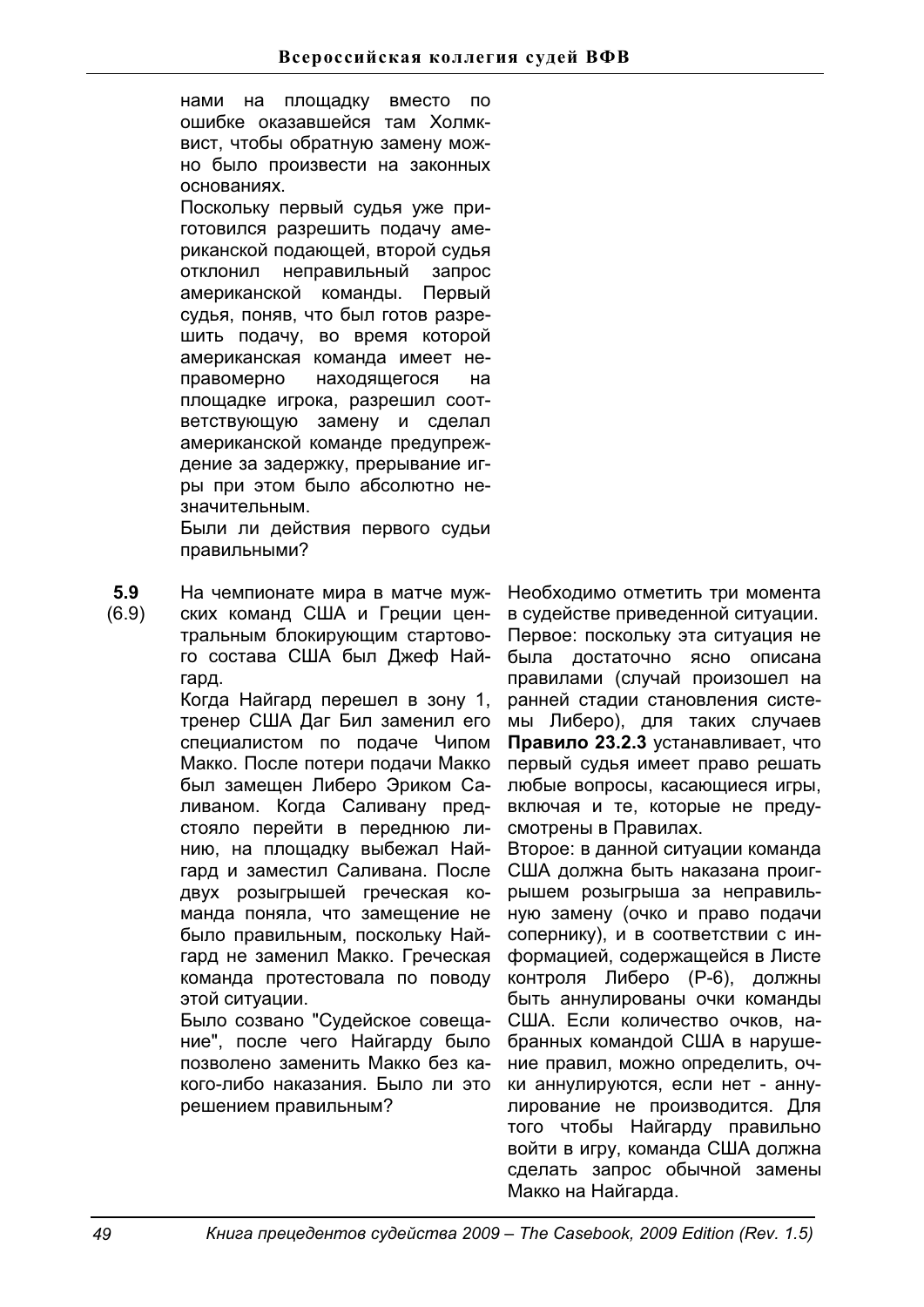нами на площадку вместо по ошибке оказавшейся там Холмквист, чтобы обратную замену можно было произвести на законных основаниях.

Поскольку первый судья уже приготовился разрешить подачу американской подающей, второй судья отклонил неправильный запрос американской команды. Первый судья, поняв, что был готов разрешить подачу, во время которой американская команда имеет неправомерно находящегося на площадке игрока, разрешил соответствующую замену и сделал американской команде предупреждение за задержку, прерывание игры при этом было абсолютно незначительным.

Были ли действия первого судьи правильными?

**5.9** (6.9)

На чемпионате мира в матче мужских команд США и Греции центральным блокирующим стартового состава США был Джеф Найгард.

Когда Найгард перешел в зону 1, тренер США Даг Бил заменил его специалистом по подаче Чипом Макко. После потери подачи Макко был замещен Либеро Эриком Саливаном. Когда Саливану предстояло перейти в переднюю линию, на площадку выбежал Найгард и заместил Саливана. После двух розыгрышей греческая команда поняла, что замещение не было правильным, поскольку Найгард не заменил Макко. Греческая команда протестовала по поводу этой ситуации.

Было созвано "Судейское совещание", после чего Найгарду было позволено заменить Макко без какого-либо наказания. Было ли это решением правильным?

Необходимо отметить три момента в судействе приведенной ситуации.

Первое: поскольку эта ситуация не была достаточно ясно описана правилами (случай произошел на ранней стадии становления системы Либеро), для таких случаев **Правило 23.2.3** устанавливает, что первый судья имеет право решать любые вопросы, касающиеся игры, включая и те, которые не предусмотрены в Правилах.

Второе: в данной ситуации команда США должна быть наказана проигрышем розыгрыша за неправильную замену (очко и право подачи сопернику), и в соответствии с информацией, содержащейся в Листе контроля Либеро (Р-6), должны быть аннулированы очки команды США. Если количество очков, набранных командой США в нарушение правил, можно определить, очки аннулируются, если нет - аннулирование не производится. Для того чтобы Найгарду правильно войти в игру, команда США должна сделать запрос обычной замены Макко на Найгарда.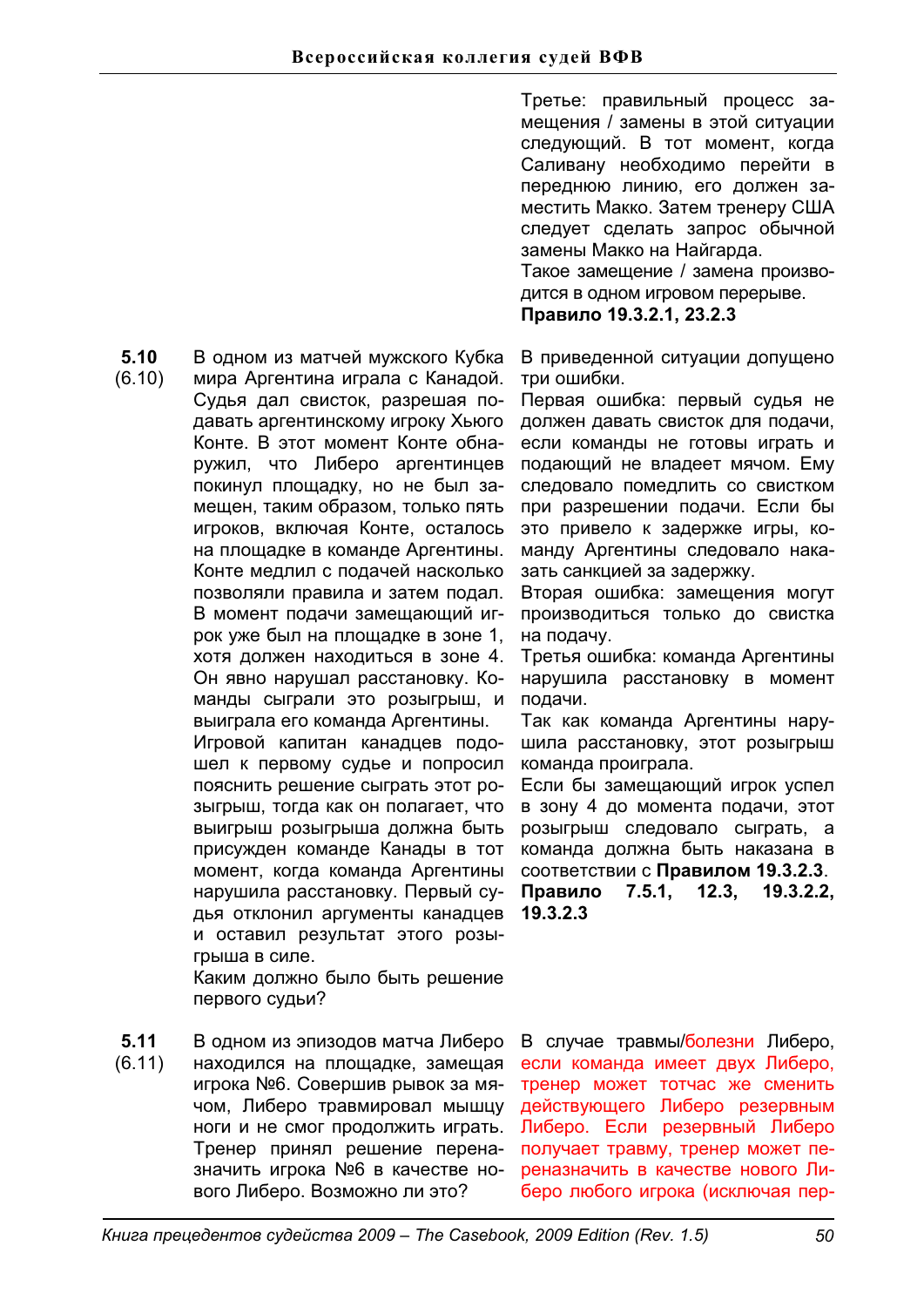Третье: правильный процесс замещения / замены в этой ситуации следующий. В тот момент, когда Саливану необходимо перейти в переднюю линию, его должен заместить Макко. Затем тренеру США следует сделать запрос обычной замены Макко на Найгарда.
Такое замещение / замена производится в одном игровом перерыве.
**Правило 19.3.2.1, 23.2.3**

| № | Ситуация | Решение |
|---|---|---|
| **5.10** (6.10) | В одном из матчей мужского Кубка мира Аргентина играла с Канадой. Судья дал свисток, разрешая подавать аргентинскому игроку Хьюго Конте. В этот момент Конте обнаружил, что Либеро аргентинцев покинул площадку, но не был замещен, таким образом, только пять игроков, включая Конте, осталось на площадке в команде Аргентины. Конте медлил с подачей насколько позволяли правила и затем подал. В момент подачи замещающий игрок уже был на площадке в зоне 1, хотя должен находиться в зоне 4. Он явно нарушал расстановку. Команды сыграли этот розыгрыш, и выиграла его команда Аргентины. Игровой капитан канадцев подошел к первому судье и попросил пояснить решение сыграть этот розыгрыш, тогда как он полагает, что выигрыш розыгрыша должна быть присужден команде Канады в тот момент, когда команда Аргентины нарушила расстановку. Первый судья отклонил аргументы канадцев и оставил результат этого розыгрыша в силе. Каким должно было быть решение первого судьи? | В приведенной ситуации допущено три ошибки. Первая ошибка: первый судья не должен давать свисток для подачи, если команды не готовы играть и подающий не владеет мячом. Ему следовало помедлить со свистком при разрешении подачи. Если бы это привело к задержке игры, команду Аргентины следовало наказать санкцией за задержку. Вторая ошибка: замещения могут производиться только до свистка на подачу. Третья ошибка: команда Аргентины нарушила расстановку в момент подачи. Так как команда Аргентины нарушила расстановку, этот розыгрыш команда проиграла. Если бы замещающий игрок успел в зону 4 до момента подачи, этот розыгрыш следовало сыграть, а команда должна быть наказана в соответствии с **Правилом 19.3.2.3**. **Правило 7.5.1, 12.3, 19.3.2.2, 19.3.2.3** |
| **5.11** (6.11) | В одном из эпизодов матча Либеро находился на площадке, замещая игрока №6. Совершив рывок за мячом, Либеро травмировал мышцу ноги и не смог продолжить играть. Тренер принял решение переназначить игрока №6 в качестве нового Либеро. Возможно ли это? | В случае травмы/болезни Либеро, если команда имеет двух Либеро, тренер может тотчас же сменить действующего Либеро резервным Либеро. Если резервный Либеро получает травму, тренер может переназначить в качестве нового Либеро любого игрока (исключая пер- |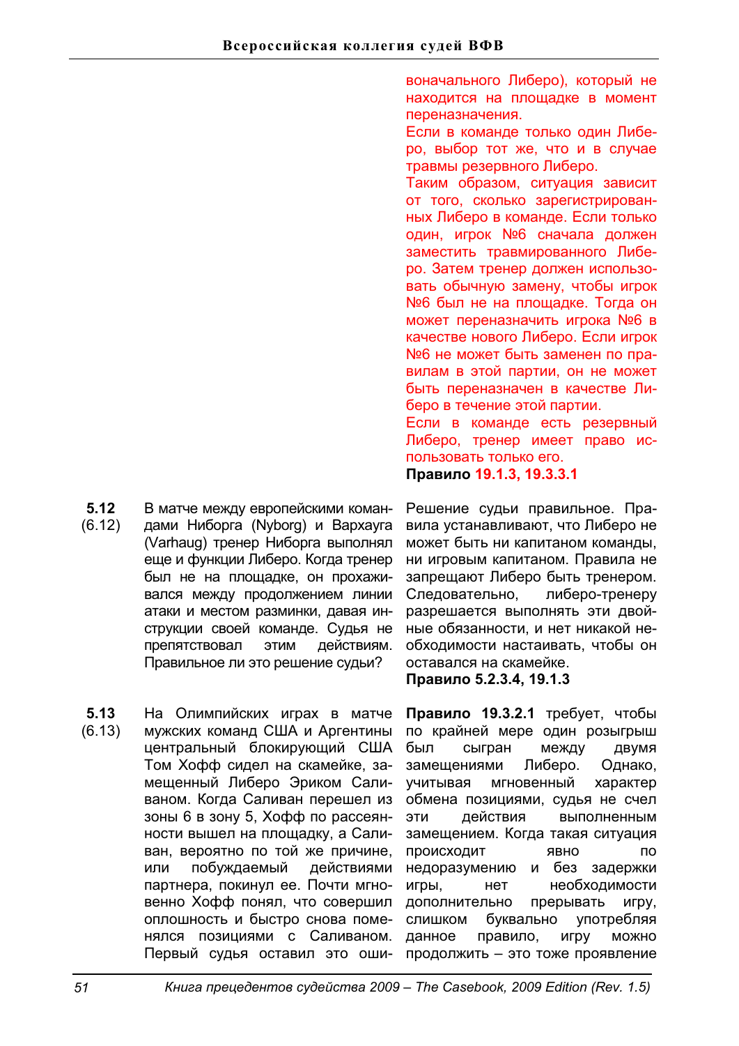воначального Либеро), который не находится на площадке в момент переназначения.

Если в команде только один Либеро, выбор тот же, что и в случае травмы резервного Либеро.

Таким образом, ситуация зависит от того, сколько зарегистрированных Либеро в команде. Если только один, игрок №6 сначала должен заместить травмированного Либеро. Затем тренер должен использовать обычную замену, чтобы игрок №6 был не на площадке. Тогда он может переназначить игрока №6 в качестве нового Либеро. Если игрок №6 не может быть заменен по правилам в этой партии, он не может быть переназначен в качестве Либеро в течение этой партии.

Если в команде есть резервный Либеро, тренер имеет право использовать только его.

**Правило 19.1.3, 19.3.3.1**

**5.12** (6.12)

В матче между европейскими командами Ниборга (Nyborg) и Вархауга (Varhaug) тренер Ниборга выполнял еще и функции Либеро. Когда тренер был не на площадке, он прохаживался между продолжением линии атаки и местом разминки, давая инструкции своей команде. Судья не препятствовал этим действиям. Правильное ли это решение судьи?

Решение судьи правильное. Правила устанавливают, что Либеро не может быть ни капитаном команды, ни игровым капитаном. Правила не запрещают Либеро быть тренером. Следовательно, либеро-тренеру разрешается выполнять эти двойные обязанности, и нет никакой необходимости настаивать, чтобы он оставался на скамейке.

**Правило 5.2.3.4, 19.1.3**

**5.13** (6.13)

На Олимпийских играх в матче мужских команд США и Аргентины центральный блокирующий США Том Хофф сидел на скамейке, замещенный Либеро Эриком Саливаном. Когда Саливан перешел из зоны 6 в зону 5, Хофф по рассеянности вышел на площадку, а Саливан, вероятно по той же причине, или побуждаемый действиями партнера, покинул ее. Почти мгновенно Хофф понял, что совершил оплошность и быстро снова поменялся позициями с Саливаном. Первый судья оставил это оши-

**Правило 19.3.2.1** требует, чтобы по крайней мере один розыгрыш был сыгран между двумя замещениями Либеро. Однако, учитывая мгновенный характер обмена позициями, судья не счел эти действия выполненным замещением. Когда такая ситуация происходит явно по недоразумению и без задержки игры, нет необходимости дополнительно прерывать игру, слишком буквально употребляя данное правило, игру можно продолжить – это тоже проявление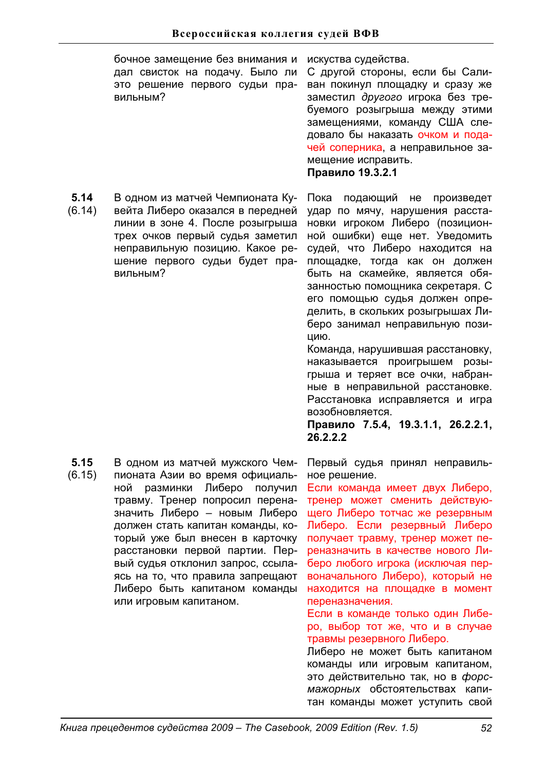бочное замещение без внимания и дал свисток на подачу. Было ли это решение первого судьи правильным?

искусства судейства.

С другой стороны, если бы Саливан покинул площадку и сразу же заместил *другого* игрока без требуемого розыгрыша между этими замещениями, команду США следовало бы наказать очком и подачей соперника, а неправильное замещение исправить.

**Правило 19.3.2.1**

| | | |
|---|---|---|
| **5.14** (6.14) | В одном из матчей Чемпионата Кувейта Либеро оказался в передней линии в зоне 4. После розыгрыша трех очков первый судья заметил неправильную позицию. Какое решение первого судьи будет правильным? | Пока подающий не произведет удар по мячу, нарушения расстановки игроком Либеро (позиционной ошибки) еще нет. Уведомить судей, что Либеро находится на площадке, тогда как он должен быть на скамейке, является обязанностью помощника секретаря. С его помощью судья должен определить, в скольких розыгрышах Либеро занимал неправильную позицию.<br>Команда, нарушившая расстановку, наказывается проигрышем розыгрыша и теряет все очки, набранные в неправильной расстановке. Расстановка исправляется и игра возобновляется.<br>**Правило 7.5.4, 19.3.1.1, 26.2.2.1, 26.2.2.2** |
| **5.15** (6.15) | В одном из матчей мужского Чемпионата Азии во время официальной разминки Либеро получил травму. Тренер попросил переназначить Либеро – новым Либеро должен стать капитан команды, который уже был внесен в карточку расстановки первой партии. Первый судья отклонил запрос, ссылаясь на то, что правила запрещают Либеро быть капитаном команды или игровым капитаном. | Первый судья принял неправильное решение.<br>Если команда имеет двух Либеро, тренер может сменить действующего Либеро тотчас же резервным Либеро. Если резервный Либеро получает травму, тренер может переназначить в качестве нового Либеро любого игрока (исключая первоначального Либеро), который не находится на площадке в момент переназначения.<br>Если в команде только один Либеро, выбор тот же, что и в случае травмы резервного Либеро.<br>Либеро не может быть капитаном команды или игровым капитаном, это действительно так, но в *форс-мажорных* обстоятельствах капитан команды может уступить свой |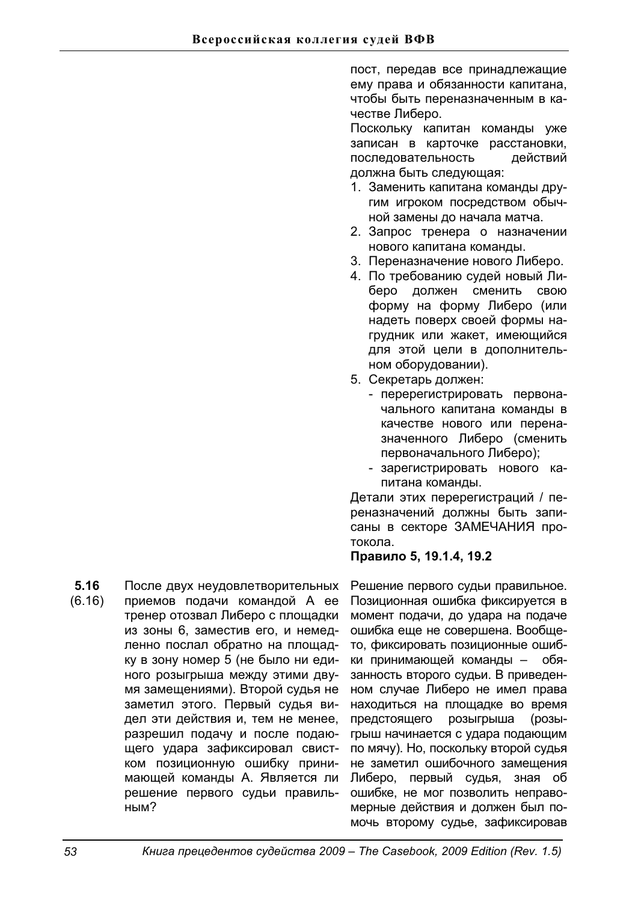пост, передав все принадлежащие ему права и обязанности капитана, чтобы быть переназначенным в качестве Либеро.

Поскольку капитан команды уже записан в карточке расстановки, последовательность действий должна быть следующая:

1. Заменить капитана команды другим игроком посредством обычной замены до начала матча.
2. Запрос тренера о назначении нового капитана команды.
3. Переназначение нового Либеро.
4. По требованию судей новый Либеро должен сменить свою форму на форму Либеро (или надеть поверх своей формы нагрудник или жакет, имеющийся для этой цели в дополнительном оборудовании).
5. Секретарь должен:
   - перерегистрировать первоначального капитана команды в качестве нового или переназначенного Либеро (сменить первоначального Либеро);
   - зарегистрировать нового капитана команды.

Детали этих перерегистраций / переназначений должны быть записаны в секторе ЗАМЕЧАНИЯ протокола.

**Правило 5, 19.1.4, 19.2**

**5.16** (6.16)

После двух неудовлетворительных приемов подачи командой А ее тренер отозвал Либеро с площадки из зоны 6, заместив его, и немедленно послал обратно на площадку в зону номер 5 (не было ни единого розыгрыша между этими двумя замещениями). Второй судья не заметил этого. Первый судья видел эти действия и, тем не менее, разрешил подачу и после подающего удара зафиксировал свистком позиционную ошибку принимающей команды А. Является ли решение первого судьи правильным?

Решение первого судьи правильное. Позиционная ошибка фиксируется в момент подачи, до удара на подаче ошибка еще не совершена. Вообще-то, фиксировать позиционные ошибки принимающей команды – обязанность второго судьи. В приведенном случае Либеро не имел права находиться на площадке во время предстоящего розыгрыша (розыгрыш начинается с удара подающим по мячу). Но, поскольку второй судья не заметил ошибочного замещения Либеро, первый судья, зная об ошибке, не мог позволить неправомерные действия и должен был помочь второму судье, зафиксировав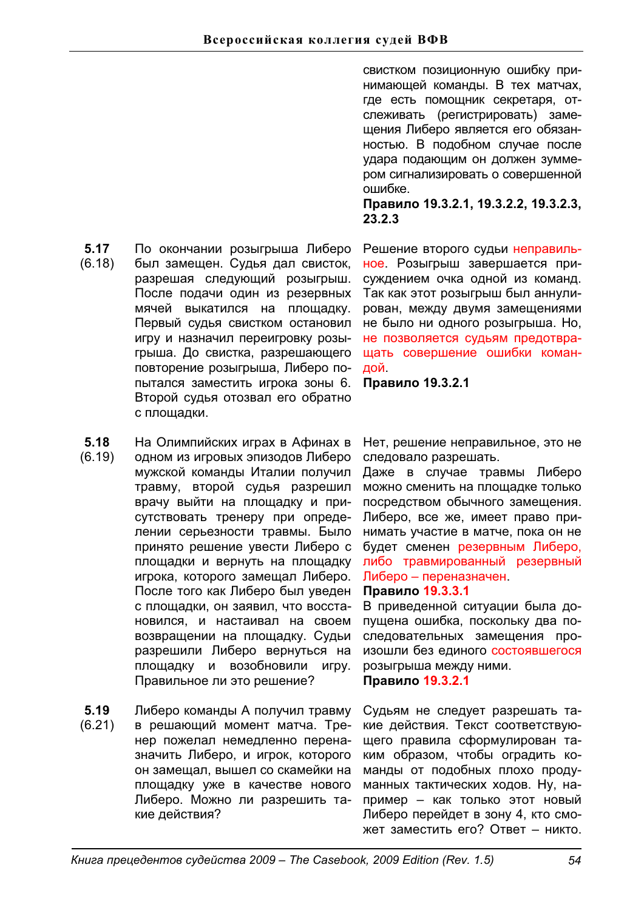свистком позиционную ошибку принимающей команды. В тех матчах, где есть помощник секретаря, отслеживать (регистрировать) замещения Либеро является его обязанностью. В подобном случае после удара подающим он должен зуммером сигнализировать о совершенной ошибке.

**Правило 19.3.2.1, 19.3.2.2, 19.3.2.3, 23.2.3**

| № | Ситуация | Решение |
|---|---|---|
| **5.17** (6.18) | По окончании розыгрыша Либеро был замещен. Судья дал свисток, разрешая следующий розыгрыш. После подачи один из резервных мячей выкатился на площадку. Первый судья свистком остановил игру и назначил переигровку розыгрыша. До свистка, разрешающего повторение розыгрыша, Либеро попытался заместить игрока зоны 6. Второй судья отозвал его обратно с площадки. | Решение второго судьи неправильное. Розыгрыш завершается присуждением очка одной из команд. Так как этот розыгрыш был аннулирован, между двумя замещениями не было ни одного розыгрыша. Но, не позволяется судьям предотвращать совершение ошибки командой. **Правило 19.3.2.1** |
| **5.18** (6.19) | На Олимпийских играх в Афинах в одном из игровых эпизодов Либеро мужской команды Италии получил травму, второй судья разрешил врачу выйти на площадку и присутствовать тренеру при определении серьезности травмы. Было принято решение увести Либеро с площадки и вернуть на площадку игрока, которого замещал Либеро. После того как Либеро был уведен с площадки, он заявил, что восстановился, и настаивал на своем возвращении на площадку. Судьи разрешили Либеро вернуться на площадку и возобновили игру. Правильное ли это решение? | Нет, решение неправильное, это не следовало разрешать. Даже в случае травмы Либеро можно сменить на площадке только посредством обычного замещения. Либеро, все же, имеет право принимать участие в матче, пока он не будет сменен резервным Либеро, либо травмированный резервный Либеро – переназначен. **Правило 19.3.3.1** В приведенной ситуации была допущена ошибка, поскольку два последовательных замещения произошли без единого состоявшегося розыгрыша между ними. **Правило 19.3.2.1** |
| **5.19** (6.21) | Либеро команды А получил травму в решающий момент матча. Тренер пожелал немедленно переназначить Либеро, и игрок, которого он замещал, вышел со скамейки на площадку уже в качестве нового Либеро. Можно ли разрешить такие действия? | Судьям не следует разрешать такие действия. Текст соответствующего правила сформулирован таким образом, чтобы оградить команды от подобных плохо продуманных тактических ходов. Ну, например – как только этот новый Либеро перейдет в зону 4, кто сможет заместить его? Ответ – никто. |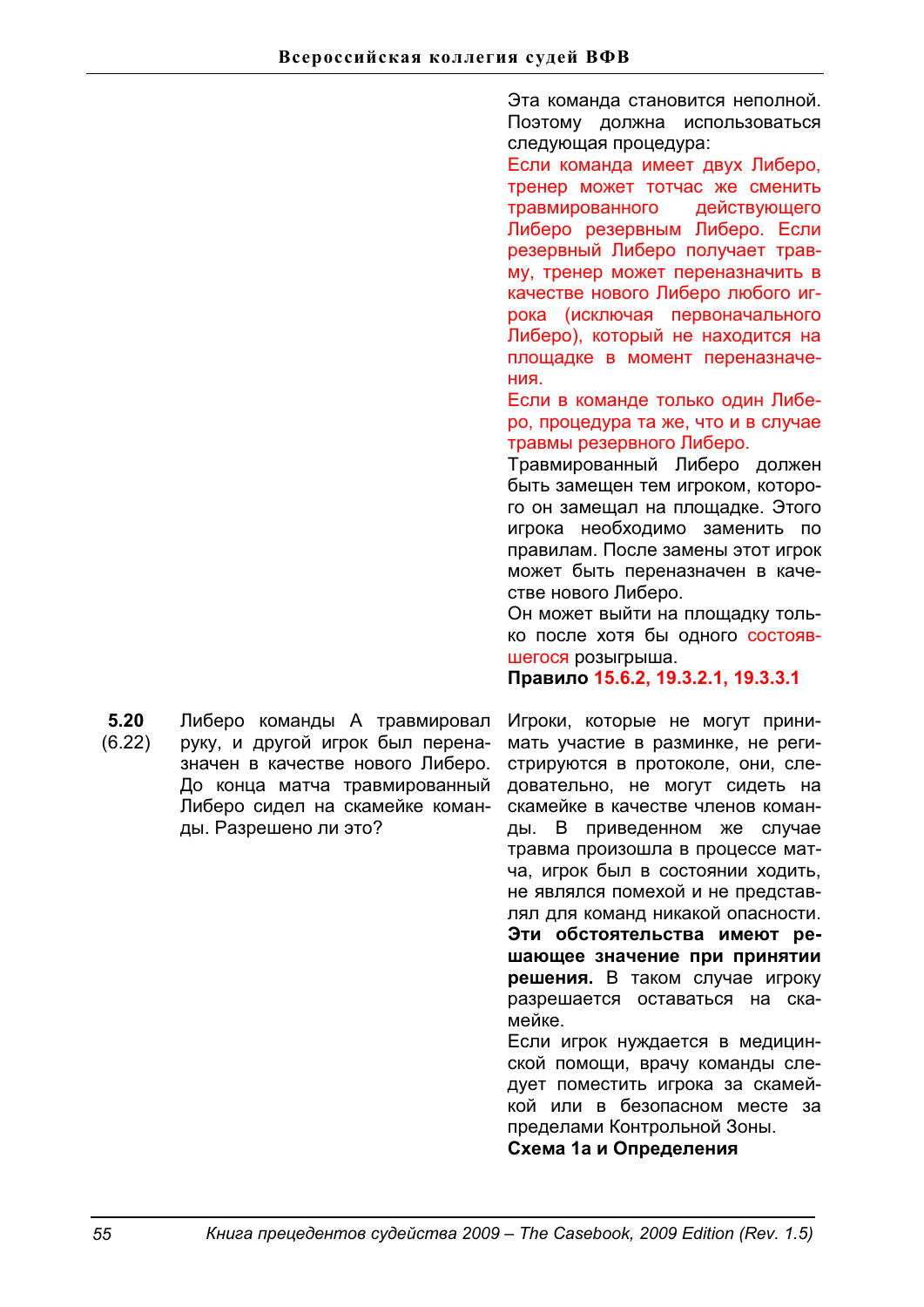Эта команда становится неполной. Поэтому должна использоваться следующая процедура:

Если команда имеет двух Либеро, тренер может тотчас же сменить травмированного действующего Либеро резервным Либеро. Если резервный Либеро получает травму, тренер может переназначить в качестве нового Либеро любого игрока (исключая первоначального Либеро), который не находится на площадке в момент переназначения.

Если в команде только один Либеро, процедура та же, что и в случае травмы резервного Либеро.

Травмированный Либеро должен быть замещен тем игроком, которого он замещал на площадке. Этого игрока необходимо заменить по правилам. После замены этот игрок может быть переназначен в качестве нового Либеро.

Он может выйти на площадку только после хотя бы одного состоявшегося розыгрыша.

**Правило 15.6.2, 19.3.2.1, 19.3.3.1**

| | | |
|---|---|---|
| **5.20** (6.22) | Либеро команды А травмировал руку, и другой игрок был переназначен в качестве нового Либеро. До конца матча травмированный Либеро сидел на скамейке команды. Разрешено ли это? | Игроки, которые не могут принимать участие в разминке, не регистрируются в протоколе, они, следовательно, не могут сидеть на скамейке в качестве членов команды. В приведенном же случае травма произошла в процессе матча, игрок был в состоянии ходить, не являлся помехой и не представлял для команд никакой опасности. **Эти обстоятельства имеют решающее значение при принятии решения.** В таком случае игроку разрешается оставаться на скамейке.<br>Если игрок нуждается в медицинской помощи, врачу команды следует поместить игрока за скамейкой или в безопасном месте за пределами Контрольной Зоны.<br>**Схема 1а и Определения** |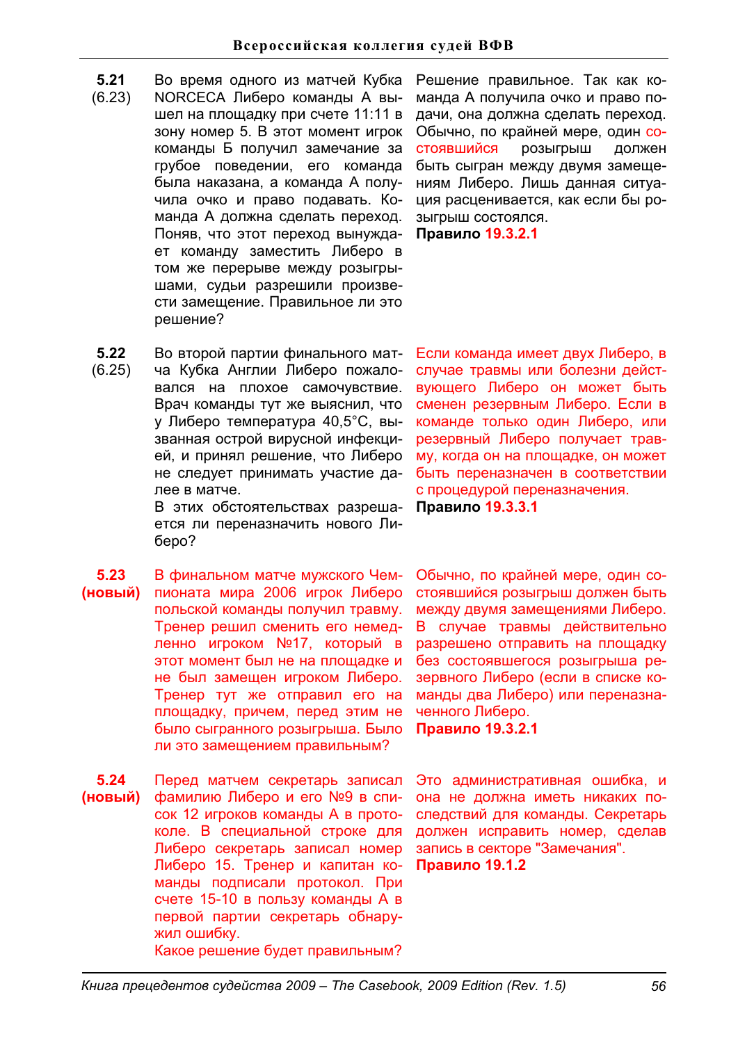| | Ситуация | Решение |
|---|---|---|
| **5.21** (6.23) | Во время одного из матчей Кубка NORCECA Либеро команды А вышел на площадку при счете 11:11 в зону номер 5. В этот момент игрок команды Б получил замечание за грубое поведении, его команда была наказана, а команда А получила очко и право подавать. Команда А должна сделать переход. Поняв, что этот переход вынуждает команду заместить Либеро в том же перерыве между розыгрышами, судьи разрешили произвести замещение. Правильное ли это решение? | Решение правильное. Так как команда А получила очко и право подачи, она должна сделать переход. Обычно, по крайней мере, один состоявшийся розыгрыш должен быть сыгран между двумя замещениям Либеро. Лишь данная ситуация расценивается, как если бы розыгрыш состоялся. **Правило 19.3.2.1** |
| **5.22** (6.25) | Во второй партии финального матча Кубка Англии Либеро пожаловался на плохое самочувствие. Врач команды тут же выяснил, что у Либеро температура 40,5°C, вызванная острой вирусной инфекцией, и принял решение, что Либеро не следует принимать участие далее в матче. В этих обстоятельствах разрешается ли переназначить нового Либеро? | Если команда имеет двух Либеро, в случае травмы или болезни действующего Либеро он может быть сменен резервным Либеро. Если в команде только один Либеро, или резервный Либеро получает травму, когда он на площадке, он может быть переназначен в соответствии с процедурой переназначения. **Правило 19.3.3.1** |
| **5.23 (новый)** | В финальном матче мужского Чемпионата мира 2006 игрок Либеро польской команды получил травму. Тренер решил сменить его немедленно игроком №17, который в этот момент был не на площадке и не был замещен игроком Либеро. Тренер тут же отправил его на площадку, причем, перед этим не было сыгранного розыгрыша. Было ли это замещением правильным? | Обычно, по крайней мере, один состоявшийся розыгрыш должен быть между двумя замещениями Либеро. В случае травмы действительно разрешено отправить на площадку без состоявшегося розыгрыша резервного Либеро (если в списке команды два Либеро) или переназначенного Либеро. **Правило 19.3.2.1** |
| **5.24 (новый)** | Перед матчем секретарь записал фамилию Либеро и его №9 в список 12 игроков команды А в протоколе. В специальной строке для Либеро секретарь записал номер Либеро 15. Тренер и капитан команды подписали протокол. При счете 15-10 в пользу команды А в первой партии секретарь обнаружил ошибку. Какое решение будет правильным? | Это административная ошибка, и она не должна иметь никаких последствий для команды. Секретарь должен исправить номер, сделав запись в секторе "Замечания". **Правило 19.1.2** |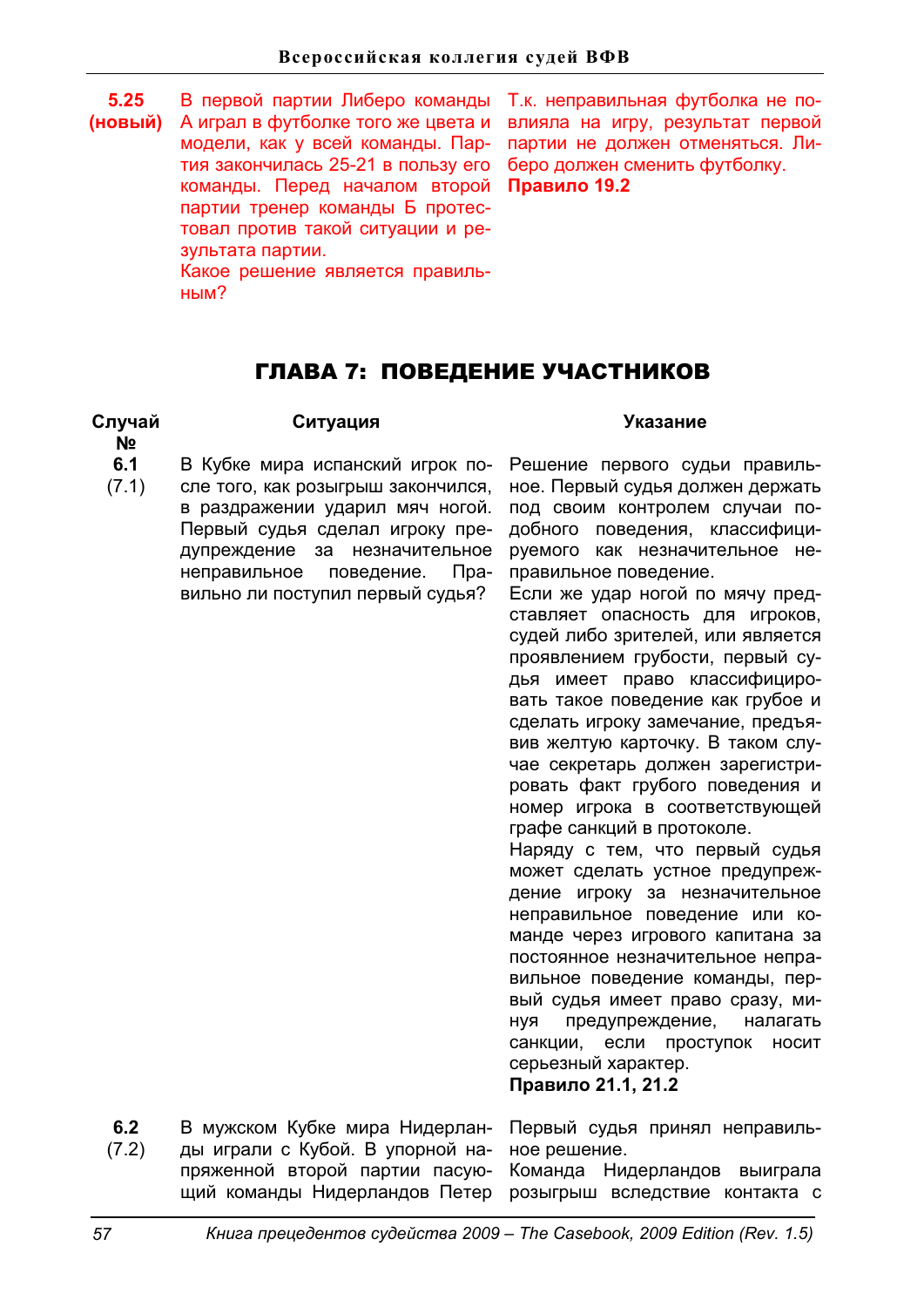| | | |
|---|---|---|
| **5.25 (новый)** | В первой партии Либеро команды А играл в футболке того же цвета и модели, как у всей команды. Партия закончилась 25-21 в пользу его команды. Перед началом второй партии тренер команды Б протестовал против такой ситуации и результата партии. Какое решение является правильным? | Т.к. неправильная футболка не повлияла на игру, результат первой партии не должен отменяться. Либеро должен сменить футболку. **Правило 19.2** |

## ГЛАВА 7: ПОВЕДЕНИЕ УЧАСТНИКОВ

| Случай № | Ситуация | Указание |
|---|---|---|
| **6.1** (7.1) | В Кубке мира испанский игрок после того, как розыгрыш закончился, в раздражении ударил мяч ногой. Первый судья сделал игроку предупреждение за незначительное неправильное поведение. Правильно ли поступил первый судья? | Решение первого судьи правильное. Первый судья должен держать под своим контролем случаи подобного поведения, классифицируемого как незначительное неправильное поведение. Если же удар ногой по мячу представляет опасность для игроков, судей либо зрителей, или является проявлением грубости, первый судья имеет право классифицировать такое поведение как грубое и сделать игроку замечание, предъявив желтую карточку. В таком случае секретарь должен зарегистрировать факт грубого поведения и номер игрока в соответствующей графе санкций в протоколе. Наряду с тем, что первый судья может сделать устное предупреждение игроку за незначительное неправильное поведение или команде через игрового капитана за постоянное незначительное неправильное поведение команды, первый судья имеет право сразу, минуя предупреждение, налагать санкции, если проступок носит серьезный характер. **Правило 21.1, 21.2** |
| **6.2** (7.2) | В мужском Кубке мира Нидерланды играли с Кубой. В упорной напряженной второй партии пасующий команды Нидерландов Петер | Первый судья принял неправильное решение. Команда Нидерландов выиграла розыгрыш вследствие контакта с |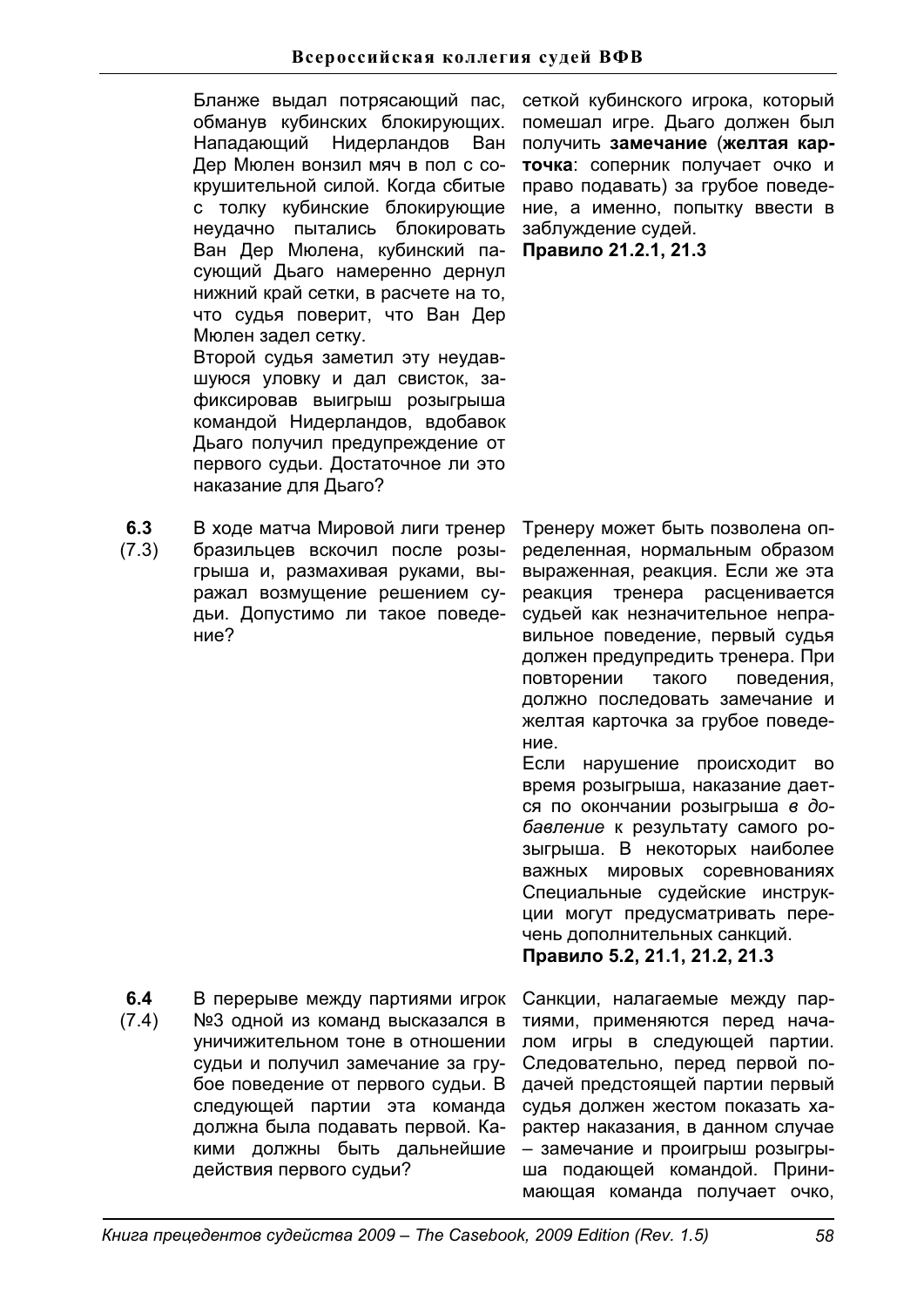Бланже выдал потрясающий пас, обманув кубинских блокирующих. Нападающий Нидерландов Ван Дер Мюлен вонзил мяч в пол с сокрушительной силой. Когда сбитые с толку кубинские блокирующие неудачно пытались блокировать Ван Дер Мюлена, кубинский пасующий Дьаго намеренно дернул нижний край сетки, в расчете на то, что судья поверит, что Ван Дер Мюлен задел сетку.

Второй судья заметил эту неудавшуюся уловку и дал свисток, зафиксировав выигрыш розыгрыша командой Нидерландов, вдобавок Дьаго получил предупреждение от первого судьи. Достаточное ли это наказание для Дьаго?

сеткой кубинского игрока, который помешал игре. Дьаго должен был получить **замечание** (**желтая карточка**: соперник получает очко и право подавать) за грубое поведение, а именно, попытку ввести в заблуждение судей.

**Правило 21.2.1, 21.3**

**6.3** (7.3)

В ходе матча Мировой лиги тренер бразильцев вскочил после розыгрыша и, размахивая руками, выражал возмущение решением судьи. Допустимо ли такое поведение?

Тренеру может быть позволена определенная, нормальным образом выраженная, реакция. Если же эта реакция тренера расценивается судьей как незначительное неправильное поведение, первый судья должен предупредить тренера. При повторении такого поведения, должно последовать замечание и желтая карточка за грубое поведение.

Если нарушение происходит во время розыгрыша, наказание дается по окончании розыгрыша *в добавление* к результату самого розыгрыша. В некоторых наиболее важных мировых соревнованиях Специальные судейские инструкции могут предусматривать перечень дополнительных санкций.

**Правило 5.2, 21.1, 21.2, 21.3**

**6.4** (7.4)

В перерыве между партиями игрок №3 одной из команд высказался в уничижительном тоне в отношении судьи и получил замечание за грубое поведение от первого судьи. В следующей партии эта команда должна была подавать первой. Какими должны быть дальнейшие действия первого судьи?

Санкции, налагаемые между партиями, применяются перед началом игры в следующей партии. Следовательно, перед первой подачей предстоящей партии первый судья должен жестом показать характер наказания, в данном случае – замечание и проигрыш розыгрыша подающей командой. Принимающая команда получает очко,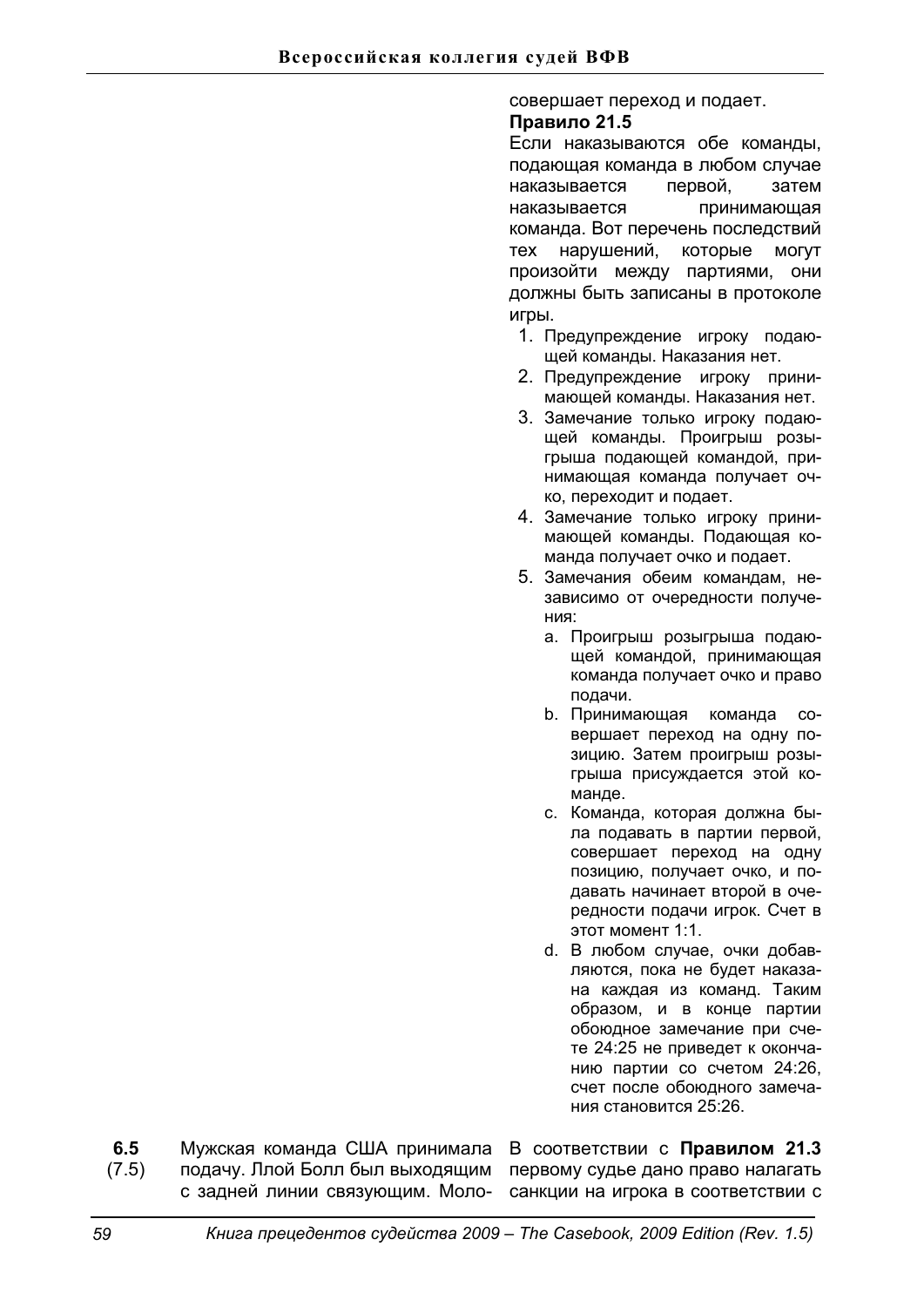совершает переход и подает.

**Правило 21.5**

Если наказываются обе команды, подающая команда в любом случае наказывается первой, затем наказывается принимающая команда. Вот перечень последствий тех нарушений, которые могут произойти между партиями, они должны быть записаны в протоколе игры.

1. Предупреждение игроку подающей команды. Наказания нет.
2. Предупреждение игроку принимающей команды. Наказания нет.
3. Замечание только игроку подающей команды. Проигрыш розыгрыша подающей командой, принимающая команда получает очко, переходит и подает.
4. Замечание только игроку принимающей команды. Подающая команда получает очко и подает.
5. Замечания обеим командам, независимо от очередности получения:
   a. Проигрыш розыгрыша подающей командой, принимающая команда получает очко и право подачи.
   b. Принимающая команда совершает переход на одну позицию. Затем проигрыш розыгрыша присуждается этой команде.
   c. Команда, которая должна была подавать в партии первой, совершает переход на одну позицию, получает очко, и подавать начинает второй в очередности подачи игрок. Счет в этот момент 1:1.
   d. В любом случае, очки добавляются, пока не будет наказана каждая из команд. Таким образом, и в конце партии обоюдное замечание при счете 24:25 не приведет к окончанию партии со счетом 24:26, счет после обоюдного замечания становится 25:26.

**6.5** (7.5)

Мужская команда США принимала подачу. Ллой Болл был выходящим с задней линии связующим. Моло-

В соответствии с **Правилом 21.3** первому судье дано право налагать санкции на игрока в соответствии с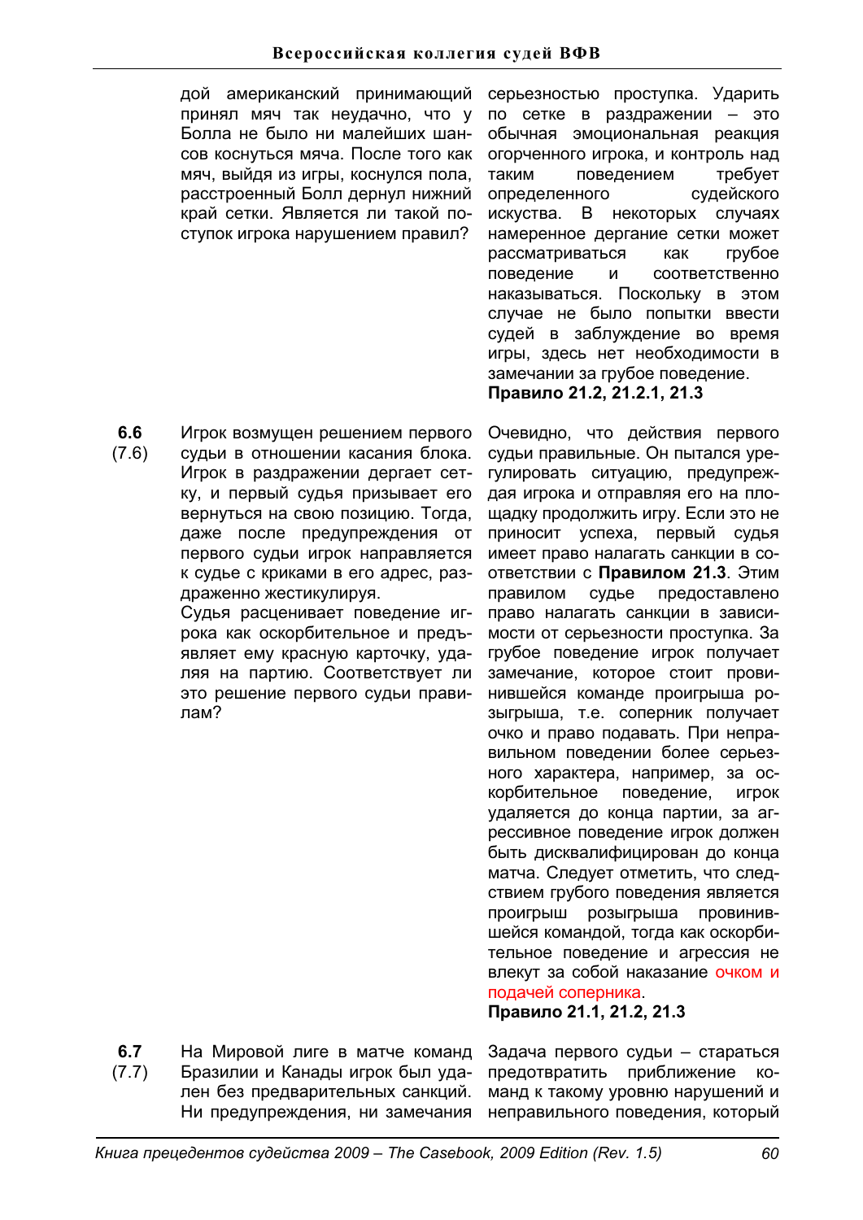дой американский принимающий принял мяч так неудачно, что у Болла не было ни малейших шансов коснуться мяча. После того как мяч, выйдя из игры, коснулся пола, расстроенный Болл дернул нижний край сетки. Является ли такой поступок игрока нарушением правил?

серьезностью проступка. Ударить по сетке в раздражении – это обычная эмоциональная реакция огорченного игрока, и контроль над таким поведением требует определенного судейского искусства. В некоторых случаях намеренное дергание сетки может рассматриваться как грубое поведение и соответственно наказываться. Поскольку в этом случае не было попытки ввести судей в заблуждение во время игры, здесь нет необходимости в замечании за грубое поведение.
**Правило 21.2, 21.2.1, 21.3**

**6.6** (7.6)

Игрок возмущен решением первого судьи в отношении касания блока. Игрок в раздражении дергает сетку, и первый судья призывает его вернуться на свою позицию. Тогда, даже после предупреждения от первого судьи игрок направляется к судье с криками в его адрес, раздраженно жестикулируя.
Судья расценивает поведение игрока как оскорбительное и предъявляет ему красную карточку, удаляя на партию. Соответствует ли это решение первого судьи правилам?

Очевидно, что действия первого судьи правильные. Он пытался урегулировать ситуацию, предупреждая игрока и отправляя его на площадку продолжить игру. Если это не приносит успеха, первый судья имеет право налагать санкции в соответствии с **Правилом 21.3**. Этим правилом судье предоставлено право налагать санкции в зависимости от серьезности проступка. За грубое поведение игрок получает замечание, которое стоит провинившейся команде проигрыша розыгрыша, т.е. соперник получает очко и право подавать. При неправильном поведении более серьезного характера, например, за оскорбительное поведение, игрок удаляется до конца партии, за агрессивное поведение игрок должен быть дисквалифицирован до конца матча. Следует отметить, что следствием грубого поведения является проигрыш розыгрыша провинившейся командой, тогда как оскорбительное поведение и агрессия не влекут за собой наказание очком и подачей соперника.
**Правило 21.1, 21.2, 21.3**

**6.7** (7.7)

На Мировой лиге в матче команд Бразилии и Канады игрок был удален без предварительных санкций. Ни предупреждения, ни замечания

Задача первого судьи – стараться предотвратить приближение команд к такому уровню нарушений и неправильного поведения, который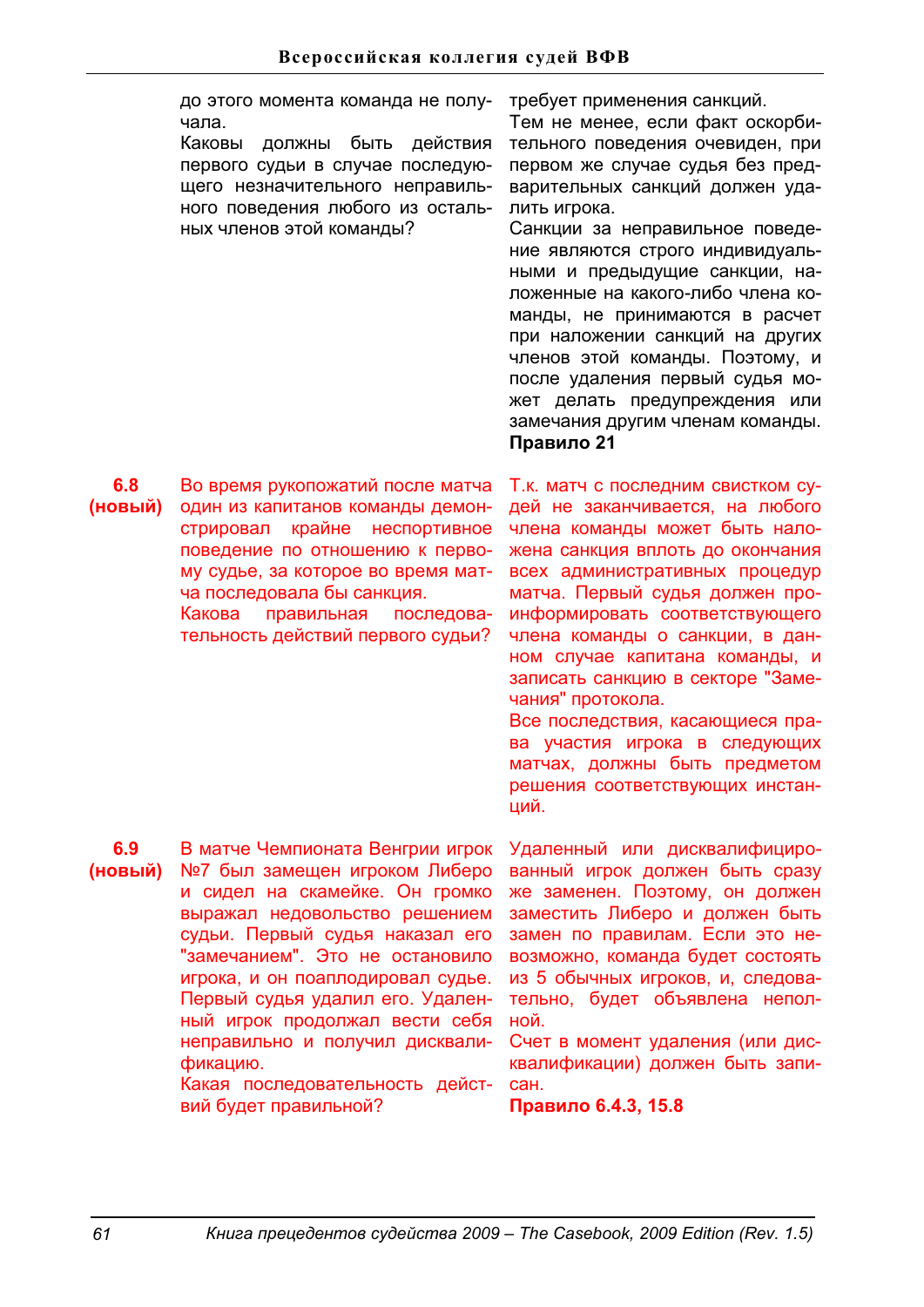до этого момента команда не получала.

Каковы должны быть действия первого судьи в случае последующего незначительного неправильного поведения любого из остальных членов этой команды?

требует применения санкций.

Тем не менее, если факт оскорбительного поведения очевиден, при первом же случае судья без предварительных санкций должен удалить игрока.

Санкции за неправильное поведение являются строго индивидуальными и предыдущие санкции, наложенные на какого-либо члена команды, не принимаются в расчет при наложении санкций на других членов этой команды. Поэтому, и после удаления первый судья может делать предупреждения или замечания другим членам команды.

**Правило 21**

**6.8 (новый)**

Во время рукопожатий после матча один из капитанов команды демонстрировал крайне неспортивное поведение по отношению к первому судье, за которое во время матча последовала бы санкция.

Какова правильная последовательность действий первого судьи?

Т.к. матч с последним свистком судей не заканчивается, на любого члена команды может быть наложена санкция вплоть до окончания всех административных процедур матча. Первый судья должен проинформировать соответствующего члена команды о санкции, в данном случае капитана команды, и записать санкцию в секторе "Замечания" протокола.

Все последствия, касающиеся права участия игрока в следующих матчах, должны быть предметом решения соответствующих инстанций.

**6.9 (новый)**

В матче Чемпионата Венгрии игрок №7 был замещен игроком Либеро и сидел на скамейке. Он громко выражал недовольство решением судьи. Первый судья наказал его "замечанием". Это не остановило игрока, и он поаплодировал судье. Первый судья удалил его. Удаленный игрок продолжал вести себя неправильно и получил дисквалификацию.

Какая последовательность действий будет правильной?

Удаленный или дисквалифицированный игрок должен быть сразу же заменен. Поэтому, он должен заместить Либеро и должен быть замен по правилам. Если это невозможно, команда будет состоять из 5 обычных игроков, и, следовательно, будет объявлена неполной.

Счет в момент удаления (или дисквалификации) должен быть записан.

**Правило 6.4.3, 15.8**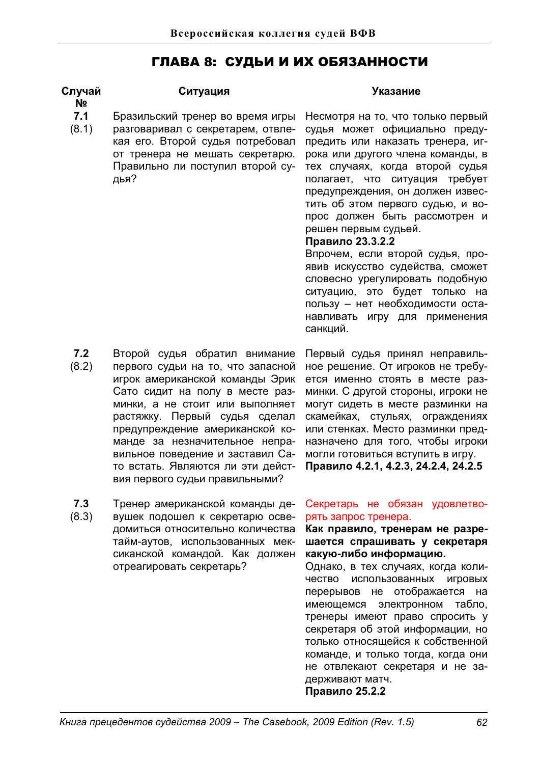# ГЛАВА 8: СУДЬИ И ИХ ОБЯЗАННОСТИ

| Случай № | Ситуация | Указание |
|---|---|---|
| **7.1** (8.1) | Бразильский тренер во время игры разговаривал с секретарем, отвлекая его. Второй судья потребовал от тренера не мешать секретарю. Правильно ли поступил второй судья? | Несмотря на то, что только первый судья может официально предупредить или наказать тренера, игрока или другого члена команды, в тех случаях, когда второй судья полагает, что ситуация требует предупреждения, он должен известить об этом первого судью, и вопрос должен быть рассмотрен и решен первым судьей. **Правило 23.3.2.2** Впрочем, если второй судья, проявив искусство судейства, сможет словесно урегулировать подобную ситуацию, это будет только на пользу – нет необходимости останавливать игру для применения санкций. |
| **7.2** (8.2) | Второй судья обратил внимание первого судьи на то, что запасной игрок американской команды Эрик Сато сидит на полу в месте разминки, а не стоит или выполняет растяжку. Первый судья сделал предупреждение американской команде за незначительное неправильное поведение и заставил Сато встать. Являются ли эти действия первого судьи правильными? | Первый судья принял неправильное решение. От игроков не требуется именно стоять в месте разминки. С другой стороны, игроки не могут сидеть в месте разминки на скамейках, стульях, ограждениях или стенках. Место разминки предназначено для того, чтобы игроки могли готовиться вступить в игру. **Правило 4.2.1, 4.2.3, 24.2.4, 24.2.5** |
| **7.3** (8.3) | Тренер американской команды девушек подошел к секретарю осведомиться относительно количества тайм-аутов, использованных мексиканской командой. Как должен отреагировать секретарь? | Секретарь не обязан удовлетворять запрос тренера. **Как правило, тренерам не разрешается спрашивать у секретаря какую-либо информацию.** Однако, в тех случаях, когда количество использованных игровых перерывов не отображается на имеющемся электронном табло, тренеры имеют право спросить у секретаря об этой информации, но только относящейся к собственной команде, и только тогда, когда они не отвлекают секретаря и не задерживают матч. **Правило 25.2.2** |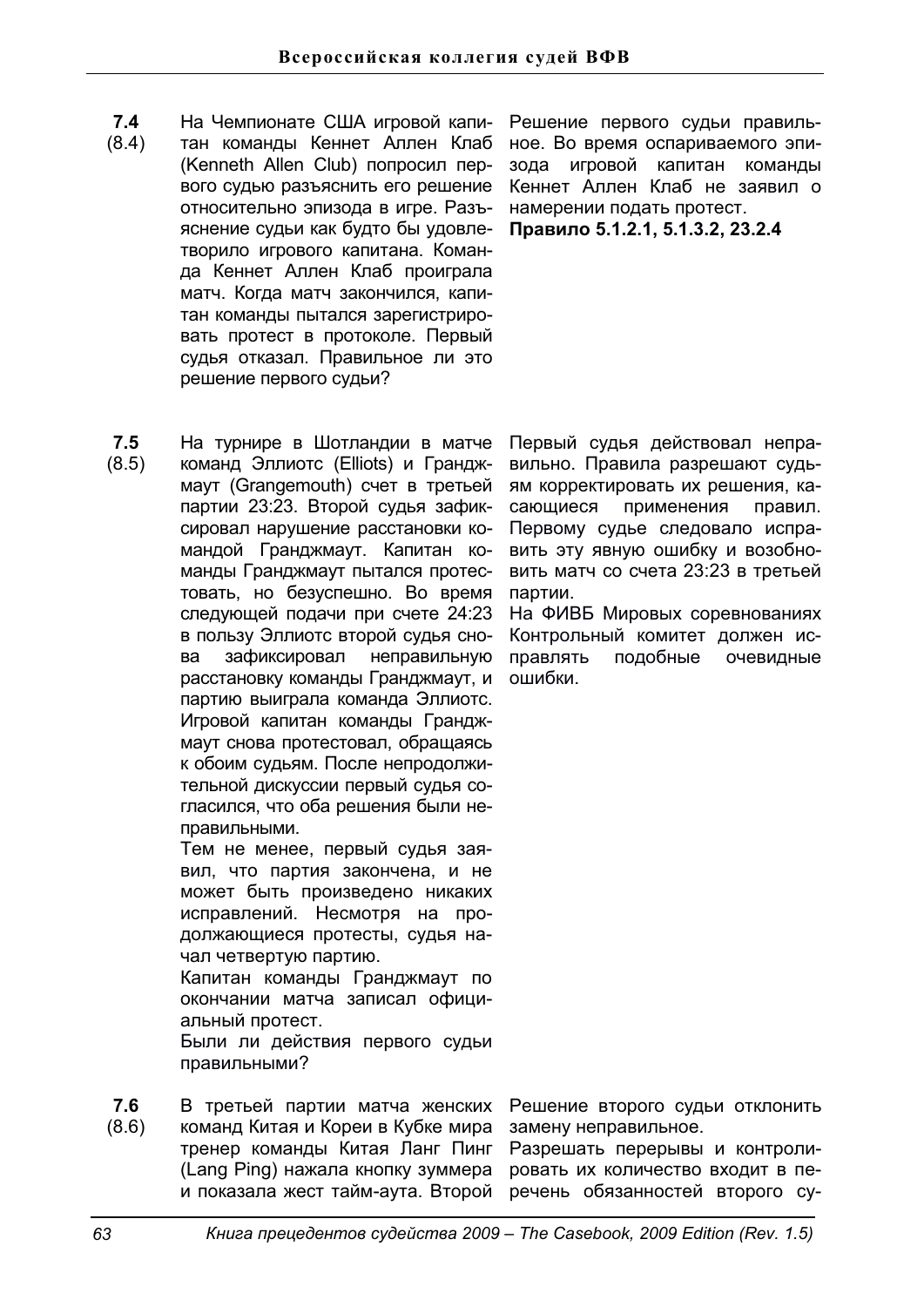| | | |
|---|---|---|
| **7.4** (8.4) | На Чемпионате США игровой капитан команды Кеннет Аллен Клаб (Kenneth Allen Club) попросил первого судью разъяснить его решение относительно эпизода в игре. Разъяснение судьи как будто бы удовлетворило игрового капитана. Команда Кеннет Аллен Клаб проиграла матч. Когда матч закончился, капитан команды пытался зарегистрировать протест в протоколе. Первый судья отказал. Правильное ли это решение первого судьи? | Решение первого судьи правильное. Во время оспариваемого эпизода игровой капитан команды Кеннет Аллен Клаб не заявил о намерении подать протест. **Правило 5.1.2.1, 5.1.3.2, 23.2.4** |
| **7.5** (8.5) | На турнире в Шотландии в матче команд Эллиотс (Elliots) и Гранджмаут (Grangemouth) счет в третьей партии 23:23. Второй судья зафиксировал нарушение расстановки командой Гранджмаут. Капитан команды Гранджмаут пытался протестовать, но безуспешно. Во время следующей подачи при счете 24:23 в пользу Эллиотс второй судья снова зафиксировал неправильную расстановку команды Гранджмаут, и партию выиграла команда Эллиотс. Игровой капитан команды Гранджмаут снова протестовал, обращаясь к обоим судьям. После непродолжительной дискуссии первый судья согласился, что оба решения были неправильными. Тем не менее, первый судья заявил, что партия закончена, и не может быть произведено никаких исправлений. Несмотря на продолжающиеся протесты, судья начал четвертую партию. Капитан команды Гранджмаут по окончании матча записал официальный протест. Были ли действия первого судьи правильными? | Первый судья действовал неправильно. Правила разрешают судьям корректировать их решения, касающиеся применения правил. Первому судье следовало исправить эту явную ошибку и возобновить матч со счета 23:23 в третьей партии. На ФИВБ Мировых соревнованиях Контрольный комитет должен исправлять подобные очевидные ошибки. |
| **7.6** (8.6) | В третьей партии матча женских команд Китая и Кореи в Кубке мира тренер команды Китая Ланг Пинг (Lang Ping) нажала кнопку зуммера и показала жест тайм-аута. Второй | Решение второго судьи отклонить замену неправильное. Разрешать перерывы и контролировать их количество входит в перечень обязанностей второго су- |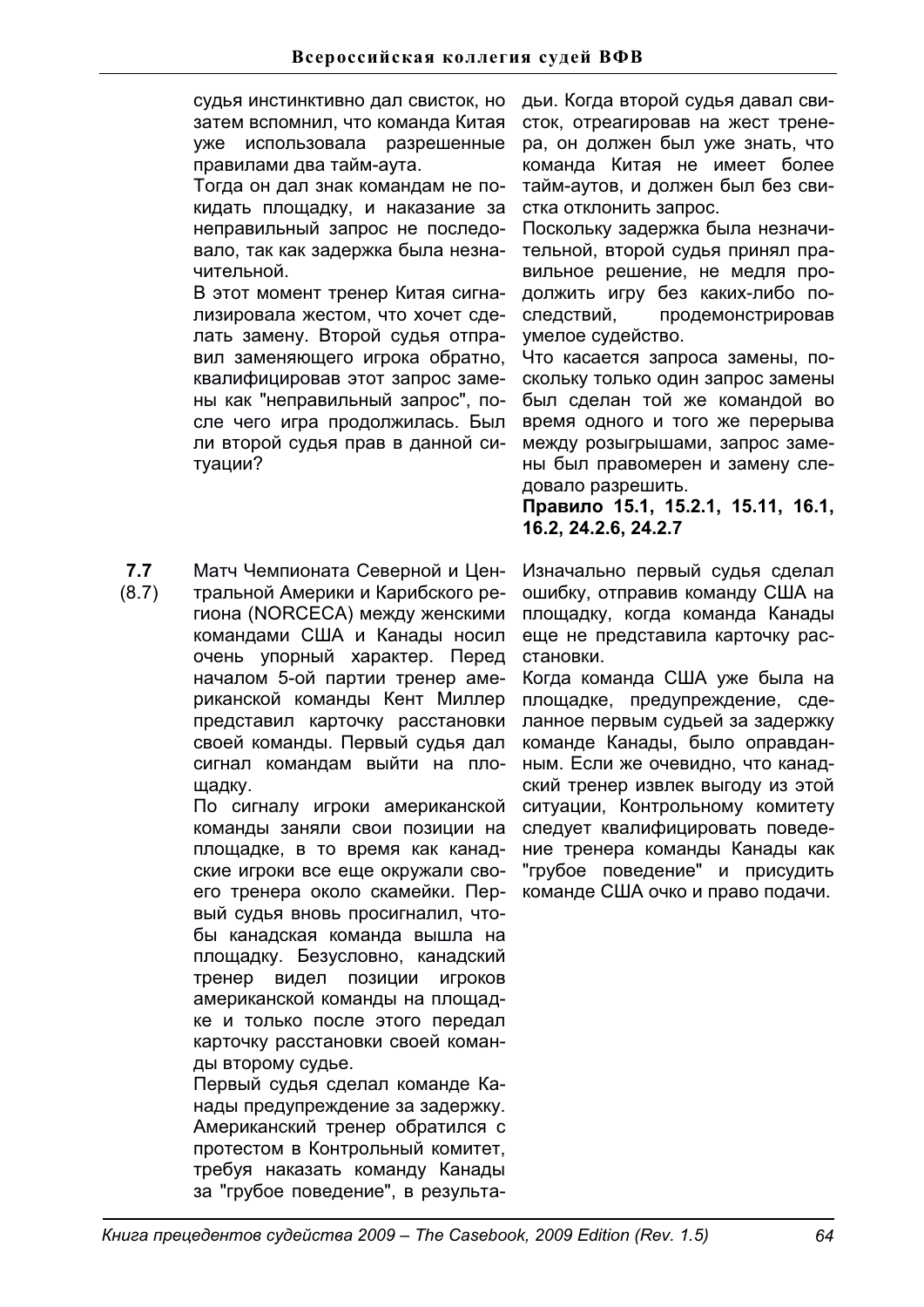судья инстинктивно дал свисток, но затем вспомнил, что команда Китая уже использовала разрешенные правилами два тайм-аута.

Тогда он дал знак командам не покидать площадку, и наказание за неправильный запрос не последовало, так как задержка была незначительной.

В этот момент тренер Китая сигнализировала жестом, что хочет сделать замену. Второй судья отправил заменяющего игрока обратно, квалифицировав этот запрос замены как "неправильный запрос", после чего игра продолжилась. Был ли второй судья прав в данной ситуации?

дьи. Когда второй судья давал свисток, отреагировав на жест тренера, он должен был уже знать, что команда Китая не имеет более тайм-аутов, и должен был без свистка отклонить запрос.

Поскольку задержка была незначительной, второй судья принял правильное решение, не медля продолжить игру без каких-либо последствий, продемонстрировав умелое судейство.

Что касается запроса замены, поскольку только один запрос замены был сделан той же командой во время одного и того же перерыва между розыгрышами, запрос замены был правомерен и замену следовало разрешить.

**Правило 15.1, 15.2.1, 15.11, 16.1, 16.2, 24.2.6, 24.2.7**

**7.7** (8.7)

Матч Чемпионата Северной и Центральной Америки и Карибского региона (NORCECA) между женскими командами США и Канады носил очень упорный характер. Перед началом 5-ой партии тренер американской команды Кент Миллер представил карточку расстановки своей команды. Первый судья дал сигнал командам выйти на площадку.

По сигналу игроки американской команды заняли свои позиции на площадке, в то время как канадские игроки все еще окружали своего тренера около скамейки. Первый судья вновь просигналил, чтобы канадская команда вышла на площадку. Безусловно, канадский тренер видел позиции игроков американской команды на площадке и только после этого передал карточку расстановки своей команды второму судье.

Первый судья сделал команде Канады предупреждение за задержку. Американский тренер обратился с протестом в Контрольный комитет, требуя наказать команду Канады за "грубое поведение", в результа-

Изначально первый судья сделал ошибку, отправив команду США на площадку, когда команда Канады еще не представила карточку расстановки.

Когда команда США уже была на площадке, предупреждение, сделанное первым судьей за задержку команде Канады, было оправданным. Если же очевидно, что канадский тренер извлек выгоду из этой ситуации, Контрольному комитету следует квалифицировать поведение тренера команды Канады как "грубое поведение" и присудить команде США очко и право подачи.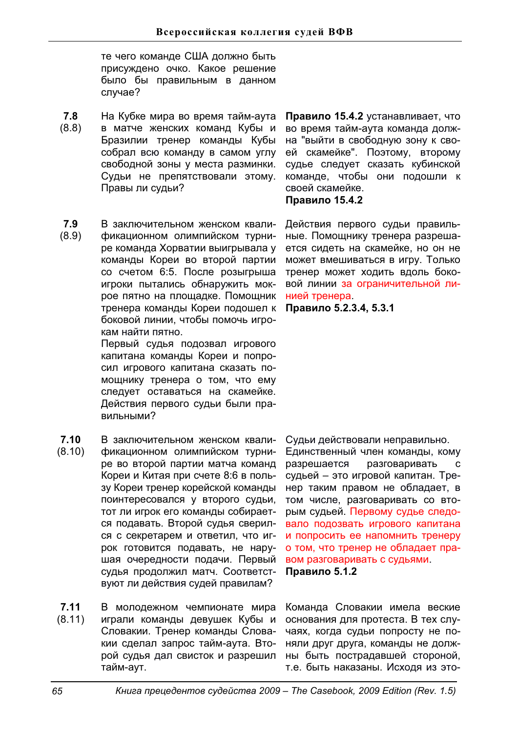те чего команде США должно быть присуждено очко. Какое решение было бы правильным в данном случае?

| № | Ситуация | Решение |
|---|---|---|
| **7.8** (8.8) | На Кубке мира во время тайм-аута в матче женских команд Кубы и Бразилии тренер команды Кубы собрал всю команду в самом углу свободной зоны у места разминки. Судьи не препятствовали этому. Правы ли судьи? | **Правило 15.4.2** устанавливает, что во время тайм-аута команда должна "выйти в свободную зону к своей скамейке". Поэтому, второму судье следует сказать кубинской команде, чтобы они подошли к своей скамейке. **Правило 15.4.2** |
| **7.9** (8.9) | В заключительном женском квалификационном олимпийском турнире команда Хорватии выигрывала у команды Кореи во второй партии со счетом 6:5. После розыгрыша игроки пытались обнаружить мокрое пятно на площадке. Помощник тренера команды Кореи подошел к боковой линии, чтобы помочь игрокам найти пятно. Первый судья подозвал игрового капитана команды Кореи и попросил игрового капитана сказать помощнику тренера о том, что ему следует оставаться на скамейке. Действия первого судьи были правильными? | Действия первого судьи правильные. Помощнику тренера разрешается сидеть на скамейке, но он не может вмешиваться в игру. Только тренер может ходить вдоль боковой линии за ограничительной линией тренера. **Правило 5.2.3.4, 5.3.1** |
| **7.10** (8.10) | В заключительном женском квалификационном олимпийском турнире во второй партии матча команд Кореи и Китая при счете 8:6 в пользу Кореи тренер корейской команды поинтересовался у второго судьи, тот ли игрок его команды собирается подавать. Второй судья сверился с секретарем и ответил, что игрок готовится подавать, не нарушая очередности подачи. Первый судья продолжил матч. Соответствуют ли действия судей правилам? | Судьи действовали неправильно. Единственный член команды, кому разрешается разговаривать с судьей – это игровой капитан. Тренер таким правом не обладает, в том числе, разговаривать со вторым судьей. Первому судье следовало подозвать игрового капитана и попросить ее напомнить тренеру о том, что тренер не обладает правом разговаривать с судьями. **Правило 5.1.2** |
| **7.11** (8.11) | В молодежном чемпионате мира играли команды девушек Кубы и Словакии. Тренер команды Словакии сделал запрос тайм-аута. Второй судья дал свисток и разрешил тайм-аут. | Команда Словакии имела веские основания для протеста. В тех случаях, когда судьи попросту не поняли друг друга, команды не должны быть пострадавшей стороной, т.е. быть наказаны. Исходя из это- |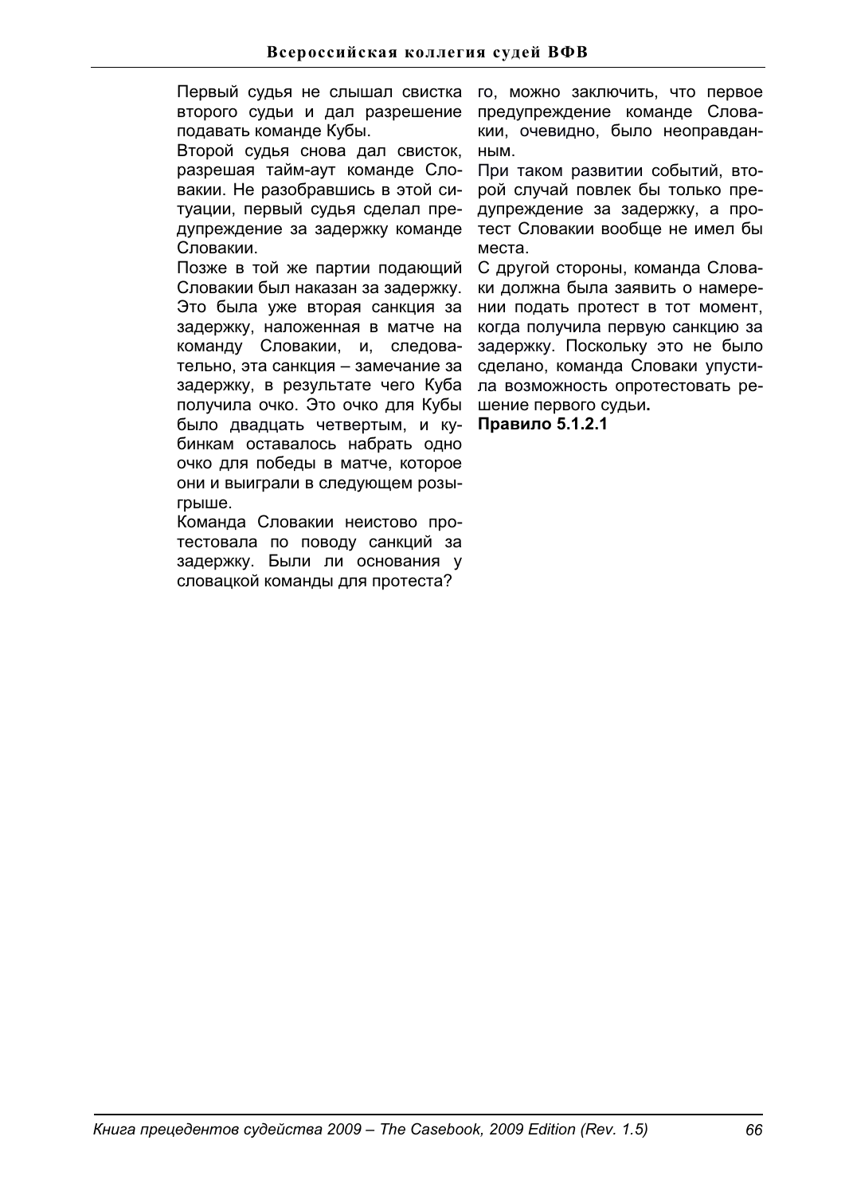Первый судья не слышал свистка второго судьи и дал разрешение подавать команде Кубы.

Второй судья снова дал свисток, разрешая тайм-аут команде Словакии. Не разобравшись в этой ситуации, первый судья сделал предупреждение за задержку команде Словакии.

Позже в той же партии подающий Словакии был наказан за задержку. Это была уже вторая санкция за задержку, наложенная в матче на команду Словакии, и, следовательно, эта санкция – замечание за задержку, в результате чего Куба получила очко. Это очко для Кубы было двадцать четвертым, и кубинкам оставалось набрать одно очко для победы в матче, которое они и выиграли в следующем розыгрыше.

Команда Словакии неистово протестовала по поводу санкций за задержку. Были ли основания у словацкой команды для протеста?

го, можно заключить, что первое предупреждение команде Словакии, очевидно, было неоправданным.

При таком развитии событий, второй случай повлек бы только предупреждение за задержку, а протест Словакии вообще не имел бы места.

С другой стороны, команда Словаки должна была заявить о намерении подать протест в тот момент, когда получила первую санкцию за задержку. Поскольку это не было сделано, команда Словаки упустила возможность опротестовать решение первого судьи**.**

**Правило 5.1.2.1**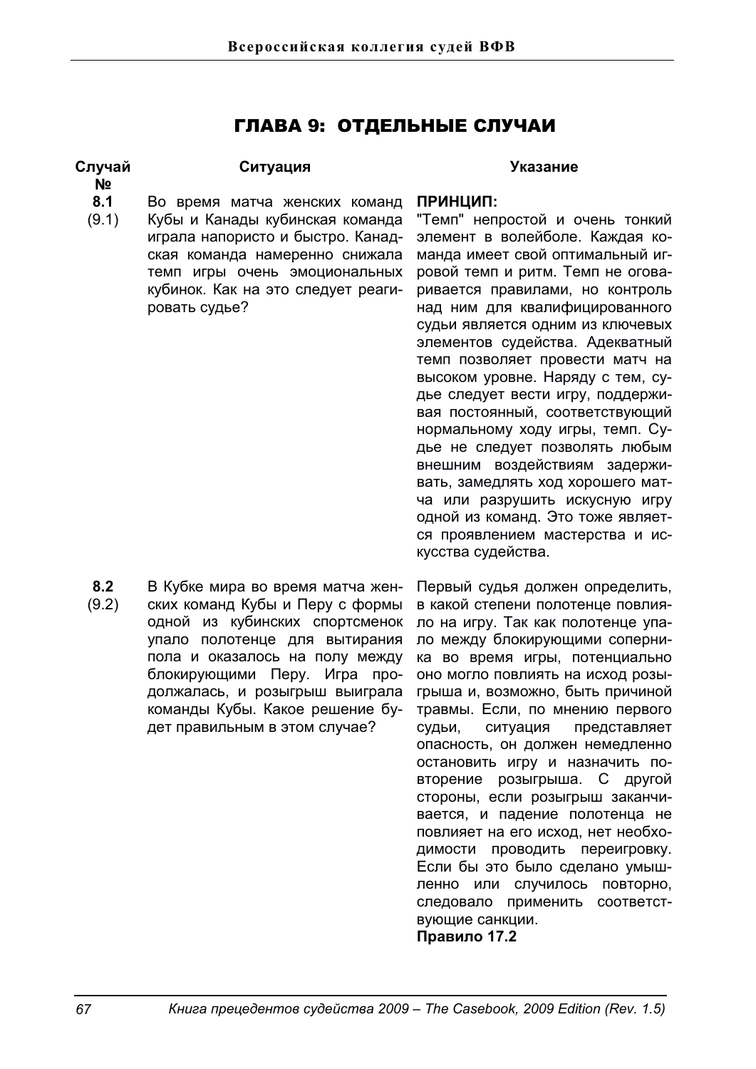# ГЛАВА 9: ОТДЕЛЬНЫЕ СЛУЧАИ

| Случай № | Ситуация | Указание |
| --- | --- | --- |
| **8.1** (9.1) | Во время матча женских команд Кубы и Канады кубинская команда играла напористо и быстро. Канадская команда намеренно снижала темп игры очень эмоциональных кубинок. Как на это следует реагировать судье? | **ПРИНЦИП:** "Темп" непростой и очень тонкий элемент в волейболе. Каждая команда имеет свой оптимальный игровой темп и ритм. Темп не оговаривается правилами, но контроль над ним для квалифицированного судьи является одним из ключевых элементов судейства. Адекватный темп позволяет провести матч на высоком уровне. Наряду с тем, судье следует вести игру, поддерживая постоянный, соответствующий нормальному ходу игры, темп. Судье не следует позволять любым внешним воздействиям задерживать, замедлять ход хорошего матча или разрушить искусную игру одной из команд. Это тоже является проявлением мастерства и искусства судейства. |
| **8.2** (9.2) | В Кубке мира во время матча женских команд Кубы и Перу с формы одной из кубинских спортсменок упало полотенце для вытирания пола и оказалось на полу между блокирующими Перу. Игра продолжалась, и розыгрыш выиграла команды Кубы. Какое решение будет правильным в этом случае? | Первый судья должен определить, в какой степени полотенце повлияло на игру. Так как полотенце упало между блокирующими соперника во время игры, потенциально оно могло повлиять на исход розыгрыша и, возможно, быть причиной травмы. Если, по мнению первого судьи, ситуация представляет опасность, он должен немедленно остановить игру и назначить повторение розыгрыша. С другой стороны, если розыгрыш заканчивается, и падение полотенца не повлияет на его исход, нет необходимости проводить переигровку. Если бы это было сделано умышленно или случилось повторно, следовало применить соответствующие санкции. **Правило 17.2** |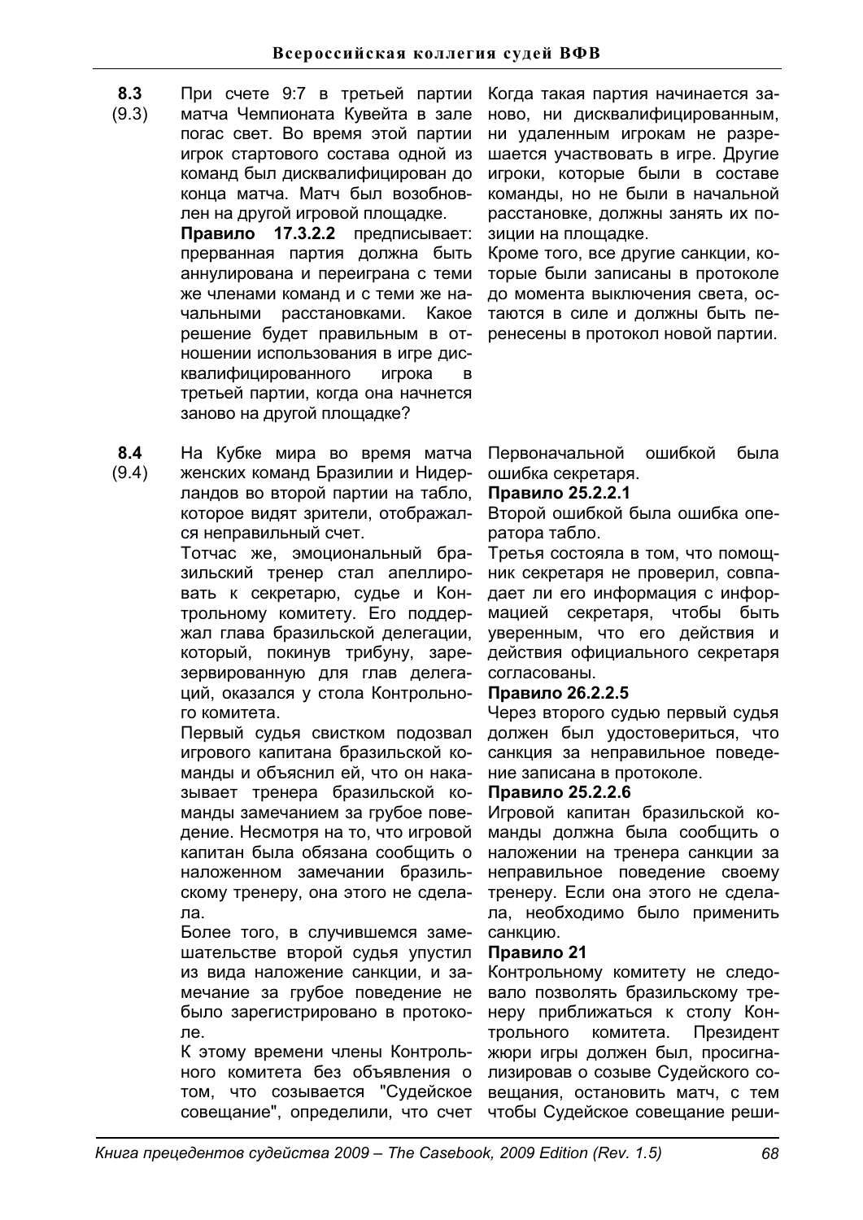**8.3** (9.3)

При счете 9:7 в третьей партии матча Чемпионата Кувейта в зале погас свет. Во время этой партии игрок стартового состава одной из команд был дисквалифицирован до конца матча. Матч был возобновлен на другой игровой площадке.

**Правило 17.3.2.2** предписывает: прерванная партия должна быть аннулирована и переиграна с теми же членами команд и с теми же начальными расстановками. Какое решение будет правильным в отношении использования в игре дисквалифицированного игрока в третьей партии, когда она начнется заново на другой площадке?

Когда такая партия начинается заново, ни дисквалифицированным, ни удаленным игрокам не разрешается участвовать в игре. Другие игроки, которые были в составе команды, но не были в начальной расстановке, должны занять их позиции на площадке.

Кроме того, все другие санкции, которые были записаны в протоколе до момента выключения света, остаются в силе и должны быть перенесены в протокол новой партии.

**8.4** (9.4)

На Кубке мира во время матча женских команд Бразилии и Нидерландов во второй партии на табло, которое видят зрители, отображался неправильный счет.

Тотчас же, эмоциональный бразильский тренер стал апеллировать к секретарю, судье и Контрольному комитету. Его поддержал глава бразильской делегации, который, покинув трибуну, зарезервированную для глав делегаций, оказался у стола Контрольного комитета.

Первый судья свистком подозвал игрового капитана бразильской команды и объяснил ей, что он наказывает тренера бразильской команды замечанием за грубое поведение. Несмотря на то, что игровой капитан была обязана сообщить о наложенном замечании бразильскому тренеру, она этого не сделала.

Более того, в случившемся замешательстве второй судья упустил из вида наложение санкции, и замечание за грубое поведение не было зарегистрировано в протоколе.

К этому времени члены Контрольного комитета без объявления о том, что созывается "Судейское совещание", определили, что счет

Первоначальной ошибкой была ошибка секретаря.

**Правило 25.2.2.1**

Второй ошибкой была ошибка оператора табло.

Третья состояла в том, что помощник секретаря не проверил, совпадает ли его информация с информацией секретаря, чтобы быть уверенным, что его действия и действия официального секретаря согласованы.

**Правило 26.2.2.5**

Через второго судью первый судья должен был удостовериться, что санкция за неправильное поведение записана в протоколе.

**Правило 25.2.2.6**

Игровой капитан бразильской команды должна была сообщить о наложении на тренера санкции за неправильное поведение своему тренеру. Если она этого не сделала, необходимо было применить санкцию.

**Правило 21**

Контрольному комитету не следовало позволять бразильскому тренеру приближаться к столу Контрольного комитета. Президент жюри игры должен был, просигнализировав о созыве Судейского совещания, остановить матч, с тем чтобы Судейское совещание реши-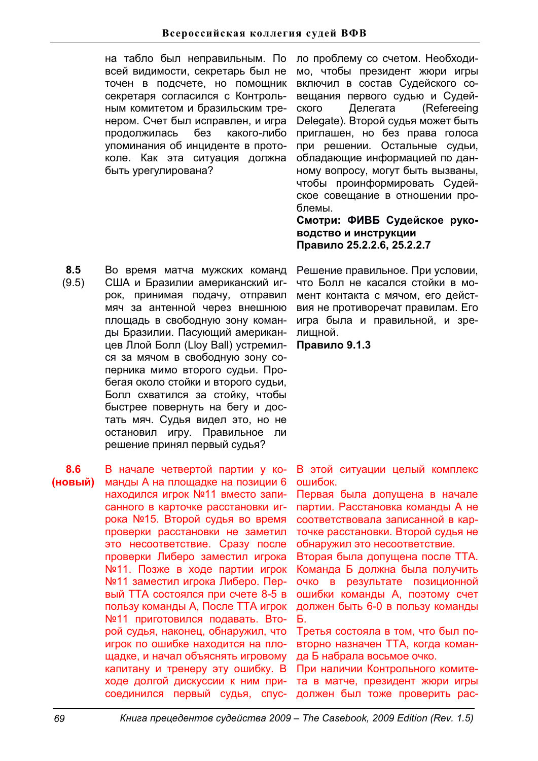на табло был неправильным. По всей видимости, секретарь был не точен в подсчете, но помощник секретаря согласился с Контрольным комитетом и бразильским тренером. Счет был исправлен, и игра продолжилась без какого-либо упоминания об инциденте в протоколе. Как эта ситуация должна быть урегулирована?

по проблему со счетом. Необходимо, чтобы президент жюри игры включил в состав Судейского совещания первого судью и Судейского Делегата (Refereeing Delegate). Второй судья может быть приглашен, но без права голоса при решении. Остальные судьи, обладающие информацией по данному вопросу, могут быть вызваны, чтобы проинформировать Судейское совещание в отношении проблемы.

**Смотри: ФИВБ Судейское руководство и инструкции**
**Правило 25.2.2.6, 25.2.2.7**

**8.5** (9.5)

Во время матча мужских команд США и Бразилии американский игрок, принимая подачу, отправил мяч за антенной через внешнюю площадь в свободную зону команды Бразилии. Пасующий американцев Ллой Болл (Lloy Ball) устремился за мячом в свободную зону соперника мимо второго судьи. Пробегая около стойки и второго судьи, Болл схватился за стойку, чтобы быстрее повернуть на бегу и достать мяч. Судья видел это, но не остановил игру. Правильное ли решение принял первый судья?

Решение правильное. При условии, что Болл не касался стойки в момент контакта с мячом, его действия не противоречат правилам. Его игра была и правильной, и зрелищной.

**Правило 9.1.3**

**8.6** **(новый)**

В начале четвертой партии у команды А на площадке на позиции 6 находился игрок №11 вместо записанного в карточке расстановки игрока №15. Второй судья во время проверки расстановки не заметил это несоответствие. Сразу после проверки Либеро заместил игрока №11. Позже в ходе партии игрок №11 заместил игрока Либеро. Первый ТТА состоялся при счете 8-5 в пользу команды А, После ТТА игрок №11 приготовился подавать. Второй судья, наконец, обнаружил, что игрок по ошибке находится на площадке, и начал объяснять игровому капитану и тренеру эту ошибку. В ходе долгой дискуссии к ним присоединился первый судья, спус-

В этой ситуации целый комплекс ошибок.

Первая была допущена в начале партии. Расстановка команды А не соответствовала записанной в карточке расстановки. Второй судья не обнаружил это несоответствие.

Вторая была допущена после ТТА. Команда Б должна была получить очко в результате позиционной ошибки команды А, поэтому счет должен быть 6-0 в пользу команды Б.

Третья состояла в том, что был повторно назначен ТТА, когда команда Б набрала восьмое очко.

При наличии Контрольного комитета в матче, президент жюри игры должен был тоже проверить рас-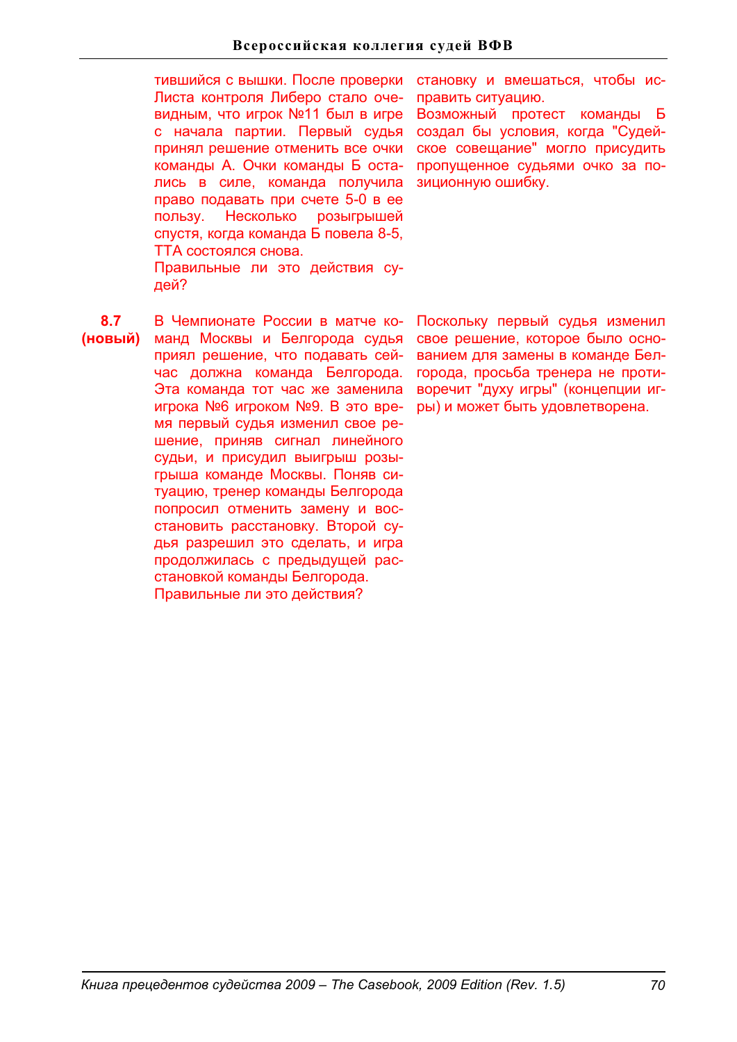тившийся с вышки. После проверки Листа контроля Либеро стало очевидным, что игрок №11 был в игре с начала партии. Первый судья принял решение отменить все очки команды А. Очки команды Б остались в силе, команда получила право подавать при счете 5-0 в ее пользу. Несколько розыгрышей спустя, когда команда Б повела 8-5, ТТА состоялся снова.
Правильные ли это действия судей?

становку и вмешаться, чтобы исправить ситуацию.
Возможный протест команды Б создал бы условия, когда "Судейское совещание" могло присудить пропущенное судьями очко за позиционную ошибку.

| | | |
|---|---|---|
| **8.7 (новый)** | В Чемпионате России в матче команд Москвы и Белгорода судья приял решение, что подавать сейчас должна команда Белгорода. Эта команда тот час же заменила игрока №6 игроком №9. В это время первый судья изменил свое решение, приняв сигнал линейного судьи, и присудил выигрыш розыгрыша команде Москвы. Поняв ситуацию, тренер команды Белгорода попросил отменить замену и восстановить расстановку. Второй судья разрешил это сделать, и игра продолжилась с предыдущей расстановкой команды Белгорода. Правильные ли это действия? | Поскольку первый судья изменил свое решение, которое было основанием для замены в команде Белгорода, просьба тренера не противоречит "духу игры" (концепции игры) и может быть удовлетворена. |